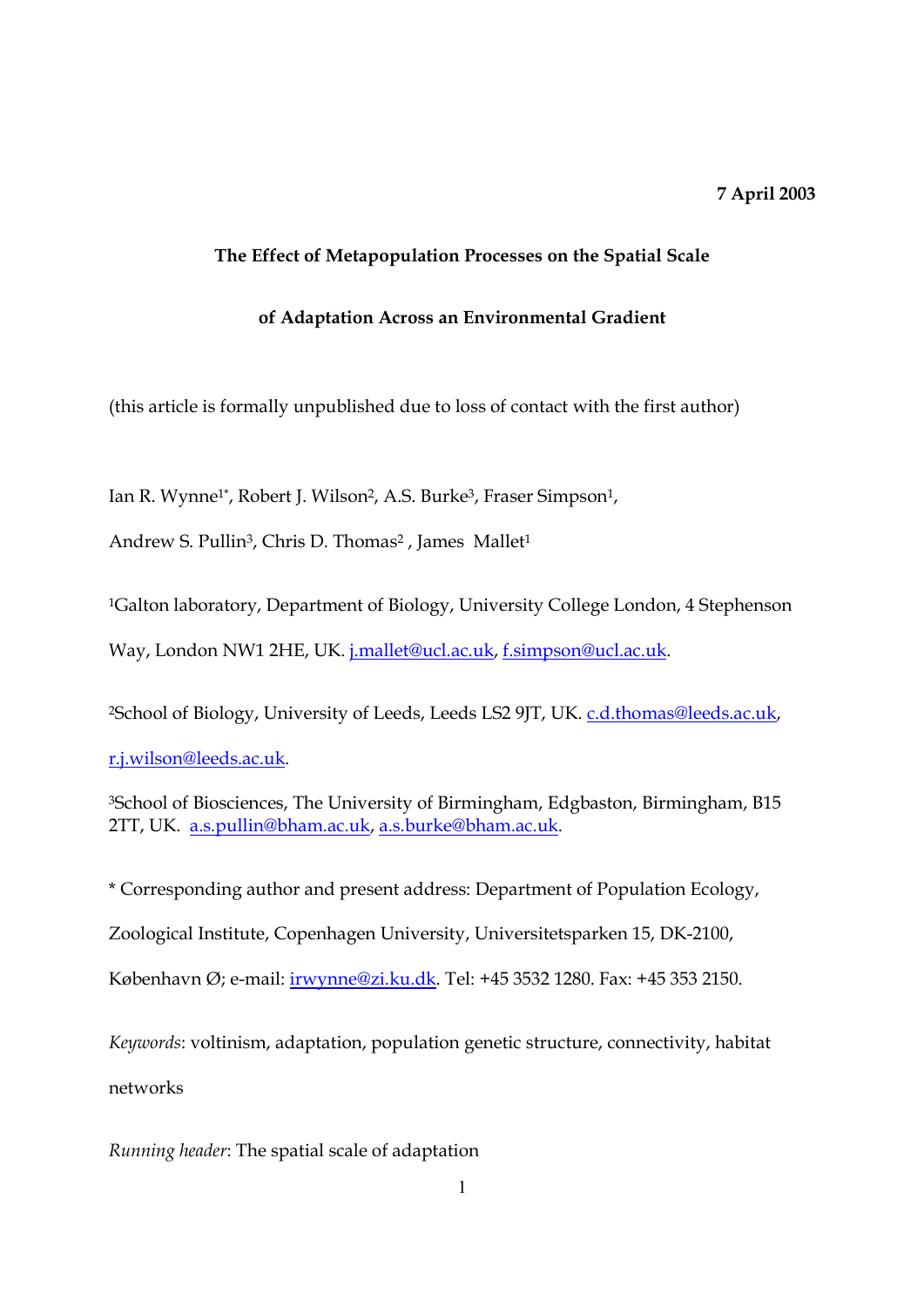**7 April 2003**

**The Effect of Metapopulation Processes on the Spatial Scale**

**of Adaptation Across an Environmental Gradient**

(this article is formally unpublished due to loss of contact with the first author)

Ian R. Wynne[1*], Robert J. Wilson[2], A.S. Burke[3], Fraser Simpson[1], Andrew S. Pullin[3], Chris D. Thomas[2] , James Mallet[1]

[1]Galton laboratory, Department of Biology, University College London, 4 Stephenson Way, London NW1 2HE, UK. j.mallet@ucl.ac.uk, f.simpson@ucl.ac.uk.

[2]School of Biology, University of Leeds, Leeds LS2 9JT, UK. c.d.thomas@leeds.ac.uk, r.j.wilson@leeds.ac.uk.

[3]School of Biosciences, The University of Birmingham, Edgbaston, Birmingham, B15 2TT, UK. a.s.pullin@bham.ac.uk, a.s.burke@bham.ac.uk.

* Corresponding author and present address: Department of Population Ecology, Zoological Institute, Copenhagen University, Universitetsparken 15, DK-2100, København Ø; e-mail: irwynne@zi.ku.dk. Tel: +45 3532 1280. Fax: +45 353 2150.

*Keywords*: voltinism, adaptation, population genetic structure, connectivity, habitat networks

*Running header*: The spatial scale of adaptation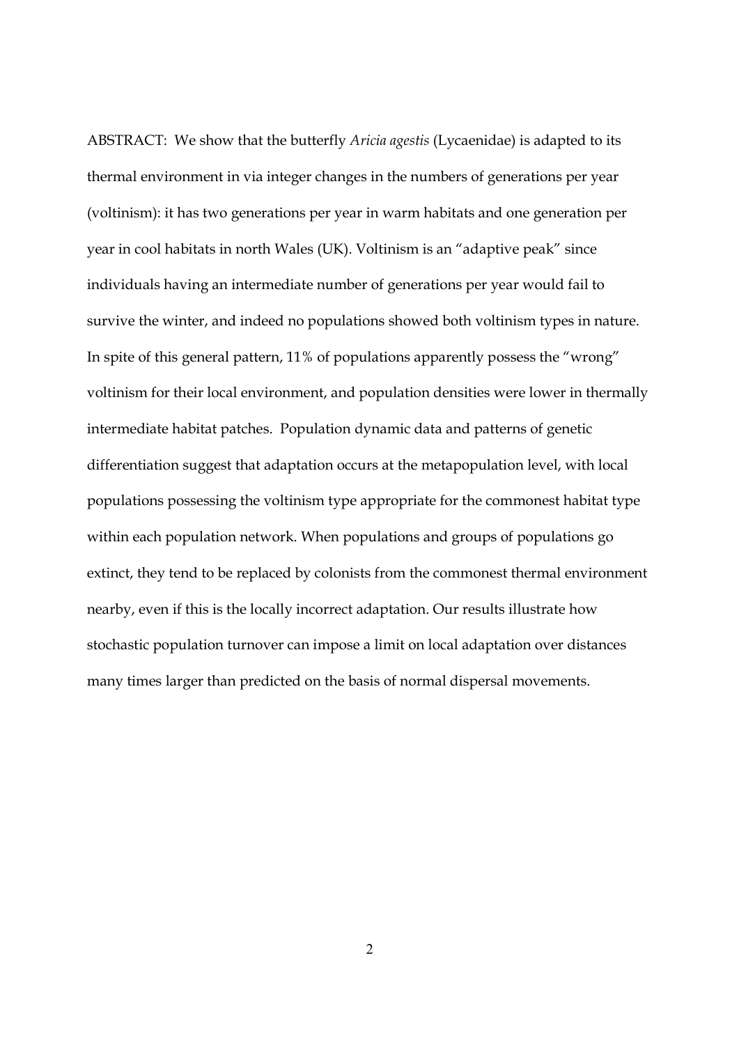ABSTRACT: We show that the butterfly *Aricia agestis* (Lycaenidae) is adapted to its thermal environment in via integer changes in the numbers of generations per year (voltinism): it has two generations per year in warm habitats and one generation per year in cool habitats in north Wales (UK). Voltinism is an "adaptive peak" since individuals having an intermediate number of generations per year would fail to survive the winter, and indeed no populations showed both voltinism types in nature. In spite of this general pattern, 11% of populations apparently possess the "wrong" voltinism for their local environment, and population densities were lower in thermally intermediate habitat patches. Population dynamic data and patterns of genetic differentiation suggest that adaptation occurs at the metapopulation level, with local populations possessing the voltinism type appropriate for the commonest habitat type within each population network. When populations and groups of populations go extinct, they tend to be replaced by colonists from the commonest thermal environment nearby, even if this is the locally incorrect adaptation. Our results illustrate how stochastic population turnover can impose a limit on local adaptation over distances many times larger than predicted on the basis of normal dispersal movements.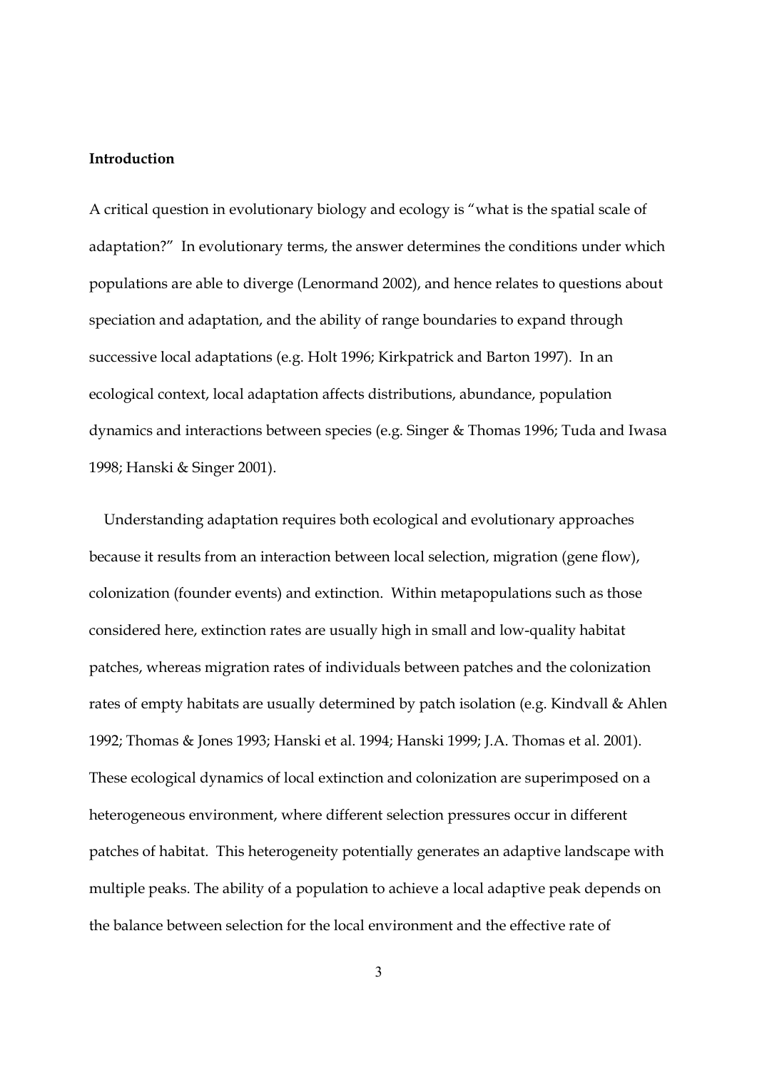**Introduction**

A critical question in evolutionary biology and ecology is "what is the spatial scale of adaptation?" In evolutionary terms, the answer determines the conditions under which populations are able to diverge (Lenormand 2002), and hence relates to questions about speciation and adaptation, and the ability of range boundaries to expand through successive local adaptations (e.g. Holt 1996; Kirkpatrick and Barton 1997). In an ecological context, local adaptation affects distributions, abundance, population dynamics and interactions between species (e.g. Singer & Thomas 1996; Tuda and Iwasa 1998; Hanski & Singer 2001).

Understanding adaptation requires both ecological and evolutionary approaches because it results from an interaction between local selection, migration (gene flow), colonization (founder events) and extinction. Within metapopulations such as those considered here, extinction rates are usually high in small and low-quality habitat patches, whereas migration rates of individuals between patches and the colonization rates of empty habitats are usually determined by patch isolation (e.g. Kindvall & Ahlen 1992; Thomas & Jones 1993; Hanski et al. 1994; Hanski 1999; J.A. Thomas et al. 2001). These ecological dynamics of local extinction and colonization are superimposed on a heterogeneous environment, where different selection pressures occur in different patches of habitat. This heterogeneity potentially generates an adaptive landscape with multiple peaks. The ability of a population to achieve a local adaptive peak depends on the balance between selection for the local environment and the effective rate of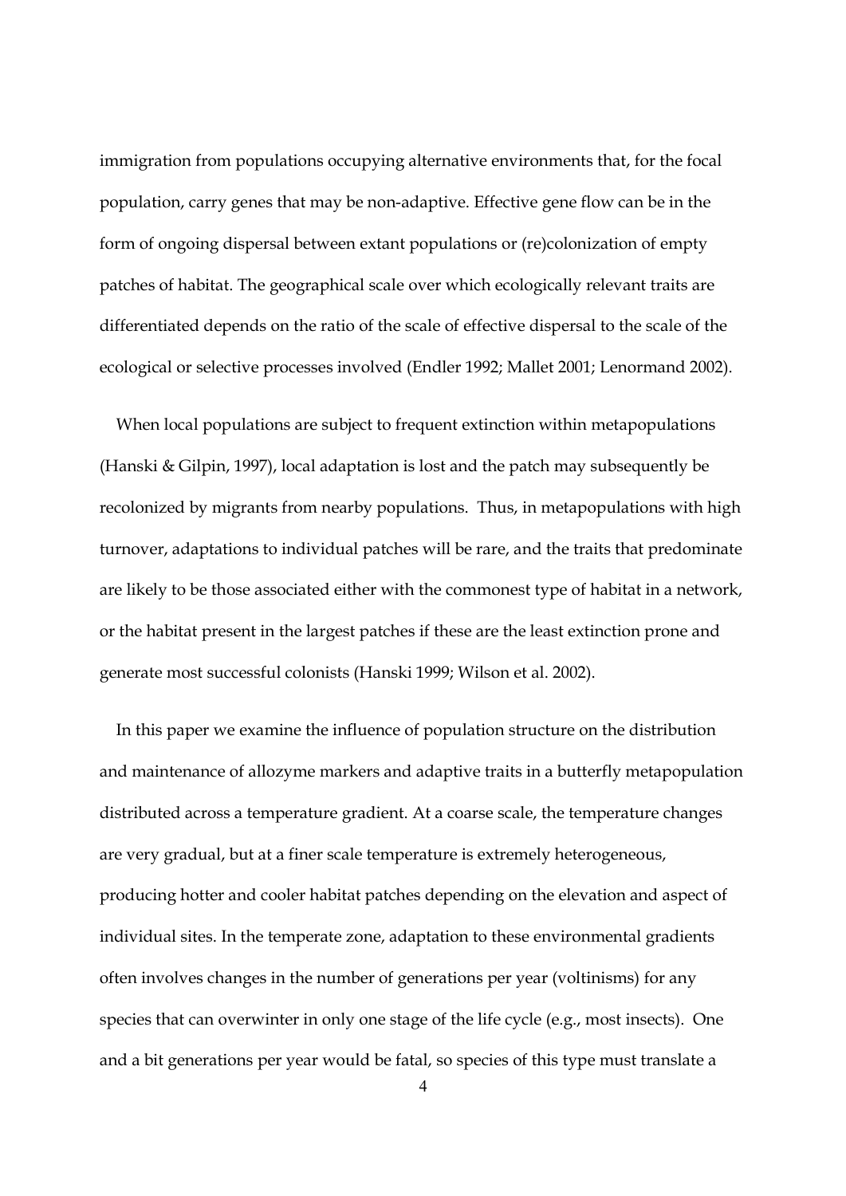immigration from populations occupying alternative environments that, for the focal population, carry genes that may be non-adaptive. Effective gene flow can be in the form of ongoing dispersal between extant populations or (re)colonization of empty patches of habitat. The geographical scale over which ecologically relevant traits are differentiated depends on the ratio of the scale of effective dispersal to the scale of the ecological or selective processes involved (Endler 1992; Mallet 2001; Lenormand 2002).

When local populations are subject to frequent extinction within metapopulations (Hanski & Gilpin, 1997), local adaptation is lost and the patch may subsequently be recolonized by migrants from nearby populations. Thus, in metapopulations with high turnover, adaptations to individual patches will be rare, and the traits that predominate are likely to be those associated either with the commonest type of habitat in a network, or the habitat present in the largest patches if these are the least extinction prone and generate most successful colonists (Hanski 1999; Wilson et al. 2002).

In this paper we examine the influence of population structure on the distribution and maintenance of allozyme markers and adaptive traits in a butterfly metapopulation distributed across a temperature gradient. At a coarse scale, the temperature changes are very gradual, but at a finer scale temperature is extremely heterogeneous, producing hotter and cooler habitat patches depending on the elevation and aspect of individual sites. In the temperate zone, adaptation to these environmental gradients often involves changes in the number of generations per year (voltinisms) for any species that can overwinter in only one stage of the life cycle (e.g., most insects). One and a bit generations per year would be fatal, so species of this type must translate a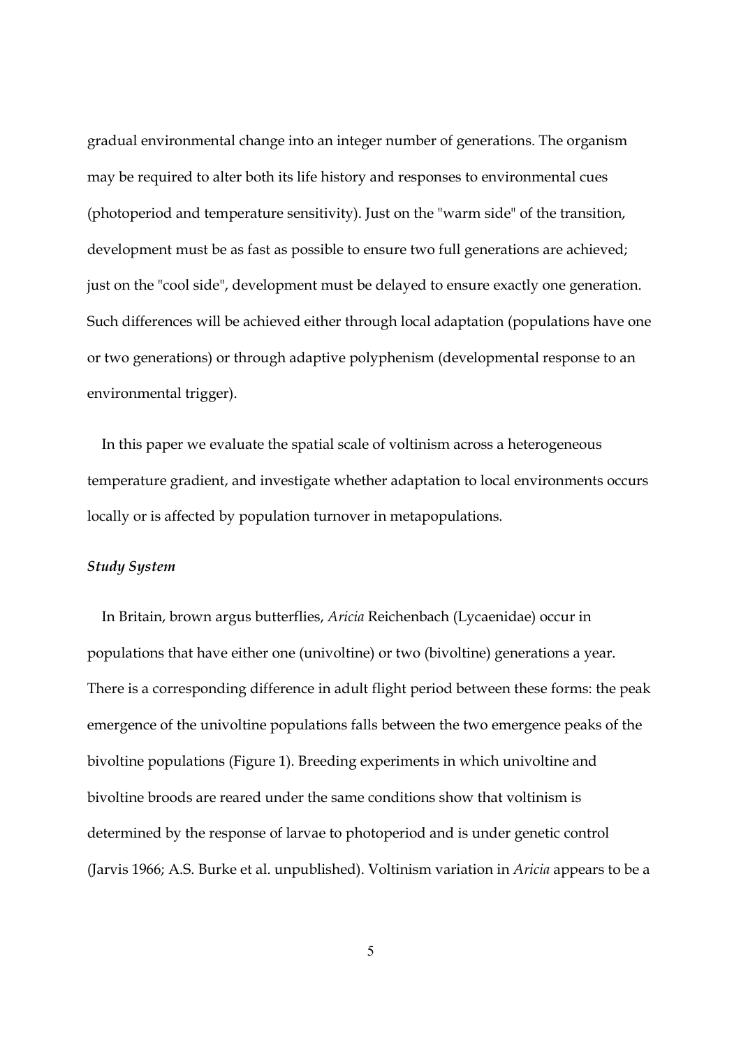gradual environmental change into an integer number of generations. The organism may be required to alter both its life history and responses to environmental cues (photoperiod and temperature sensitivity). Just on the "warm side" of the transition, development must be as fast as possible to ensure two full generations are achieved; just on the "cool side", development must be delayed to ensure exactly one generation. Such differences will be achieved either through local adaptation (populations have one or two generations) or through adaptive polyphenism (developmental response to an environmental trigger).

In this paper we evaluate the spatial scale of voltinism across a heterogeneous temperature gradient, and investigate whether adaptation to local environments occurs locally or is affected by population turnover in metapopulations.

### *Study System*

In Britain, brown argus butterflies, *Aricia* Reichenbach (Lycaenidae) occur in populations that have either one (univoltine) or two (bivoltine) generations a year. There is a corresponding difference in adult flight period between these forms: the peak emergence of the univoltine populations falls between the two emergence peaks of the bivoltine populations (Figure 1). Breeding experiments in which univoltine and bivoltine broods are reared under the same conditions show that voltinism is determined by the response of larvae to photoperiod and is under genetic control (Jarvis 1966; A.S. Burke et al. unpublished). Voltinism variation in *Aricia* appears to be a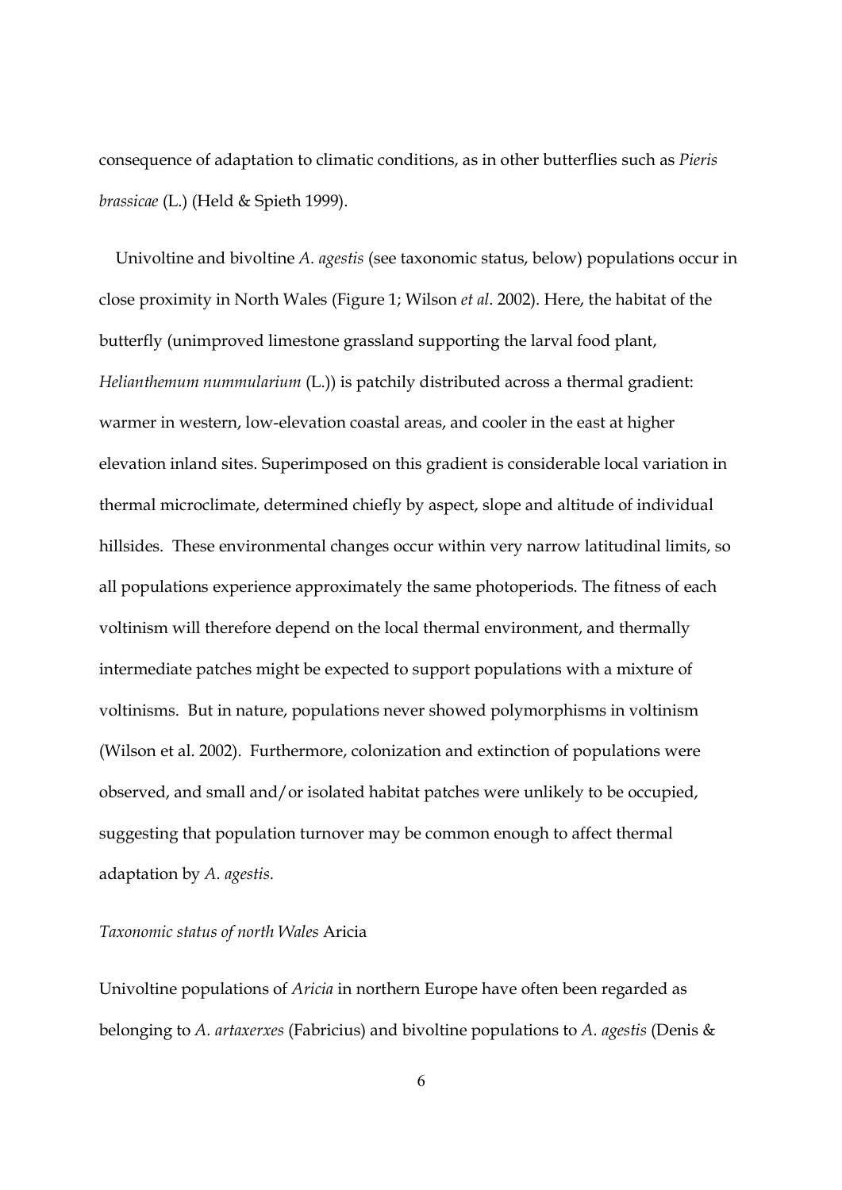consequence of adaptation to climatic conditions, as in other butterflies such as *Pieris brassicae* (L.) (Held & Spieth 1999).

Univoltine and bivoltine *A. agestis* (see taxonomic status, below) populations occur in close proximity in North Wales (Figure 1; Wilson *et al*. 2002). Here, the habitat of the butterfly (unimproved limestone grassland supporting the larval food plant, *Helianthemum nummularium* (L.)) is patchily distributed across a thermal gradient: warmer in western, low-elevation coastal areas, and cooler in the east at higher elevation inland sites. Superimposed on this gradient is considerable local variation in thermal microclimate, determined chiefly by aspect, slope and altitude of individual hillsides. These environmental changes occur within very narrow latitudinal limits, so all populations experience approximately the same photoperiods. The fitness of each voltinism will therefore depend on the local thermal environment, and thermally intermediate patches might be expected to support populations with a mixture of voltinisms. But in nature, populations never showed polymorphisms in voltinism (Wilson et al. 2002). Furthermore, colonization and extinction of populations were observed, and small and/or isolated habitat patches were unlikely to be occupied, suggesting that population turnover may be common enough to affect thermal adaptation by *A. agestis*.

### *Taxonomic status of north Wales* Aricia

Univoltine populations of *Aricia* in northern Europe have often been regarded as belonging to *A. artaxerxes* (Fabricius) and bivoltine populations to *A. agestis* (Denis &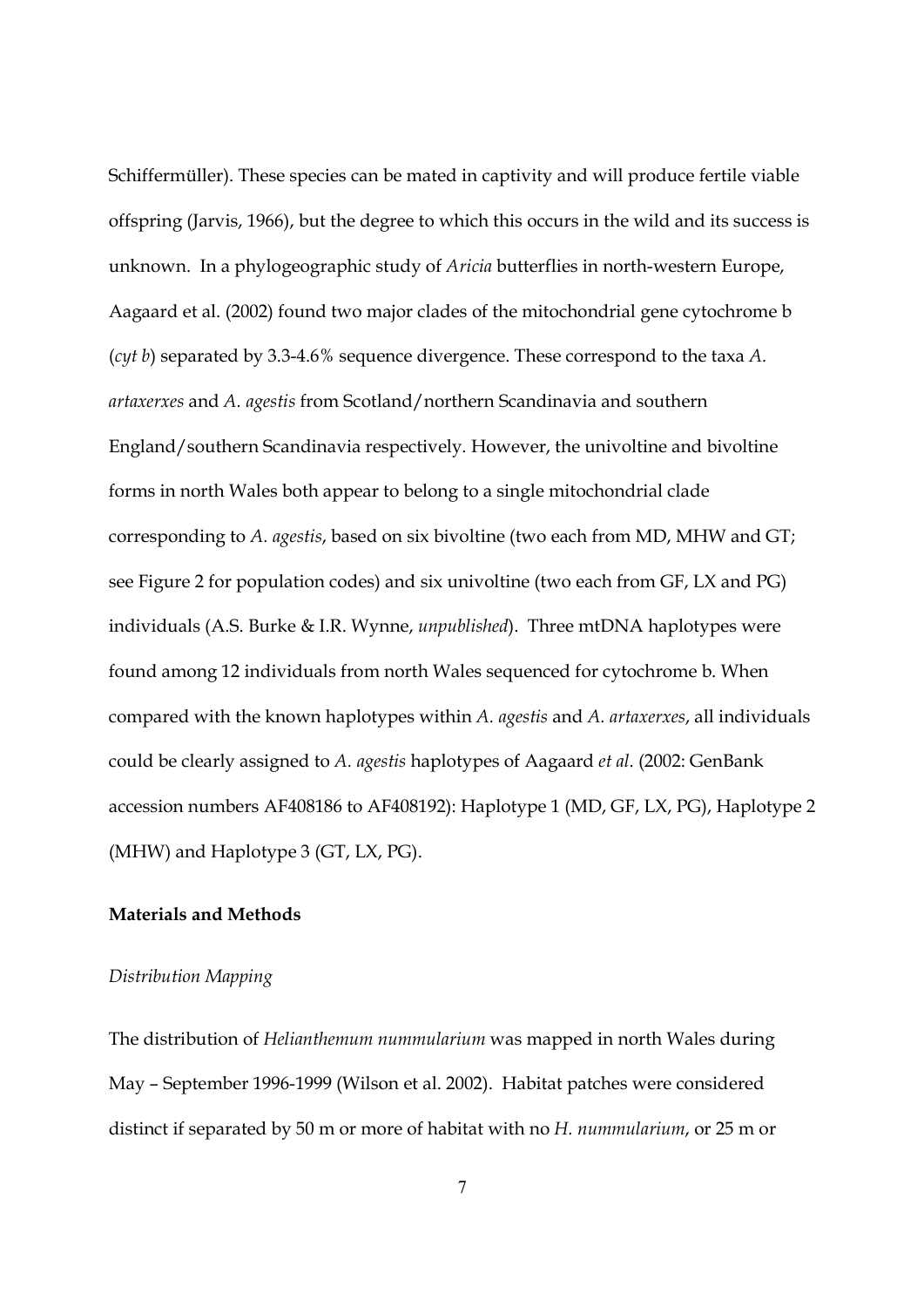Schiffermüller). These species can be mated in captivity and will produce fertile viable offspring (Jarvis, 1966), but the degree to which this occurs in the wild and its success is unknown. In a phylogeographic study of *Aricia* butterflies in north-western Europe, Aagaard et al. (2002) found two major clades of the mitochondrial gene cytochrome b (*cyt b*) separated by 3.3-4.6% sequence divergence. These correspond to the taxa *A. artaxerxes* and *A. agestis* from Scotland/northern Scandinavia and southern England/southern Scandinavia respectively. However, the univoltine and bivoltine forms in north Wales both appear to belong to a single mitochondrial clade corresponding to *A. agestis*, based on six bivoltine (two each from MD, MHW and GT; see Figure 2 for population codes) and six univoltine (two each from GF, LX and PG) individuals (A.S. Burke & I.R. Wynne, *unpublished*). Three mtDNA haplotypes were found among 12 individuals from north Wales sequenced for cytochrome b. When compared with the known haplotypes within *A. agestis* and *A. artaxerxes*, all individuals could be clearly assigned to *A. agestis* haplotypes of Aagaard *et al*. (2002: GenBank accession numbers AF408186 to AF408192): Haplotype 1 (MD, GF, LX, PG), Haplotype 2 (MHW) and Haplotype 3 (GT, LX, PG).

**Materials and Methods**

*Distribution Mapping*

The distribution of *Helianthemum nummularium* was mapped in north Wales during May – September 1996-1999 (Wilson et al. 2002). Habitat patches were considered distinct if separated by 50 m or more of habitat with no *H. nummularium*, or 25 m or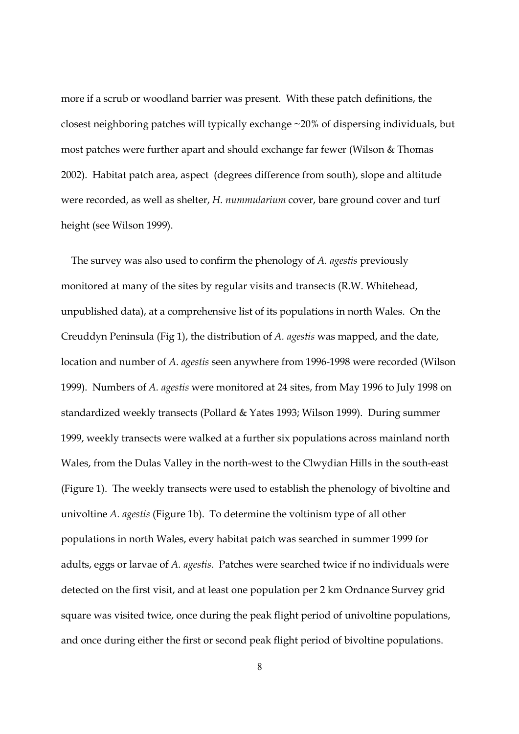more if a scrub or woodland barrier was present. With these patch definitions, the closest neighboring patches will typically exchange ~20% of dispersing individuals, but most patches were further apart and should exchange far fewer (Wilson & Thomas 2002). Habitat patch area, aspect (degrees difference from south), slope and altitude were recorded, as well as shelter, *H. nummularium* cover, bare ground cover and turf height (see Wilson 1999).

The survey was also used to confirm the phenology of *A. agestis* previously monitored at many of the sites by regular visits and transects (R.W. Whitehead, unpublished data), at a comprehensive list of its populations in north Wales. On the Creuddyn Peninsula (Fig 1), the distribution of *A. agestis* was mapped, and the date, location and number of *A. agestis* seen anywhere from 1996-1998 were recorded (Wilson 1999). Numbers of *A. agestis* were monitored at 24 sites, from May 1996 to July 1998 on standardized weekly transects (Pollard & Yates 1993; Wilson 1999). During summer 1999, weekly transects were walked at a further six populations across mainland north Wales, from the Dulas Valley in the north-west to the Clwydian Hills in the south-east (Figure 1). The weekly transects were used to establish the phenology of bivoltine and univoltine *A. agestis* (Figure 1b). To determine the voltinism type of all other populations in north Wales, every habitat patch was searched in summer 1999 for adults, eggs or larvae of *A. agestis*. Patches were searched twice if no individuals were detected on the first visit, and at least one population per 2 km Ordnance Survey grid square was visited twice, once during the peak flight period of univoltine populations, and once during either the first or second peak flight period of bivoltine populations.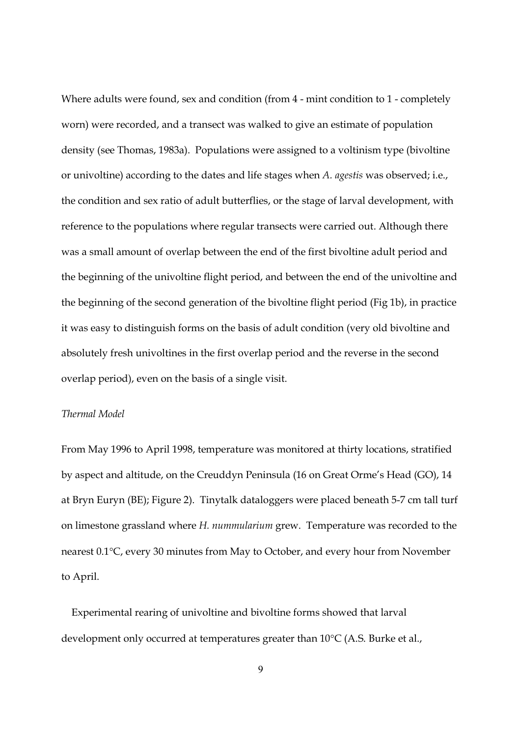Where adults were found, sex and condition (from 4 - mint condition to 1 - completely worn) were recorded, and a transect was walked to give an estimate of population density (see Thomas, 1983a). Populations were assigned to a voltinism type (bivoltine or univoltine) according to the dates and life stages when *A. agestis* was observed; i.e., the condition and sex ratio of adult butterflies, or the stage of larval development, with reference to the populations where regular transects were carried out. Although there was a small amount of overlap between the end of the first bivoltine adult period and the beginning of the univoltine flight period, and between the end of the univoltine and the beginning of the second generation of the bivoltine flight period (Fig 1b), in practice it was easy to distinguish forms on the basis of adult condition (very old bivoltine and absolutely fresh univoltines in the first overlap period and the reverse in the second overlap period), even on the basis of a single visit.

*Thermal Model*

From May 1996 to April 1998, temperature was monitored at thirty locations, stratified by aspect and altitude, on the Creuddyn Peninsula (16 on Great Orme's Head (GO), 14 at Bryn Euryn (BE); Figure 2). Tinytalk dataloggers were placed beneath 5-7 cm tall turf on limestone grassland where *H. nummularium* grew. Temperature was recorded to the nearest 0.1°C, every 30 minutes from May to October, and every hour from November to April.

Experimental rearing of univoltine and bivoltine forms showed that larval development only occurred at temperatures greater than 10°C (A.S. Burke et al.,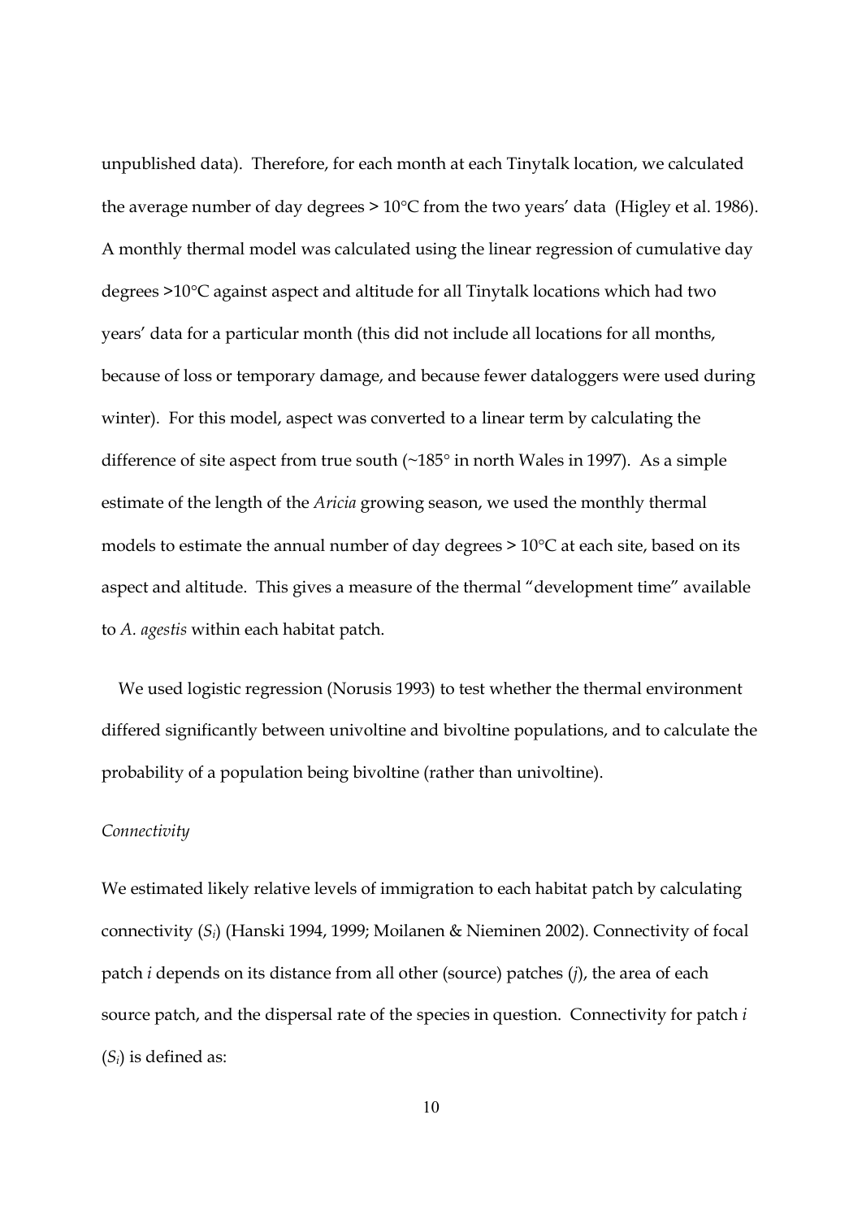unpublished data). Therefore, for each month at each Tinytalk location, we calculated the average number of day degrees > 10°C from the two years' data (Higley et al. 1986). A monthly thermal model was calculated using the linear regression of cumulative day degrees >10°C against aspect and altitude for all Tinytalk locations which had two years' data for a particular month (this did not include all locations for all months, because of loss or temporary damage, and because fewer dataloggers were used during winter). For this model, aspect was converted to a linear term by calculating the difference of site aspect from true south (~185° in north Wales in 1997). As a simple estimate of the length of the *Aricia* growing season, we used the monthly thermal models to estimate the annual number of day degrees > 10°C at each site, based on its aspect and altitude. This gives a measure of the thermal "development time" available to *A. agestis* within each habitat patch.

We used logistic regression (Norusis 1993) to test whether the thermal environment differed significantly between univoltine and bivoltine populations, and to calculate the probability of a population being bivoltine (rather than univoltine).

*Connectivity*

We estimated likely relative levels of immigration to each habitat patch by calculating connectivity ($S_i$) (Hanski 1994, 1999; Moilanen & Nieminen 2002). Connectivity of focal patch $i$ depends on its distance from all other (source) patches ($j$), the area of each source patch, and the dispersal rate of the species in question. Connectivity for patch $i$ ($S_i$) is defined as: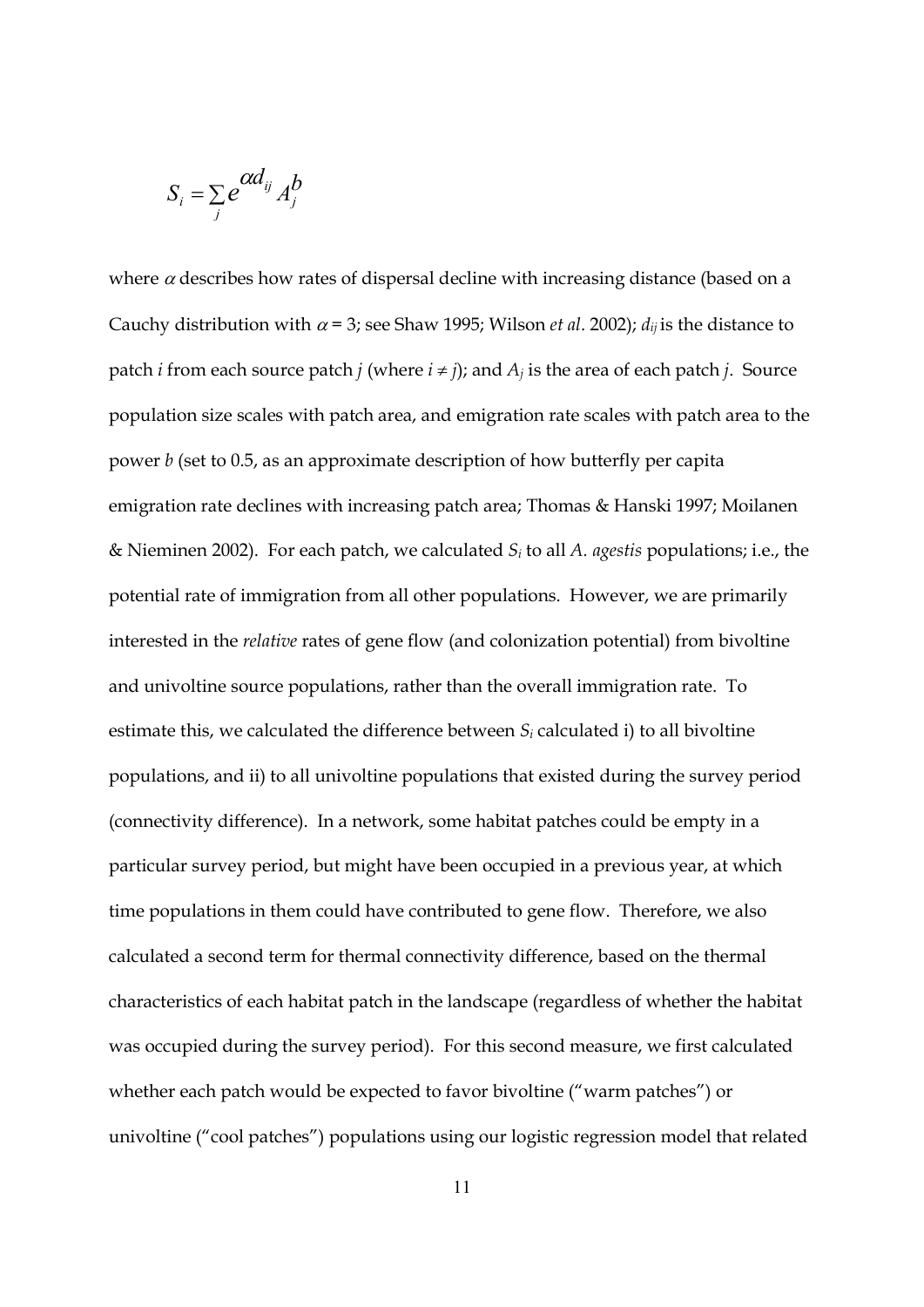$$S_i = \sum_j e^{\alpha d_{ij}} A_j^b$$

where $\alpha$ describes how rates of dispersal decline with increasing distance (based on a Cauchy distribution with $\alpha = 3$; see Shaw 1995; Wilson *et al*. 2002); $d_{ij}$ is the distance to patch $i$ from each source patch $j$ (where $i \neq j$); and $A_j$ is the area of each patch $j$. Source population size scales with patch area, and emigration rate scales with patch area to the power $b$ (set to 0.5, as an approximate description of how butterfly per capita emigration rate declines with increasing patch area; Thomas & Hanski 1997; Moilanen & Nieminen 2002). For each patch, we calculated $S_i$ to all *A. agestis* populations; i.e., the potential rate of immigration from all other populations. However, we are primarily interested in the *relative* rates of gene flow (and colonization potential) from bivoltine and univoltine source populations, rather than the overall immigration rate. To estimate this, we calculated the difference between $S_i$ calculated i) to all bivoltine populations, and ii) to all univoltine populations that existed during the survey period (connectivity difference). In a network, some habitat patches could be empty in a particular survey period, but might have been occupied in a previous year, at which time populations in them could have contributed to gene flow. Therefore, we also calculated a second term for thermal connectivity difference, based on the thermal characteristics of each habitat patch in the landscape (regardless of whether the habitat was occupied during the survey period). For this second measure, we first calculated whether each patch would be expected to favor bivoltine ("warm patches") or univoltine ("cool patches") populations using our logistic regression model that related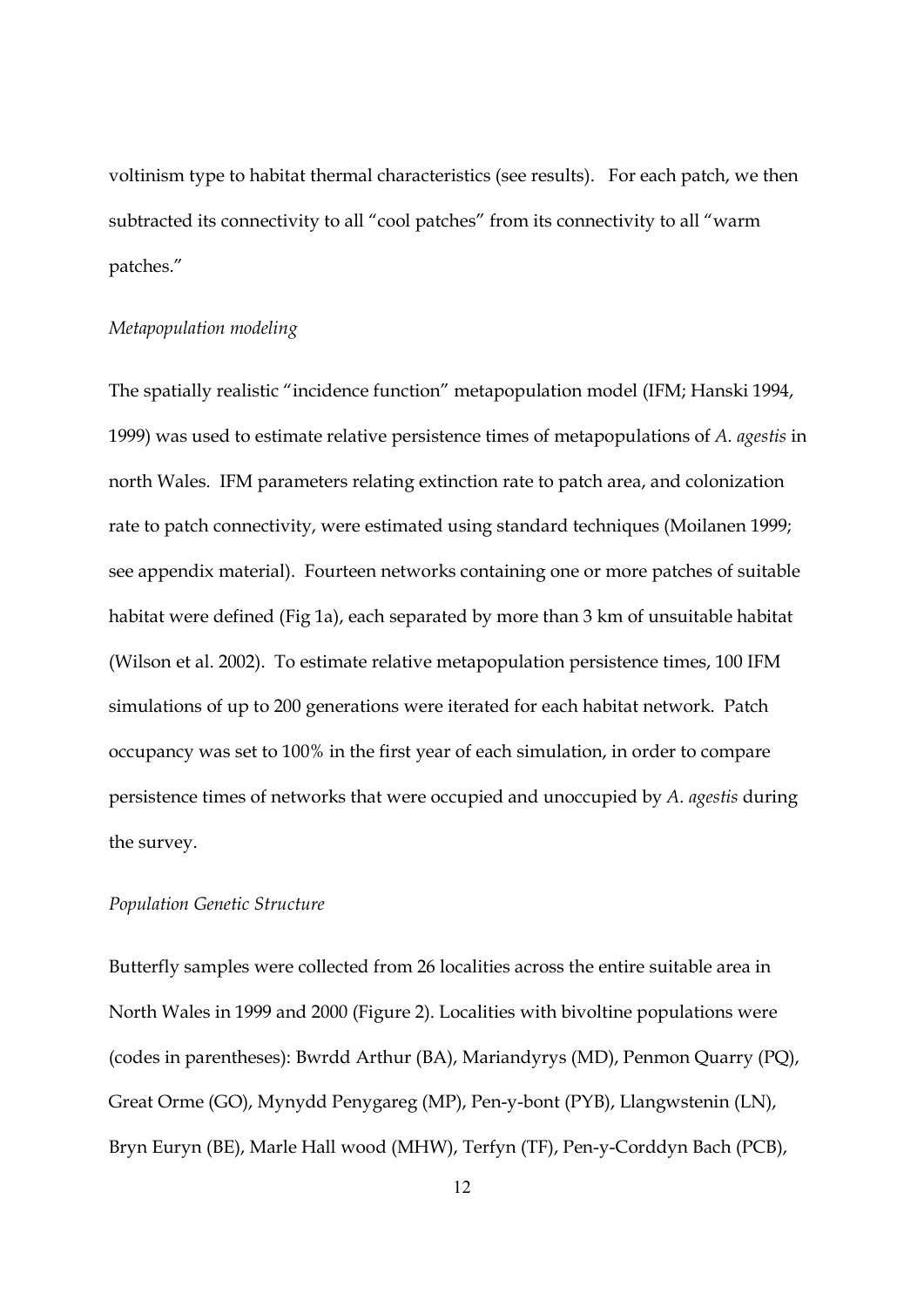voltinism type to habitat thermal characteristics (see results). For each patch, we then subtracted its connectivity to all "cool patches" from its connectivity to all "warm patches."

*Metapopulation modeling*

The spatially realistic "incidence function" metapopulation model (IFM; Hanski 1994, 1999) was used to estimate relative persistence times of metapopulations of *A. agestis* in north Wales. IFM parameters relating extinction rate to patch area, and colonization rate to patch connectivity, were estimated using standard techniques (Moilanen 1999; see appendix material). Fourteen networks containing one or more patches of suitable habitat were defined (Fig 1a), each separated by more than 3 km of unsuitable habitat (Wilson et al. 2002). To estimate relative metapopulation persistence times, 100 IFM simulations of up to 200 generations were iterated for each habitat network. Patch occupancy was set to 100% in the first year of each simulation, in order to compare persistence times of networks that were occupied and unoccupied by *A. agestis* during the survey.

*Population Genetic Structure*

Butterfly samples were collected from 26 localities across the entire suitable area in North Wales in 1999 and 2000 (Figure 2). Localities with bivoltine populations were (codes in parentheses): Bwrdd Arthur (BA), Mariandyrys (MD), Penmon Quarry (PQ), Great Orme (GO), Mynydd Penygareg (MP), Pen-y-bont (PYB), Llangwstenin (LN), Bryn Euryn (BE), Marle Hall wood (MHW), Terfyn (TF), Pen-y-Corddyn Bach (PCB),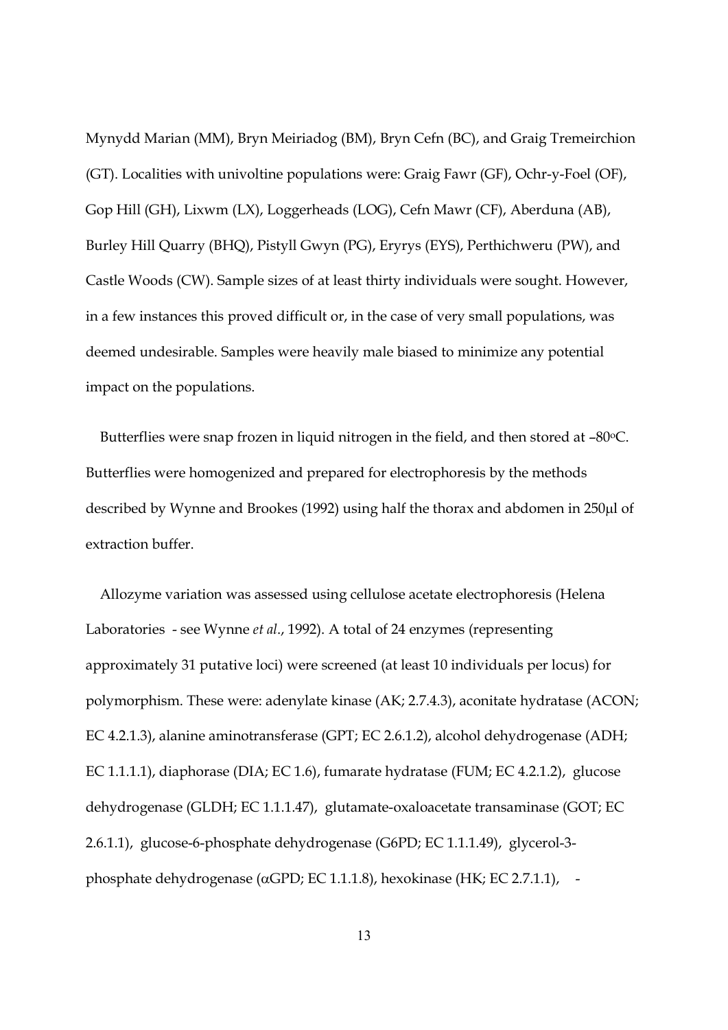Mynydd Marian (MM), Bryn Meiriadog (BM), Bryn Cefn (BC), and Graig Tremeirchion (GT). Localities with univoltine populations were: Graig Fawr (GF), Ochr-y-Foel (OF), Gop Hill (GH), Lixwm (LX), Loggerheads (LOG), Cefn Mawr (CF), Aberduna (AB), Burley Hill Quarry (BHQ), Pistyll Gwyn (PG), Eryrys (EYS), Perthichweru (PW), and Castle Woods (CW). Sample sizes of at least thirty individuals were sought. However, in a few instances this proved difficult or, in the case of very small populations, was deemed undesirable. Samples were heavily male biased to minimize any potential impact on the populations.

Butterflies were snap frozen in liquid nitrogen in the field, and then stored at –80°C. Butterflies were homogenized and prepared for electrophoresis by the methods described by Wynne and Brookes (1992) using half the thorax and abdomen in 250μl of extraction buffer.

Allozyme variation was assessed using cellulose acetate electrophoresis (Helena Laboratories - see Wynne *et al*., 1992). A total of 24 enzymes (representing approximately 31 putative loci) were screened (at least 10 individuals per locus) for polymorphism. These were: adenylate kinase (AK; 2.7.4.3), aconitate hydratase (ACON; EC 4.2.1.3), alanine aminotransferase (GPT; EC 2.6.1.2), alcohol dehydrogenase (ADH; EC 1.1.1.1), diaphorase (DIA; EC 1.6), fumarate hydratase (FUM; EC 4.2.1.2), glucose dehydrogenase (GLDH; EC 1.1.1.47), glutamate-oxaloacetate transaminase (GOT; EC 2.6.1.1), glucose-6-phosphate dehydrogenase (G6PD; EC 1.1.1.49), glycerol-3-phosphate dehydrogenase (αGPD; EC 1.1.1.8), hexokinase (HK; EC 2.7.1.1), -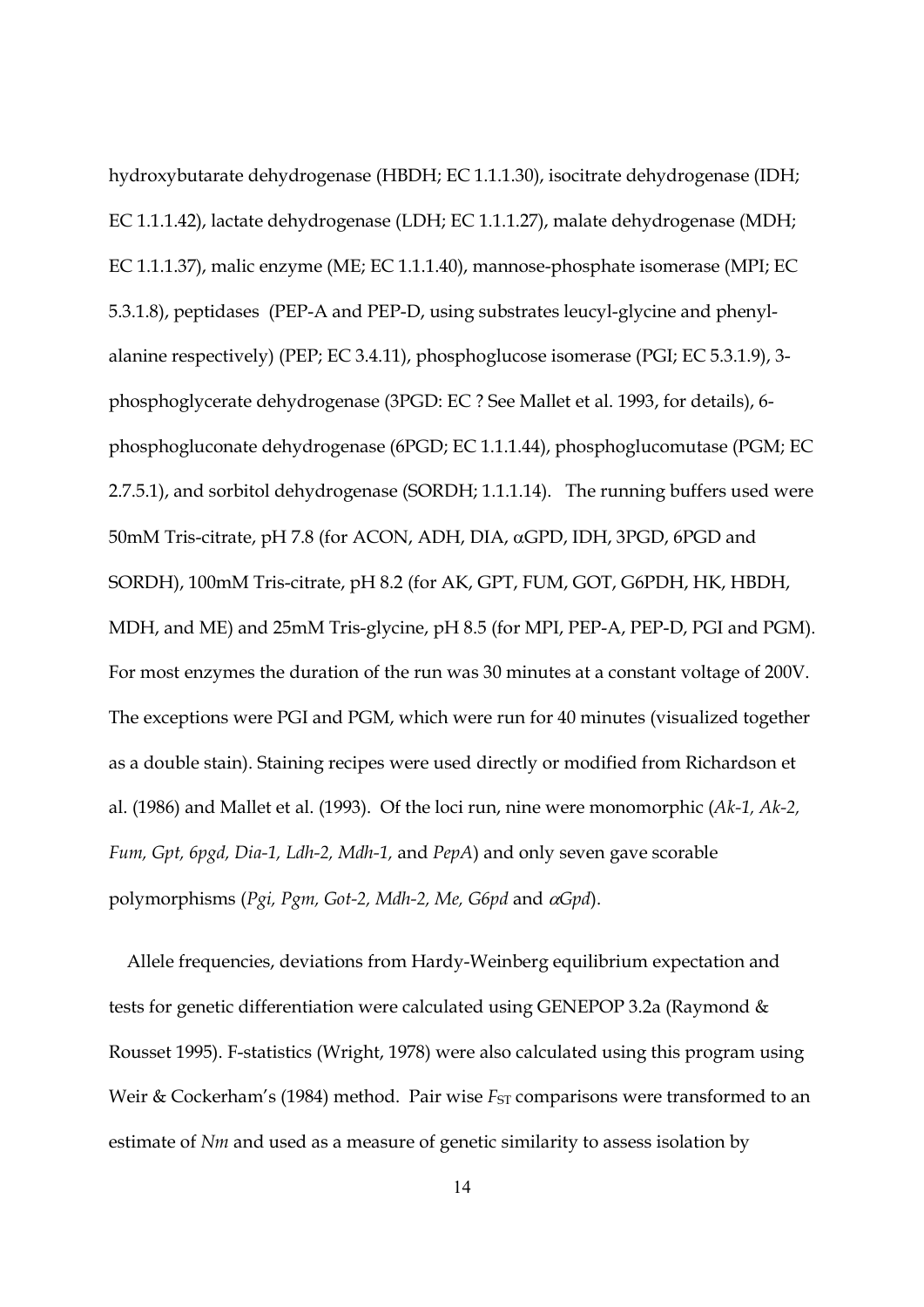hydroxybutarate dehydrogenase (HBDH; EC 1.1.1.30), isocitrate dehydrogenase (IDH; EC 1.1.1.42), lactate dehydrogenase (LDH; EC 1.1.1.27), malate dehydrogenase (MDH; EC 1.1.1.37), malic enzyme (ME; EC 1.1.1.40), mannose-phosphate isomerase (MPI; EC 5.3.1.8), peptidases (PEP-A and PEP-D, using substrates leucyl-glycine and phenyl-alanine respectively) (PEP; EC 3.4.11), phosphoglucose isomerase (PGI; EC 5.3.1.9), 3-phosphoglycerate dehydrogenase (3PGD: EC ? See Mallet et al. 1993, for details), 6-phosphogluconate dehydrogenase (6PGD; EC 1.1.1.44), phosphoglucomutase (PGM; EC 2.7.5.1), and sorbitol dehydrogenase (SORDH; 1.1.1.14). The running buffers used were 50mM Tris-citrate, pH 7.8 (for ACON, ADH, DIA, αGPD, IDH, 3PGD, 6PGD and SORDH), 100mM Tris-citrate, pH 8.2 (for AK, GPT, FUM, GOT, G6PDH, HK, HBDH, MDH, and ME) and 25mM Tris-glycine, pH 8.5 (for MPI, PEP-A, PEP-D, PGI and PGM). For most enzymes the duration of the run was 30 minutes at a constant voltage of 200V. The exceptions were PGI and PGM, which were run for 40 minutes (visualized together as a double stain). Staining recipes were used directly or modified from Richardson et al. (1986) and Mallet et al. (1993). Of the loci run, nine were monomorphic (*Ak-1, Ak-2, Fum, Gpt, 6pgd, Dia-1, Ldh-2, Mdh-1,* and *PepA*) and only seven gave scorable polymorphisms (*Pgi, Pgm, Got-2, Mdh-2, Me, G6pd* and *αGpd*).

Allele frequencies, deviations from Hardy-Weinberg equilibrium expectation and tests for genetic differentiation were calculated using GENEPOP 3.2a (Raymond & Rousset 1995). F-statistics (Wright, 1978) were also calculated using this program using Weir & Cockerham's (1984) method. Pair wise $F_{ST}$ comparisons were transformed to an estimate of $Nm$ and used as a measure of genetic similarity to assess isolation by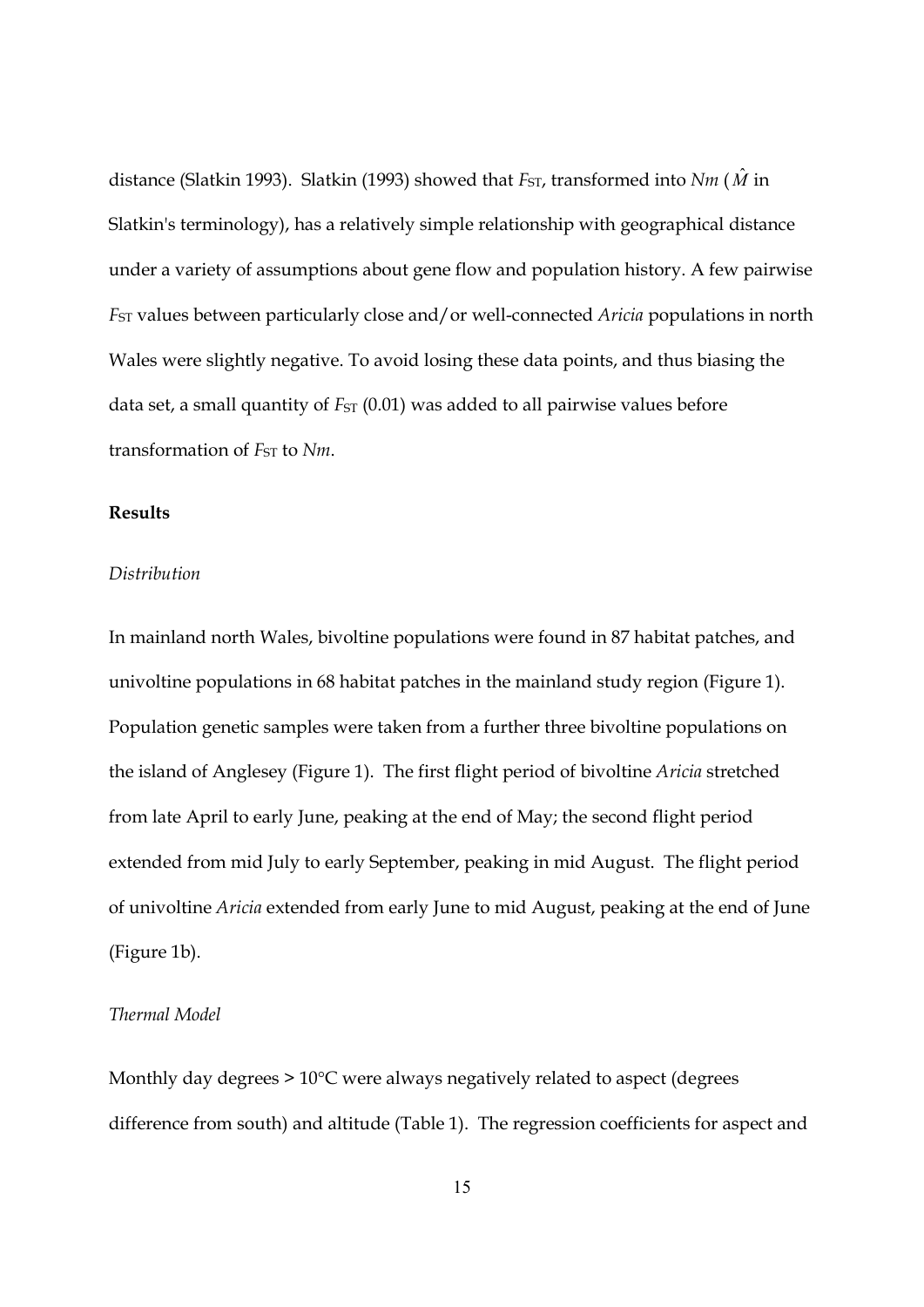distance (Slatkin 1993). Slatkin (1993) showed that $F_{ST}$, transformed into *Nm* ($\hat{M}$ in Slatkin's terminology), has a relatively simple relationship with geographical distance under a variety of assumptions about gene flow and population history. A few pairwise $F_{ST}$ values between particularly close and/or well-connected *Aricia* populations in north Wales were slightly negative. To avoid losing these data points, and thus biasing the data set, a small quantity of $F_{ST}$ (0.01) was added to all pairwise values before transformation of $F_{ST}$ to *Nm*.

## Results

### *Distribution*

In mainland north Wales, bivoltine populations were found in 87 habitat patches, and univoltine populations in 68 habitat patches in the mainland study region (Figure 1). Population genetic samples were taken from a further three bivoltine populations on the island of Anglesey (Figure 1). The first flight period of bivoltine *Aricia* stretched from late April to early June, peaking at the end of May; the second flight period extended from mid July to early September, peaking in mid August. The flight period of univoltine *Aricia* extended from early June to mid August, peaking at the end of June (Figure 1b).

### *Thermal Model*

Monthly day degrees > 10°C were always negatively related to aspect (degrees difference from south) and altitude (Table 1). The regression coefficients for aspect and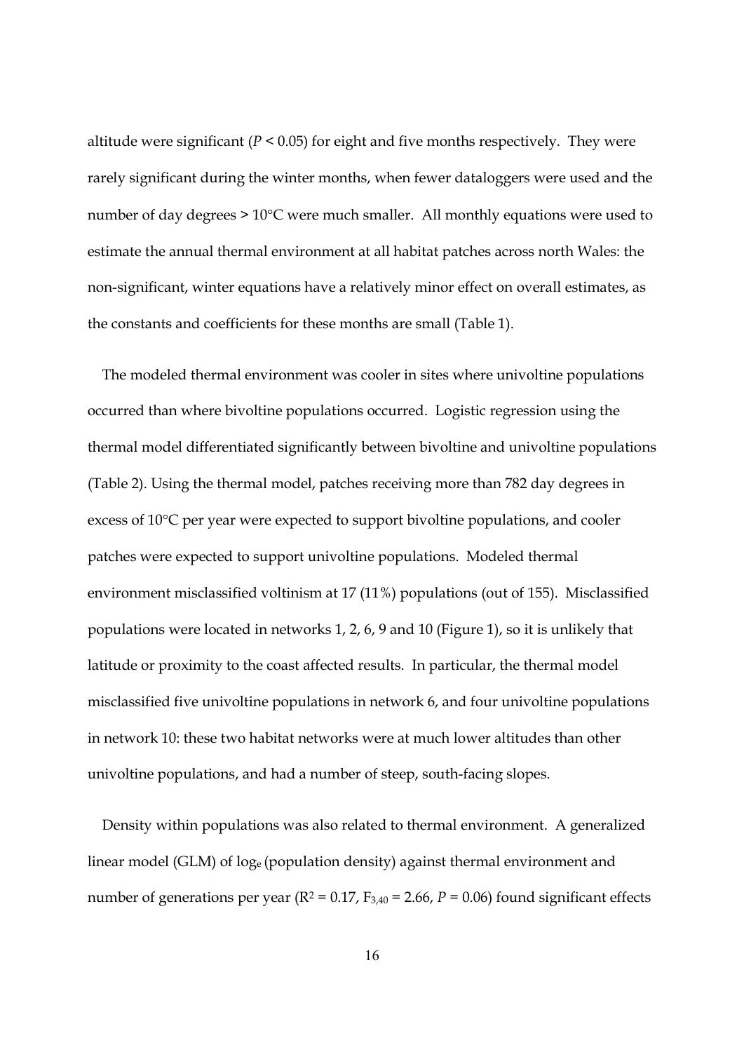altitude were significant ($P < 0.05$) for eight and five months respectively. They were rarely significant during the winter months, when fewer dataloggers were used and the number of day degrees > 10°C were much smaller. All monthly equations were used to estimate the annual thermal environment at all habitat patches across north Wales: the non-significant, winter equations have a relatively minor effect on overall estimates, as the constants and coefficients for these months are small (Table 1).

The modeled thermal environment was cooler in sites where univoltine populations occurred than where bivoltine populations occurred. Logistic regression using the thermal model differentiated significantly between bivoltine and univoltine populations (Table 2). Using the thermal model, patches receiving more than 782 day degrees in excess of 10°C per year were expected to support bivoltine populations, and cooler patches were expected to support univoltine populations. Modeled thermal environment misclassified voltinism at 17 (11%) populations (out of 155). Misclassified populations were located in networks 1, 2, 6, 9 and 10 (Figure 1), so it is unlikely that latitude or proximity to the coast affected results. In particular, the thermal model misclassified five univoltine populations in network 6, and four univoltine populations in network 10: these two habitat networks were at much lower altitudes than other univoltine populations, and had a number of steep, south-facing slopes.

Density within populations was also related to thermal environment. A generalized linear model (GLM) of $\log_e$ (population density) against thermal environment and number of generations per year ($R^2 = 0.17$, $F_{3,40} = 2.66$, $P = 0.06$) found significant effects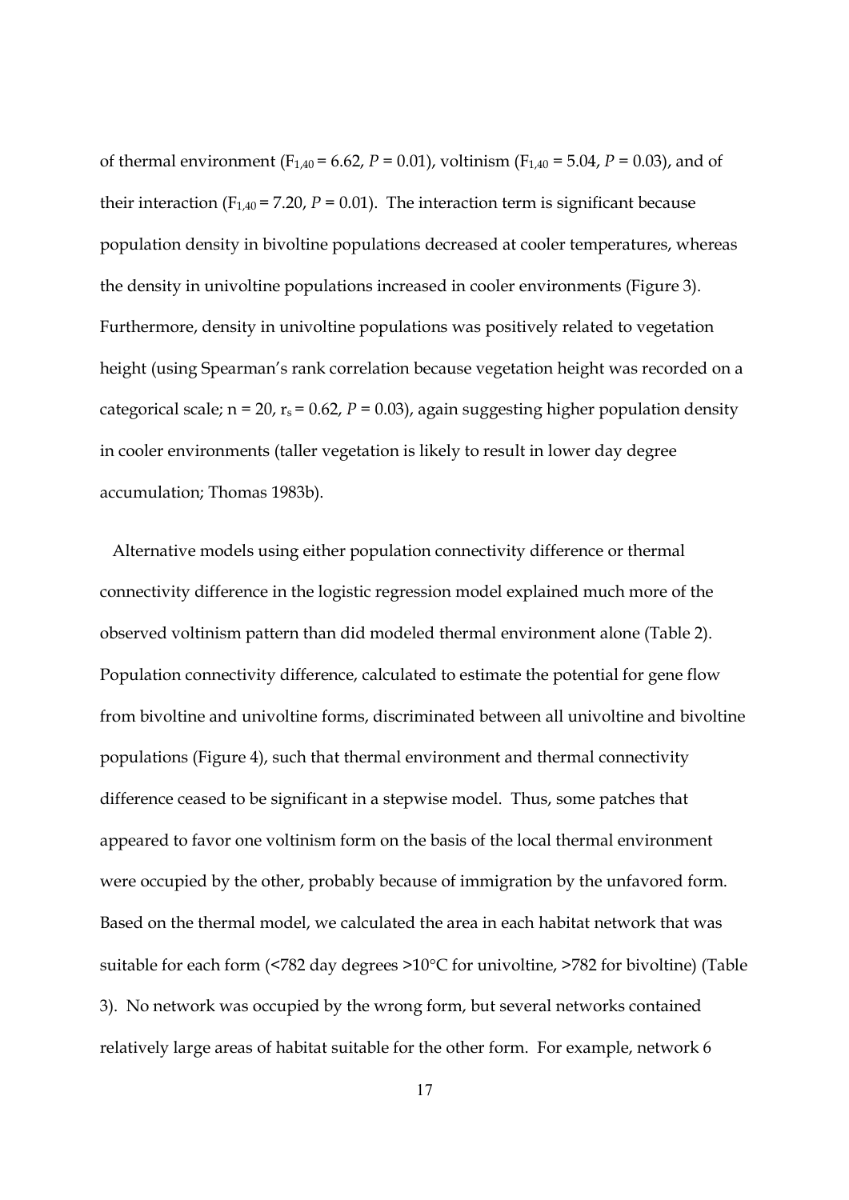of thermal environment ($F_{1,40} = 6.62$, $P = 0.01$), voltinism ($F_{1,40} = 5.04$, $P = 0.03$), and of their interaction ($F_{1,40} = 7.20$, $P = 0.01$). The interaction term is significant because population density in bivoltine populations decreased at cooler temperatures, whereas the density in univoltine populations increased in cooler environments (Figure 3). Furthermore, density in univoltine populations was positively related to vegetation height (using Spearman's rank correlation because vegetation height was recorded on a categorical scale; n = 20, $r_s = 0.62$, $P = 0.03$), again suggesting higher population density in cooler environments (taller vegetation is likely to result in lower day degree accumulation; Thomas 1983b).

Alternative models using either population connectivity difference or thermal connectivity difference in the logistic regression model explained much more of the observed voltinism pattern than did modeled thermal environment alone (Table 2). Population connectivity difference, calculated to estimate the potential for gene flow from bivoltine and univoltine forms, discriminated between all univoltine and bivoltine populations (Figure 4), such that thermal environment and thermal connectivity difference ceased to be significant in a stepwise model. Thus, some patches that appeared to favor one voltinism form on the basis of the local thermal environment were occupied by the other, probably because of immigration by the unfavored form. Based on the thermal model, we calculated the area in each habitat network that was suitable for each form (<782 day degrees >10°C for univoltine, >782 for bivoltine) (Table 3). No network was occupied by the wrong form, but several networks contained relatively large areas of habitat suitable for the other form. For example, network 6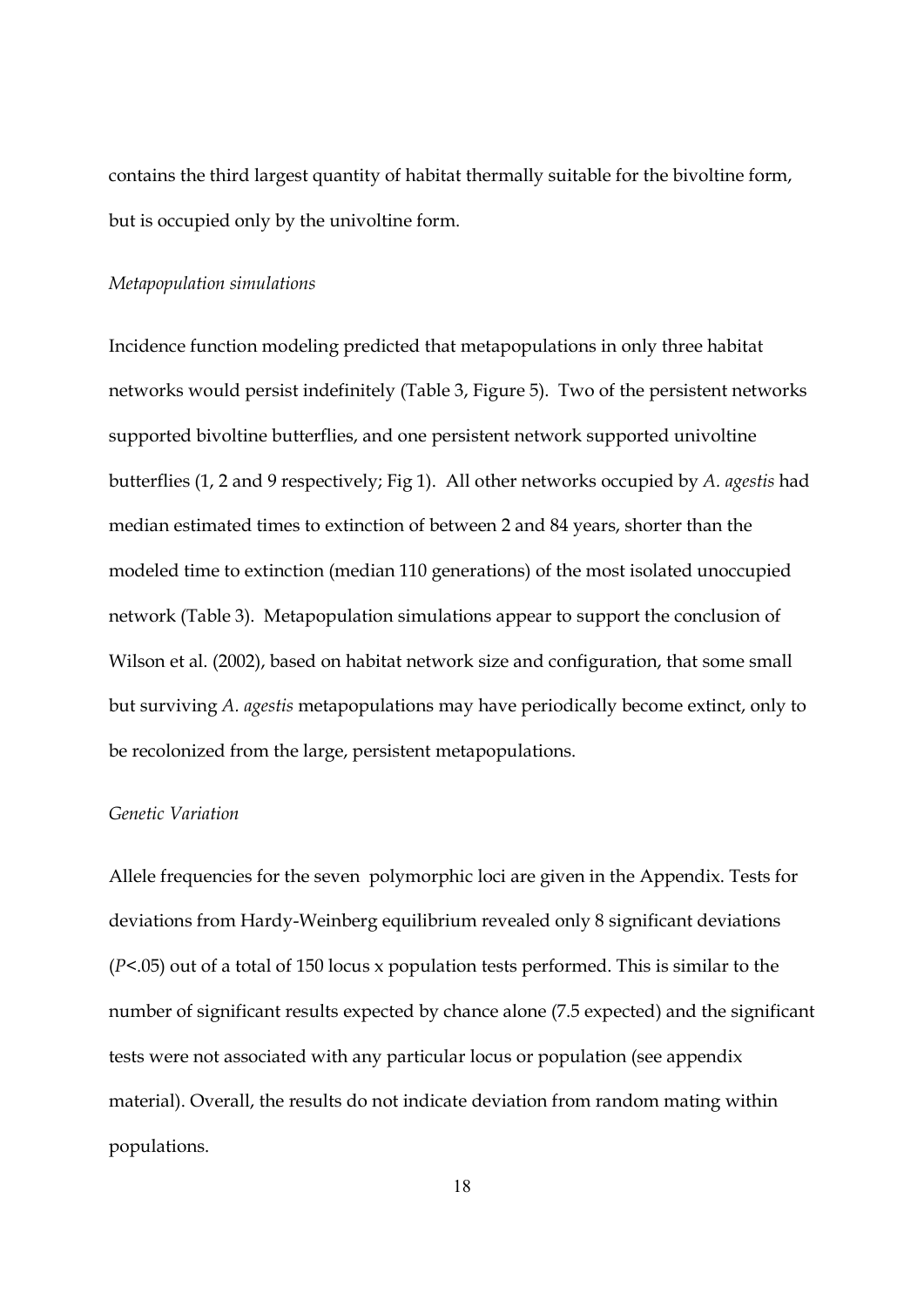contains the third largest quantity of habitat thermally suitable for the bivoltine form, but is occupied only by the univoltine form.

*Metapopulation simulations*

Incidence function modeling predicted that metapopulations in only three habitat networks would persist indefinitely (Table 3, Figure 5). Two of the persistent networks supported bivoltine butterflies, and one persistent network supported univoltine butterflies (1, 2 and 9 respectively; Fig 1). All other networks occupied by *A. agestis* had median estimated times to extinction of between 2 and 84 years, shorter than the modeled time to extinction (median 110 generations) of the most isolated unoccupied network (Table 3). Metapopulation simulations appear to support the conclusion of Wilson et al. (2002), based on habitat network size and configuration, that some small but surviving *A. agestis* metapopulations may have periodically become extinct, only to be recolonized from the large, persistent metapopulations.

*Genetic Variation*

Allele frequencies for the seven polymorphic loci are given in the Appendix. Tests for deviations from Hardy-Weinberg equilibrium revealed only 8 significant deviations ($P<.05$) out of a total of 150 locus x population tests performed. This is similar to the number of significant results expected by chance alone (7.5 expected) and the significant tests were not associated with any particular locus or population (see appendix material). Overall, the results do not indicate deviation from random mating within populations.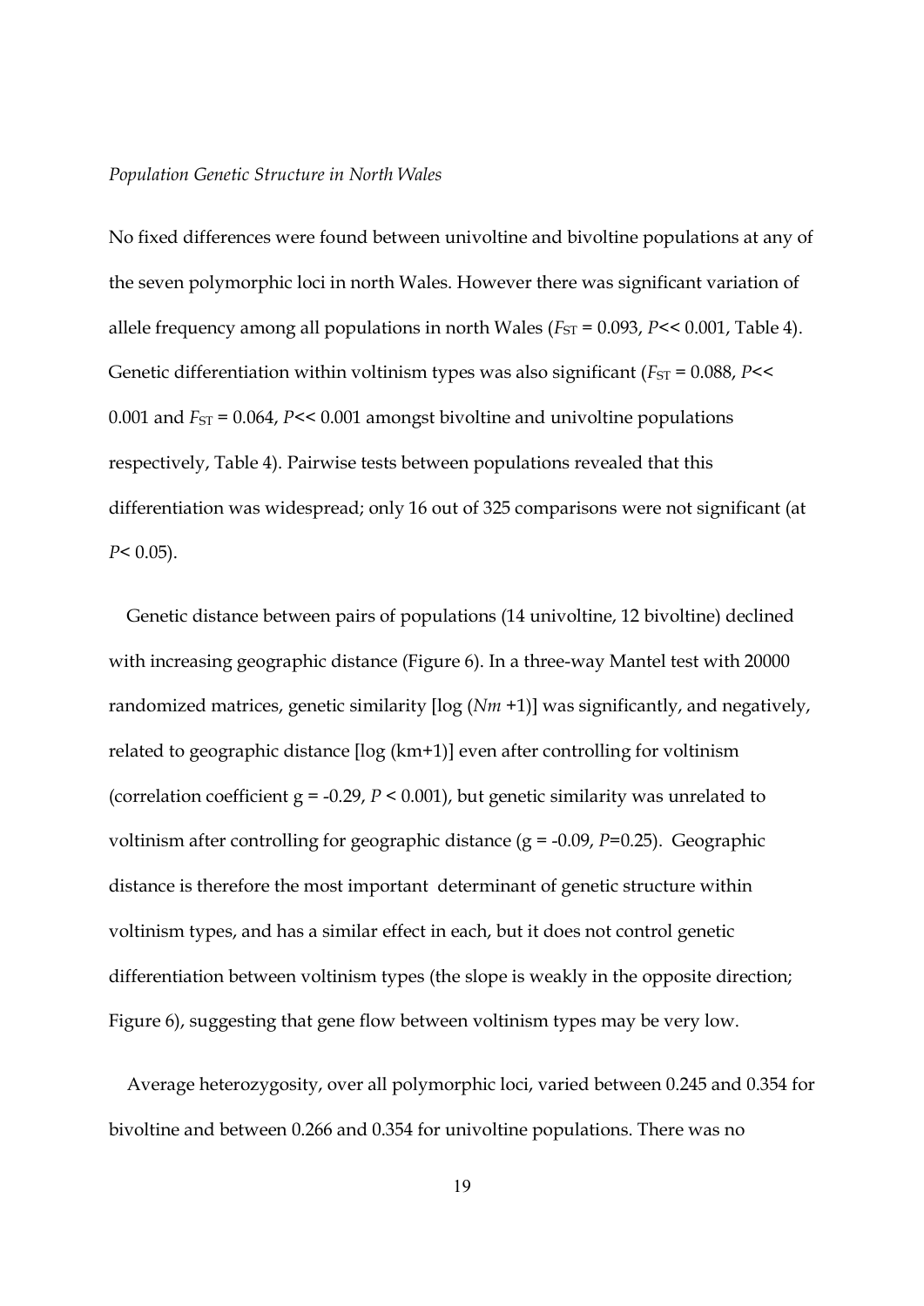*Population Genetic Structure in North Wales*

No fixed differences were found between univoltine and bivoltine populations at any of the seven polymorphic loci in north Wales. However there was significant variation of allele frequency among all populations in north Wales ($F_{ST}$ = 0.093, $P$<< 0.001, Table 4). Genetic differentiation within voltinism types was also significant ($F_{ST}$ = 0.088, $P$<< 0.001 and $F_{ST}$ = 0.064, $P$<< 0.001 amongst bivoltine and univoltine populations respectively, Table 4). Pairwise tests between populations revealed that this differentiation was widespread; only 16 out of 325 comparisons were not significant (at $P$< 0.05).

Genetic distance between pairs of populations (14 univoltine, 12 bivoltine) declined with increasing geographic distance (Figure 6). In a three-way Mantel test with 20000 randomized matrices, genetic similarity [log (*Nm* +1)] was significantly, and negatively, related to geographic distance [log (km+1)] even after controlling for voltinism (correlation coefficient g = -0.29, $P$ < 0.001), but genetic similarity was unrelated to voltinism after controlling for geographic distance (g = -0.09, $P$=0.25). Geographic distance is therefore the most important determinant of genetic structure within voltinism types, and has a similar effect in each, but it does not control genetic differentiation between voltinism types (the slope is weakly in the opposite direction; Figure 6), suggesting that gene flow between voltinism types may be very low.

Average heterozygosity, over all polymorphic loci, varied between 0.245 and 0.354 for bivoltine and between 0.266 and 0.354 for univoltine populations. There was no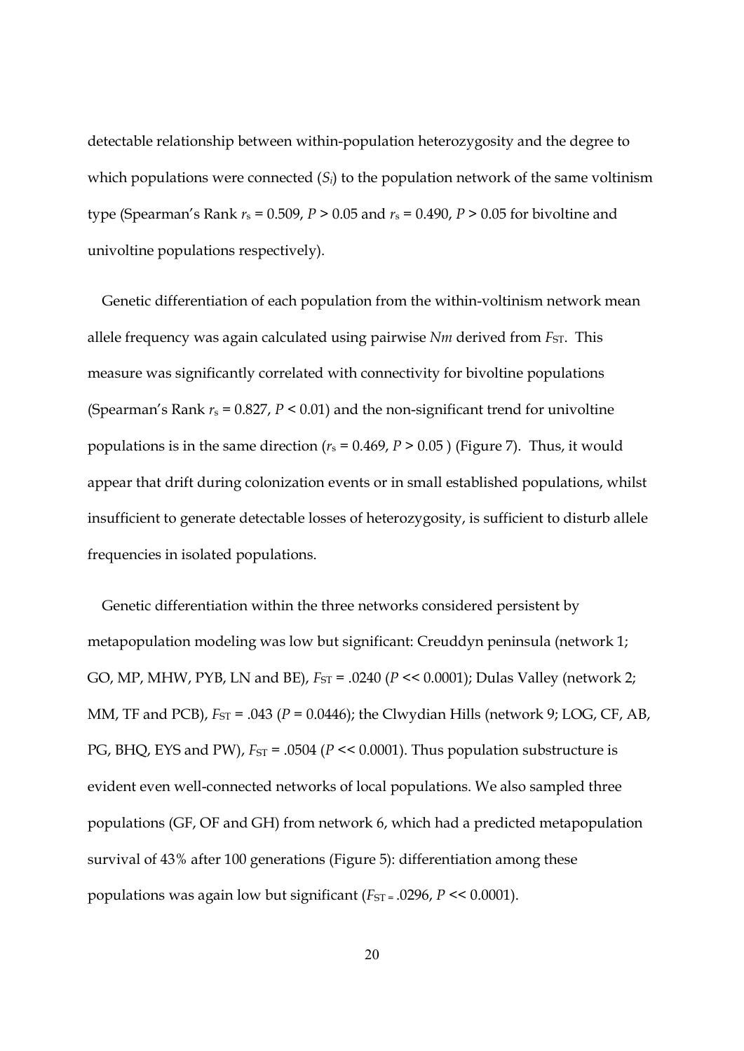detectable relationship between within-population heterozygosity and the degree to which populations were connected ($S_i$) to the population network of the same voltinism type (Spearman's Rank $r_s = 0.509$, $P > 0.05$ and $r_s = 0.490$, $P > 0.05$ for bivoltine and univoltine populations respectively).

Genetic differentiation of each population from the within-voltinism network mean allele frequency was again calculated using pairwise *Nm* derived from $F_{ST}$. This measure was significantly correlated with connectivity for bivoltine populations (Spearman's Rank $r_s = 0.827$, $P < 0.01$) and the non-significant trend for univoltine populations is in the same direction ($r_s = 0.469$, $P > 0.05$ ) (Figure 7). Thus, it would appear that drift during colonization events or in small established populations, whilst insufficient to generate detectable losses of heterozygosity, is sufficient to disturb allele frequencies in isolated populations.

Genetic differentiation within the three networks considered persistent by metapopulation modeling was low but significant: Creuddyn peninsula (network 1; GO, MP, MHW, PYB, LN and BE), $F_{ST} = .0240$ ($P << 0.0001$); Dulas Valley (network 2; MM, TF and PCB), $F_{ST} = .043$ ($P = 0.0446$); the Clwydian Hills (network 9; LOG, CF, AB, PG, BHQ, EYS and PW), $F_{ST} = .0504$ ($P << 0.0001$). Thus population substructure is evident even well-connected networks of local populations. We also sampled three populations (GF, OF and GH) from network 6, which had a predicted metapopulation survival of 43% after 100 generations (Figure 5): differentiation among these populations was again low but significant ($F_{ST} = .0296$, $P << 0.0001$).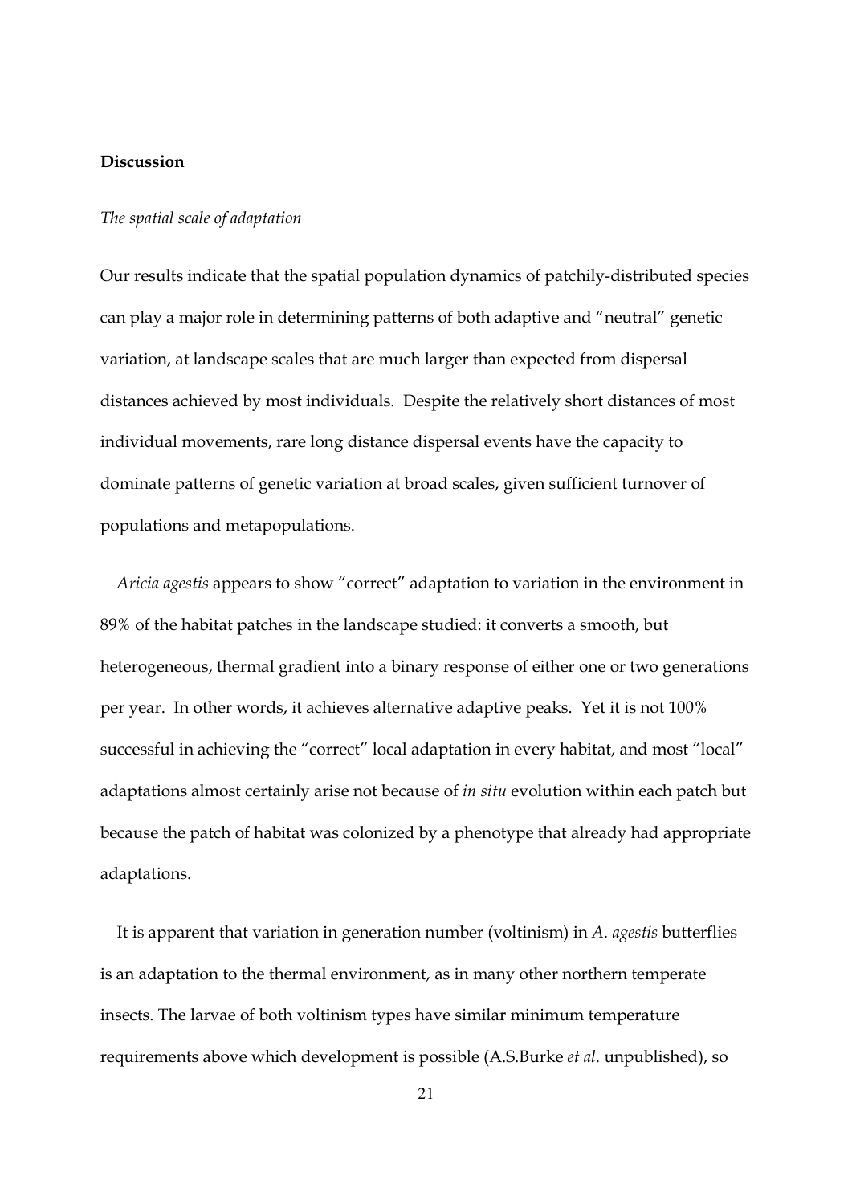## Discussion

### *The spatial scale of adaptation*

Our results indicate that the spatial population dynamics of patchily-distributed species can play a major role in determining patterns of both adaptive and "neutral" genetic variation, at landscape scales that are much larger than expected from dispersal distances achieved by most individuals. Despite the relatively short distances of most individual movements, rare long distance dispersal events have the capacity to dominate patterns of genetic variation at broad scales, given sufficient turnover of populations and metapopulations.

*Aricia agestis* appears to show "correct" adaptation to variation in the environment in 89% of the habitat patches in the landscape studied: it converts a smooth, but heterogeneous, thermal gradient into a binary response of either one or two generations per year. In other words, it achieves alternative adaptive peaks. Yet it is not 100% successful in achieving the "correct" local adaptation in every habitat, and most "local" adaptations almost certainly arise not because of *in situ* evolution within each patch but because the patch of habitat was colonized by a phenotype that already had appropriate adaptations.

It is apparent that variation in generation number (voltinism) in *A. agestis* butterflies is an adaptation to the thermal environment, as in many other northern temperate insects. The larvae of both voltinism types have similar minimum temperature requirements above which development is possible (A.S.Burke *et al*. unpublished), so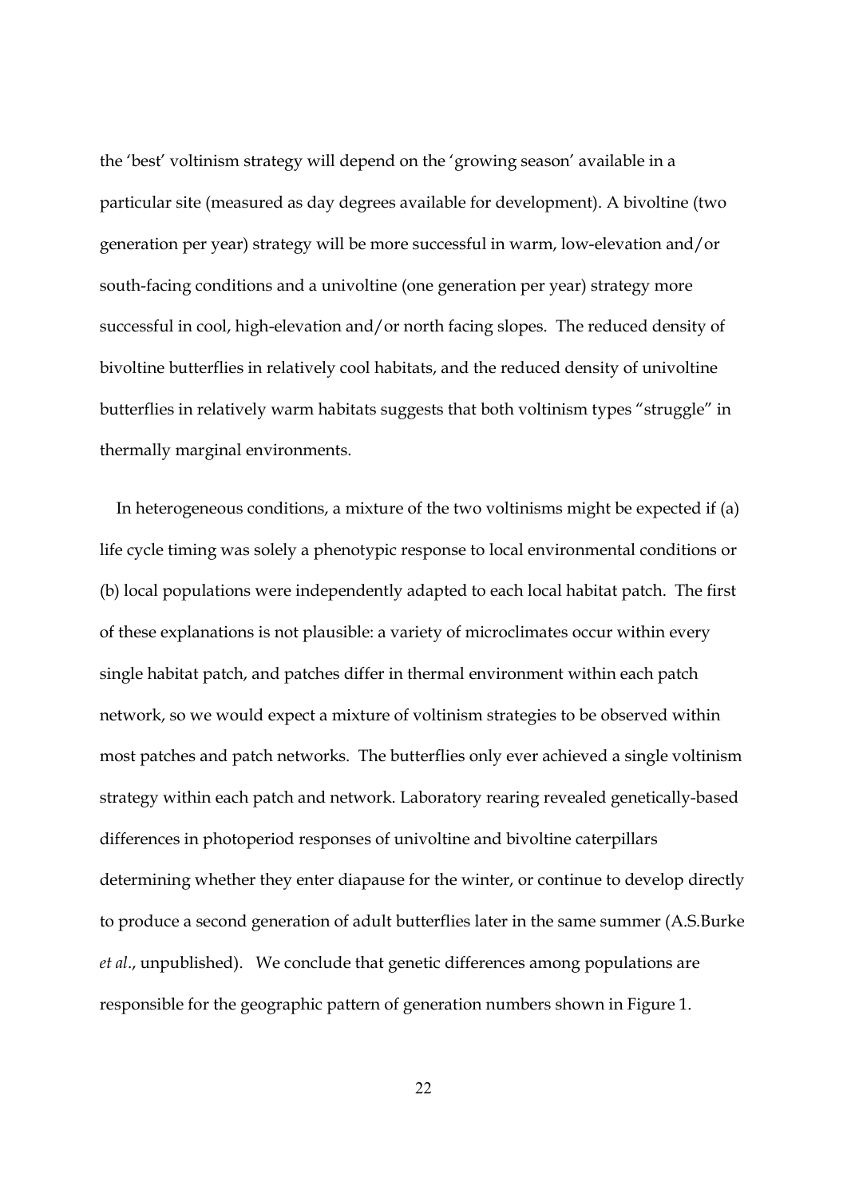the 'best' voltinism strategy will depend on the 'growing season' available in a particular site (measured as day degrees available for development). A bivoltine (two generation per year) strategy will be more successful in warm, low-elevation and/or south-facing conditions and a univoltine (one generation per year) strategy more successful in cool, high-elevation and/or north facing slopes. The reduced density of bivoltine butterflies in relatively cool habitats, and the reduced density of univoltine butterflies in relatively warm habitats suggests that both voltinism types "struggle" in thermally marginal environments.

In heterogeneous conditions, a mixture of the two voltinisms might be expected if (a) life cycle timing was solely a phenotypic response to local environmental conditions or (b) local populations were independently adapted to each local habitat patch. The first of these explanations is not plausible: a variety of microclimates occur within every single habitat patch, and patches differ in thermal environment within each patch network, so we would expect a mixture of voltinism strategies to be observed within most patches and patch networks. The butterflies only ever achieved a single voltinism strategy within each patch and network. Laboratory rearing revealed genetically-based differences in photoperiod responses of univoltine and bivoltine caterpillars determining whether they enter diapause for the winter, or continue to develop directly to produce a second generation of adult butterflies later in the same summer (A.S.Burke *et al.*, unpublished). We conclude that genetic differences among populations are responsible for the geographic pattern of generation numbers shown in Figure 1.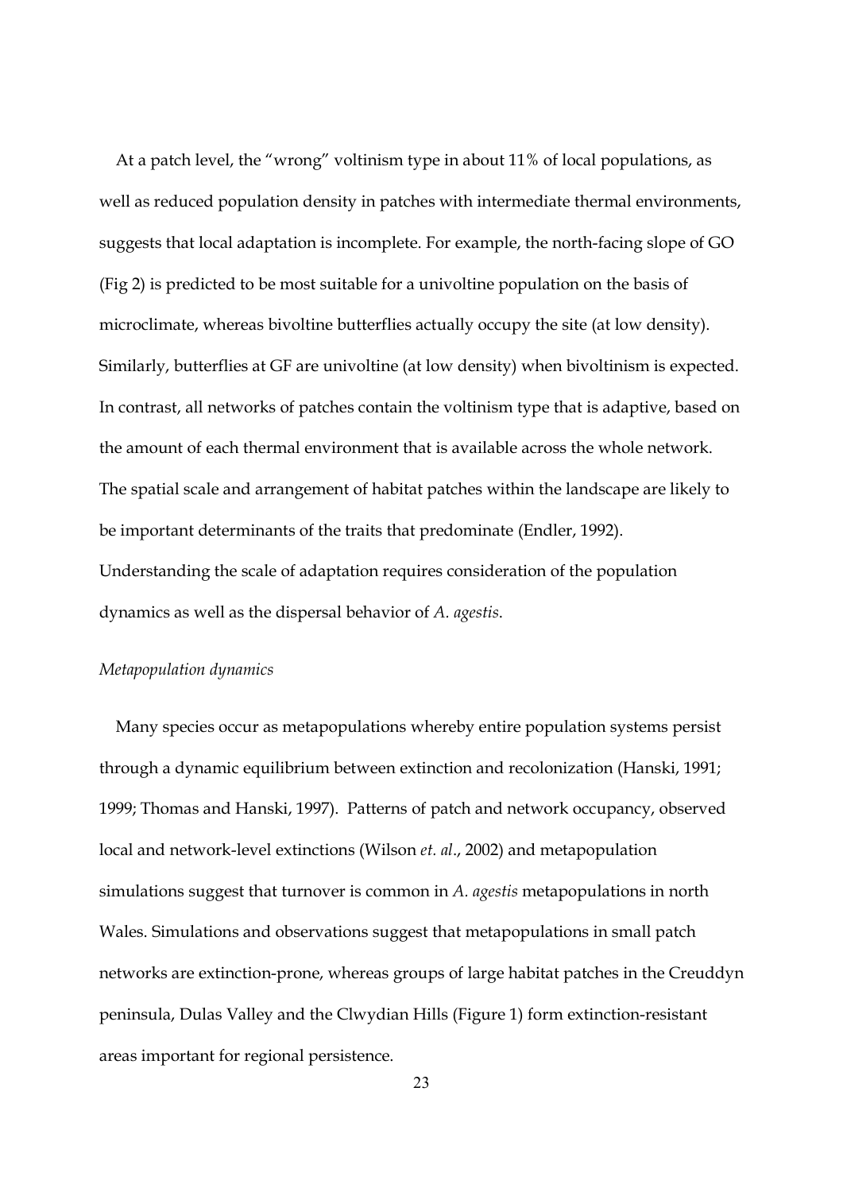At a patch level, the "wrong" voltinism type in about 11% of local populations, as well as reduced population density in patches with intermediate thermal environments, suggests that local adaptation is incomplete. For example, the north-facing slope of GO (Fig 2) is predicted to be most suitable for a univoltine population on the basis of microclimate, whereas bivoltine butterflies actually occupy the site (at low density). Similarly, butterflies at GF are univoltine (at low density) when bivoltinism is expected. In contrast, all networks of patches contain the voltinism type that is adaptive, based on the amount of each thermal environment that is available across the whole network. The spatial scale and arrangement of habitat patches within the landscape are likely to be important determinants of the traits that predominate (Endler, 1992). Understanding the scale of adaptation requires consideration of the population dynamics as well as the dispersal behavior of *A. agestis*.

*Metapopulation dynamics*

Many species occur as metapopulations whereby entire population systems persist through a dynamic equilibrium between extinction and recolonization (Hanski, 1991; 1999; Thomas and Hanski, 1997). Patterns of patch and network occupancy, observed local and network-level extinctions (Wilson *et. al*., 2002) and metapopulation simulations suggest that turnover is common in *A. agestis* metapopulations in north Wales. Simulations and observations suggest that metapopulations in small patch networks are extinction-prone, whereas groups of large habitat patches in the Creuddyn peninsula, Dulas Valley and the Clwydian Hills (Figure 1) form extinction-resistant areas important for regional persistence.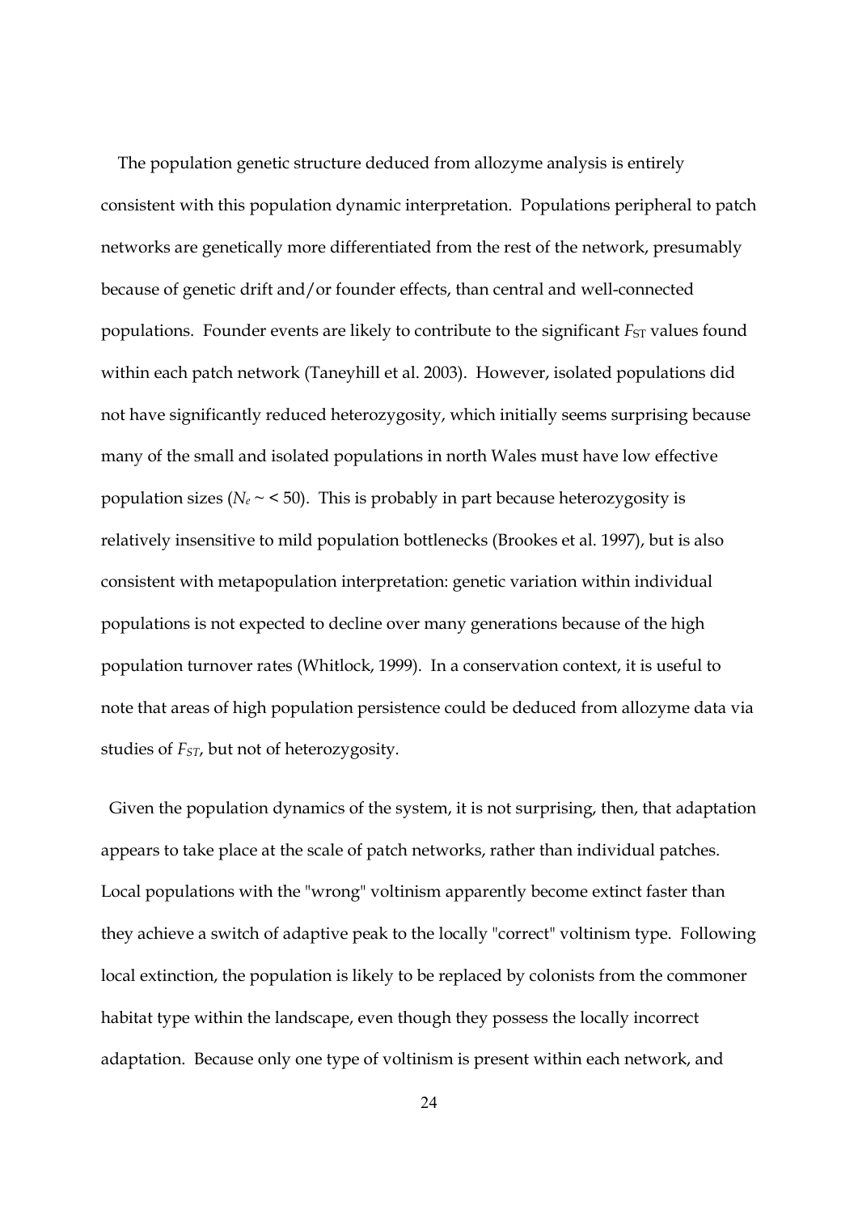The population genetic structure deduced from allozyme analysis is entirely consistent with this population dynamic interpretation. Populations peripheral to patch networks are genetically more differentiated from the rest of the network, presumably because of genetic drift and/or founder effects, than central and well-connected populations. Founder events are likely to contribute to the significant $F_{ST}$ values found within each patch network (Taneyhill et al. 2003). However, isolated populations did not have significantly reduced heterozygosity, which initially seems surprising because many of the small and isolated populations in north Wales must have low effective population sizes ($N_e \sim < 50$). This is probably in part because heterozygosity is relatively insensitive to mild population bottlenecks (Brookes et al. 1997), but is also consistent with metapopulation interpretation: genetic variation within individual populations is not expected to decline over many generations because of the high population turnover rates (Whitlock, 1999). In a conservation context, it is useful to note that areas of high population persistence could be deduced from allozyme data via studies of $F_{ST}$, but not of heterozygosity.

Given the population dynamics of the system, it is not surprising, then, that adaptation appears to take place at the scale of patch networks, rather than individual patches. Local populations with the "wrong" voltinism apparently become extinct faster than they achieve a switch of adaptive peak to the locally "correct" voltinism type. Following local extinction, the population is likely to be replaced by colonists from the commoner habitat type within the landscape, even though they possess the locally incorrect adaptation. Because only one type of voltinism is present within each network, and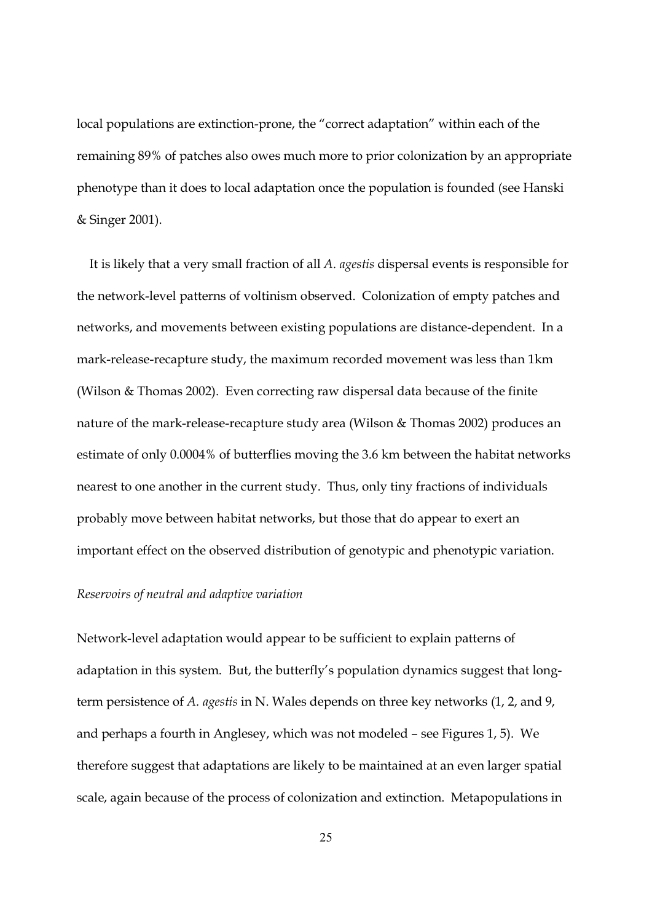local populations are extinction-prone, the "correct adaptation" within each of the remaining 89% of patches also owes much more to prior colonization by an appropriate phenotype than it does to local adaptation once the population is founded (see Hanski & Singer 2001).

It is likely that a very small fraction of all *A. agestis* dispersal events is responsible for the network-level patterns of voltinism observed. Colonization of empty patches and networks, and movements between existing populations are distance-dependent. In a mark-release-recapture study, the maximum recorded movement was less than 1km (Wilson & Thomas 2002). Even correcting raw dispersal data because of the finite nature of the mark-release-recapture study area (Wilson & Thomas 2002) produces an estimate of only 0.0004% of butterflies moving the 3.6 km between the habitat networks nearest to one another in the current study. Thus, only tiny fractions of individuals probably move between habitat networks, but those that do appear to exert an important effect on the observed distribution of genotypic and phenotypic variation.

*Reservoirs of neutral and adaptive variation*

Network-level adaptation would appear to be sufficient to explain patterns of adaptation in this system. But, the butterfly's population dynamics suggest that long-term persistence of *A. agestis* in N. Wales depends on three key networks (1, 2, and 9, and perhaps a fourth in Anglesey, which was not modeled – see Figures 1, 5). We therefore suggest that adaptations are likely to be maintained at an even larger spatial scale, again because of the process of colonization and extinction. Metapopulations in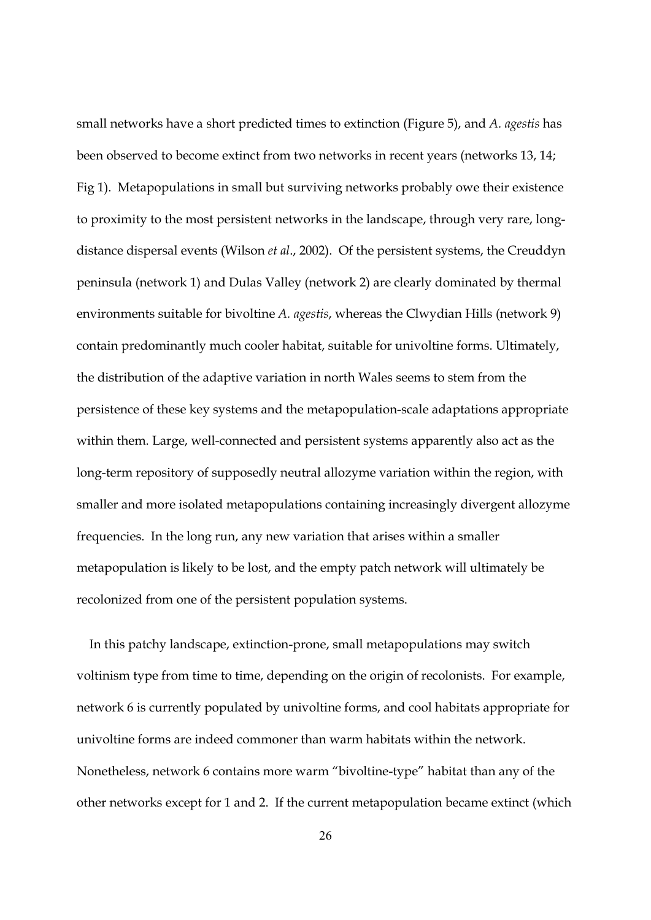small networks have a short predicted times to extinction (Figure 5), and *A. agestis* has been observed to become extinct from two networks in recent years (networks 13, 14; Fig 1). Metapopulations in small but surviving networks probably owe their existence to proximity to the most persistent networks in the landscape, through very rare, long-distance dispersal events (Wilson *et al*., 2002). Of the persistent systems, the Creuddyn peninsula (network 1) and Dulas Valley (network 2) are clearly dominated by thermal environments suitable for bivoltine *A. agestis*, whereas the Clwydian Hills (network 9) contain predominantly much cooler habitat, suitable for univoltine forms. Ultimately, the distribution of the adaptive variation in north Wales seems to stem from the persistence of these key systems and the metapopulation-scale adaptations appropriate within them. Large, well-connected and persistent systems apparently also act as the long-term repository of supposedly neutral allozyme variation within the region, with smaller and more isolated metapopulations containing increasingly divergent allozyme frequencies. In the long run, any new variation that arises within a smaller metapopulation is likely to be lost, and the empty patch network will ultimately be recolonized from one of the persistent population systems.

In this patchy landscape, extinction-prone, small metapopulations may switch voltinism type from time to time, depending on the origin of recolonists. For example, network 6 is currently populated by univoltine forms, and cool habitats appropriate for univoltine forms are indeed commoner than warm habitats within the network. Nonetheless, network 6 contains more warm "bivoltine-type" habitat than any of the other networks except for 1 and 2. If the current metapopulation became extinct (which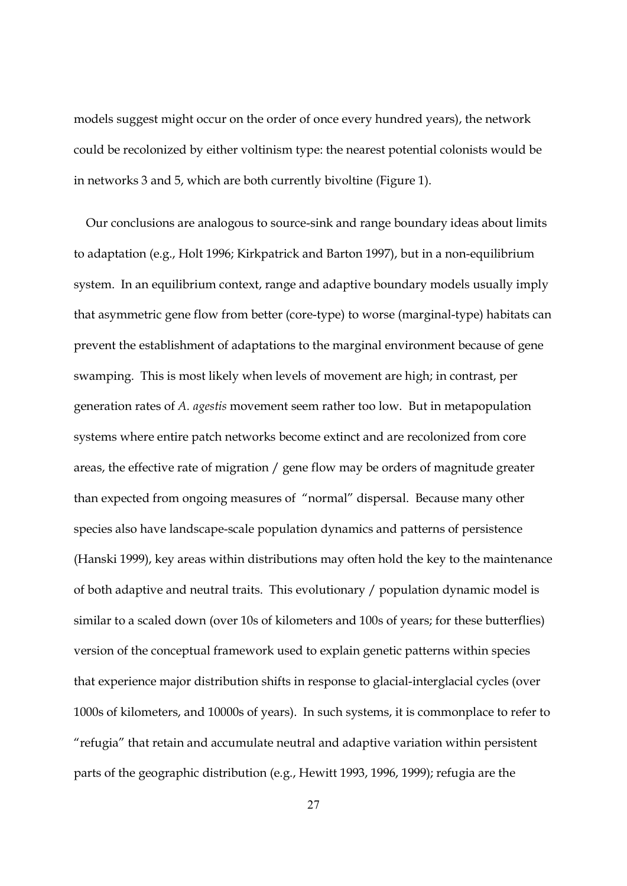models suggest might occur on the order of once every hundred years), the network could be recolonized by either voltinism type: the nearest potential colonists would be in networks 3 and 5, which are both currently bivoltine (Figure 1).

Our conclusions are analogous to source-sink and range boundary ideas about limits to adaptation (e.g., Holt 1996; Kirkpatrick and Barton 1997), but in a non-equilibrium system. In an equilibrium context, range and adaptive boundary models usually imply that asymmetric gene flow from better (core-type) to worse (marginal-type) habitats can prevent the establishment of adaptations to the marginal environment because of gene swamping. This is most likely when levels of movement are high; in contrast, per generation rates of *A. agestis* movement seem rather too low. But in metapopulation systems where entire patch networks become extinct and are recolonized from core areas, the effective rate of migration / gene flow may be orders of magnitude greater than expected from ongoing measures of "normal" dispersal. Because many other species also have landscape-scale population dynamics and patterns of persistence (Hanski 1999), key areas within distributions may often hold the key to the maintenance of both adaptive and neutral traits. This evolutionary / population dynamic model is similar to a scaled down (over 10s of kilometers and 100s of years; for these butterflies) version of the conceptual framework used to explain genetic patterns within species that experience major distribution shifts in response to glacial-interglacial cycles (over 1000s of kilometers, and 10000s of years). In such systems, it is commonplace to refer to "refugia" that retain and accumulate neutral and adaptive variation within persistent parts of the geographic distribution (e.g., Hewitt 1993, 1996, 1999); refugia are the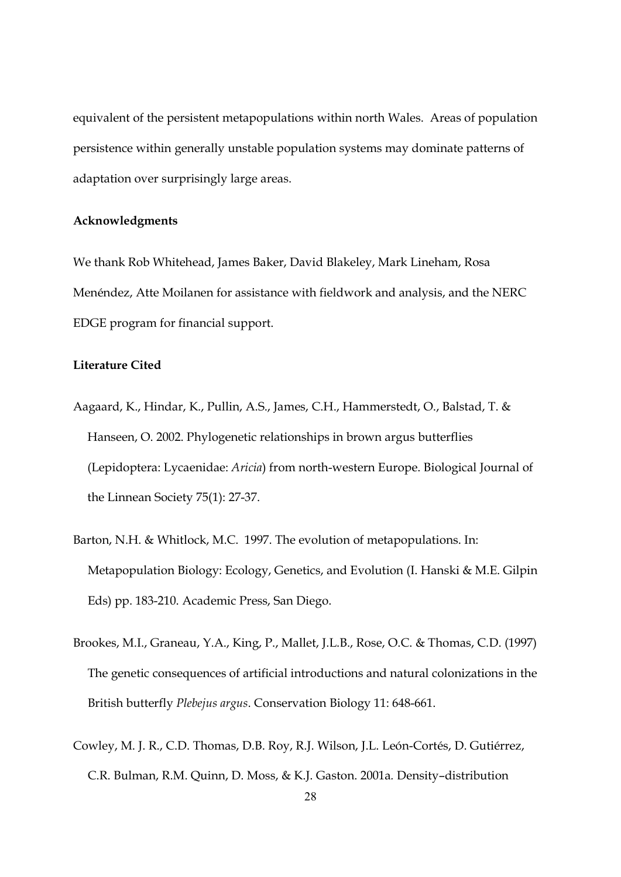equivalent of the persistent metapopulations within north Wales. Areas of population persistence within generally unstable population systems may dominate patterns of adaptation over surprisingly large areas.

**Acknowledgments**

We thank Rob Whitehead, James Baker, David Blakeley, Mark Lineham, Rosa Menéndez, Atte Moilanen for assistance with fieldwork and analysis, and the NERC EDGE program for financial support.

**Literature Cited**

Aagaard, K., Hindar, K., Pullin, A.S., James, C.H., Hammerstedt, O., Balstad, T. & Hanseen, O. 2002. Phylogenetic relationships in brown argus butterflies (Lepidoptera: Lycaenidae: *Aricia*) from north-western Europe. Biological Journal of the Linnean Society 75(1): 27-37.

Barton, N.H. & Whitlock, M.C. 1997. The evolution of metapopulations. In: Metapopulation Biology: Ecology, Genetics, and Evolution (I. Hanski & M.E. Gilpin Eds) pp. 183-210. Academic Press, San Diego.

Brookes, M.I., Graneau, Y.A., King, P., Mallet, J.L.B., Rose, O.C. & Thomas, C.D. (1997) The genetic consequences of artificial introductions and natural colonizations in the British butterfly *Plebejus argus*. Conservation Biology 11: 648-661.

Cowley, M. J. R., C.D. Thomas, D.B. Roy, R.J. Wilson, J.L. León-Cortés, D. Gutiérrez, C.R. Bulman, R.M. Quinn, D. Moss, & K.J. Gaston. 2001a. Density–distribution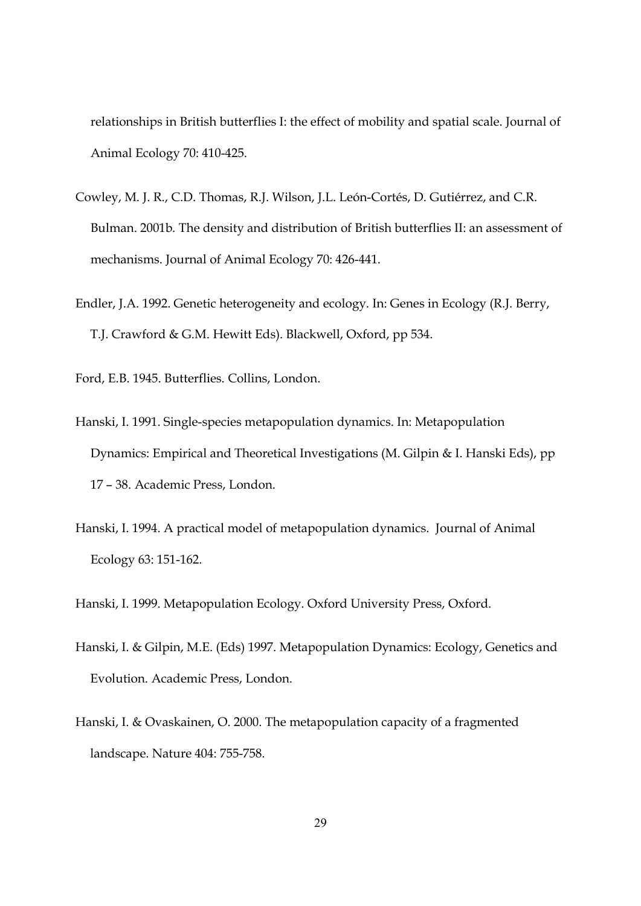relationships in British butterflies I: the effect of mobility and spatial scale. Journal of Animal Ecology 70: 410-425.

Cowley, M. J. R., C.D. Thomas, R.J. Wilson, J.L. León-Cortés, D. Gutiérrez, and C.R. Bulman. 2001b. The density and distribution of British butterflies II: an assessment of mechanisms. Journal of Animal Ecology 70: 426-441.

Endler, J.A. 1992. Genetic heterogeneity and ecology. In: Genes in Ecology (R.J. Berry, T.J. Crawford & G.M. Hewitt Eds). Blackwell, Oxford, pp 534.

Ford, E.B. 1945. Butterflies. Collins, London.

Hanski, I. 1991. Single-species metapopulation dynamics. In: Metapopulation Dynamics: Empirical and Theoretical Investigations (M. Gilpin & I. Hanski Eds), pp 17 – 38. Academic Press, London.

Hanski, I. 1994. A practical model of metapopulation dynamics. Journal of Animal Ecology 63: 151-162.

Hanski, I. 1999. Metapopulation Ecology. Oxford University Press, Oxford.

Hanski, I. & Gilpin, M.E. (Eds) 1997. Metapopulation Dynamics: Ecology, Genetics and Evolution. Academic Press, London.

Hanski, I. & Ovaskainen, O. 2000. The metapopulation capacity of a fragmented landscape. Nature 404: 755-758.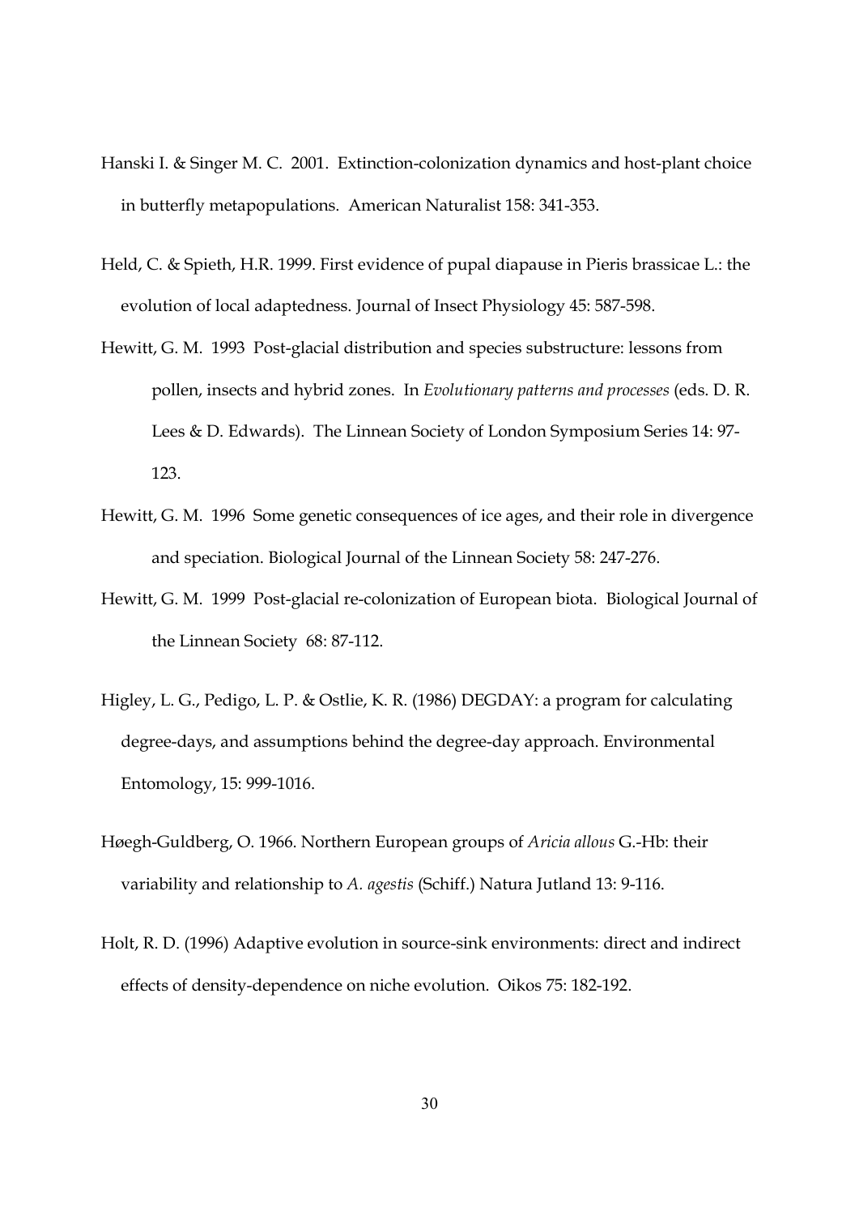Hanski I. & Singer M. C. 2001. Extinction-colonization dynamics and host-plant choice in butterfly metapopulations. American Naturalist 158: 341-353.

Held, C. & Spieth, H.R. 1999. First evidence of pupal diapause in Pieris brassicae L.: the evolution of local adaptedness. Journal of Insect Physiology 45: 587-598.

Hewitt, G. M. 1993 Post-glacial distribution and species substructure: lessons from pollen, insects and hybrid zones. In *Evolutionary patterns and processes* (eds. D. R. Lees & D. Edwards). The Linnean Society of London Symposium Series 14: 97-123.

Hewitt, G. M. 1996 Some genetic consequences of ice ages, and their role in divergence and speciation. Biological Journal of the Linnean Society 58: 247-276.

Hewitt, G. M. 1999 Post-glacial re-colonization of European biota. Biological Journal of the Linnean Society 68: 87-112.

Higley, L. G., Pedigo, L. P. & Ostlie, K. R. (1986) DEGDAY: a program for calculating degree-days, and assumptions behind the degree-day approach. Environmental Entomology, 15: 999-1016.

Høegh-Guldberg, O. 1966. Northern European groups of *Aricia allous* G.-Hb: their variability and relationship to *A. agestis* (Schiff.) Natura Jutland 13: 9-116.

Holt, R. D. (1996) Adaptive evolution in source-sink environments: direct and indirect effects of density-dependence on niche evolution. Oikos 75: 182-192.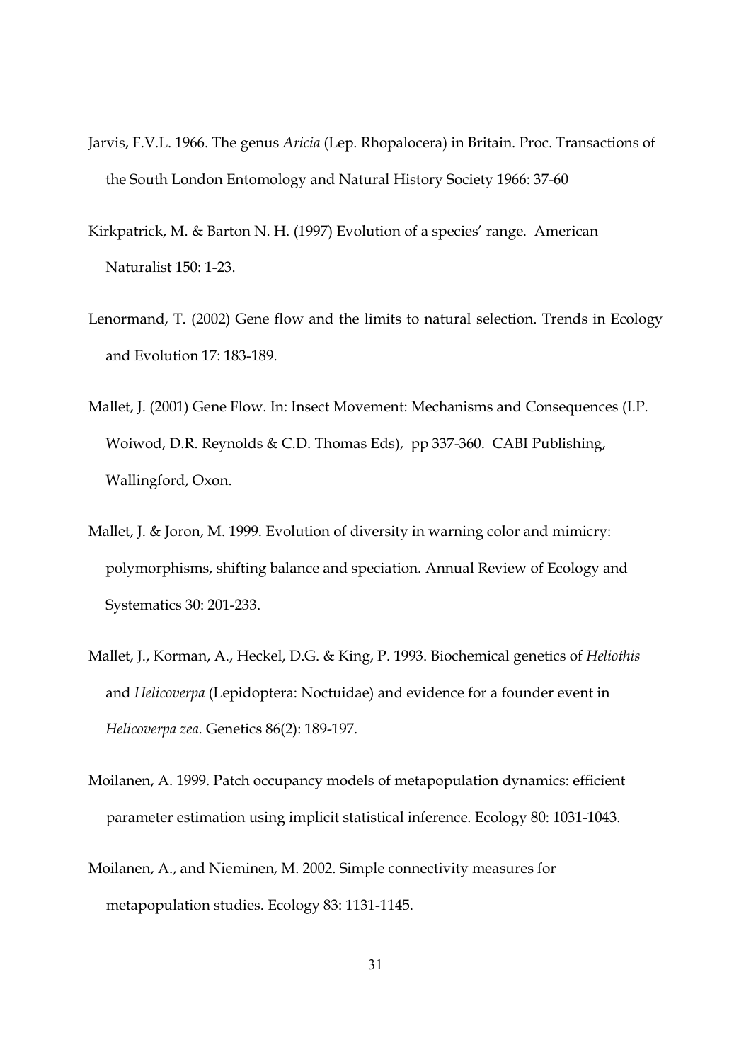Jarvis, F.V.L. 1966. The genus *Aricia* (Lep. Rhopalocera) in Britain. Proc. Transactions of the South London Entomology and Natural History Society 1966: 37-60

Kirkpatrick, M. & Barton N. H. (1997) Evolution of a species' range. American Naturalist 150: 1-23.

Lenormand, T. (2002) Gene flow and the limits to natural selection. Trends in Ecology and Evolution 17: 183-189.

Mallet, J. (2001) Gene Flow. In: Insect Movement: Mechanisms and Consequences (I.P. Woiwod, D.R. Reynolds & C.D. Thomas Eds), pp 337-360. CABI Publishing, Wallingford, Oxon.

Mallet, J. & Joron, M. 1999. Evolution of diversity in warning color and mimicry: polymorphisms, shifting balance and speciation. Annual Review of Ecology and Systematics 30: 201-233.

Mallet, J., Korman, A., Heckel, D.G. & King, P. 1993. Biochemical genetics of *Heliothis* and *Helicoverpa* (Lepidoptera: Noctuidae) and evidence for a founder event in *Helicoverpa zea*. Genetics 86(2): 189-197.

Moilanen, A. 1999. Patch occupancy models of metapopulation dynamics: efficient parameter estimation using implicit statistical inference. Ecology 80: 1031-1043.

Moilanen, A., and Nieminen, M. 2002. Simple connectivity measures for metapopulation studies. Ecology 83: 1131-1145.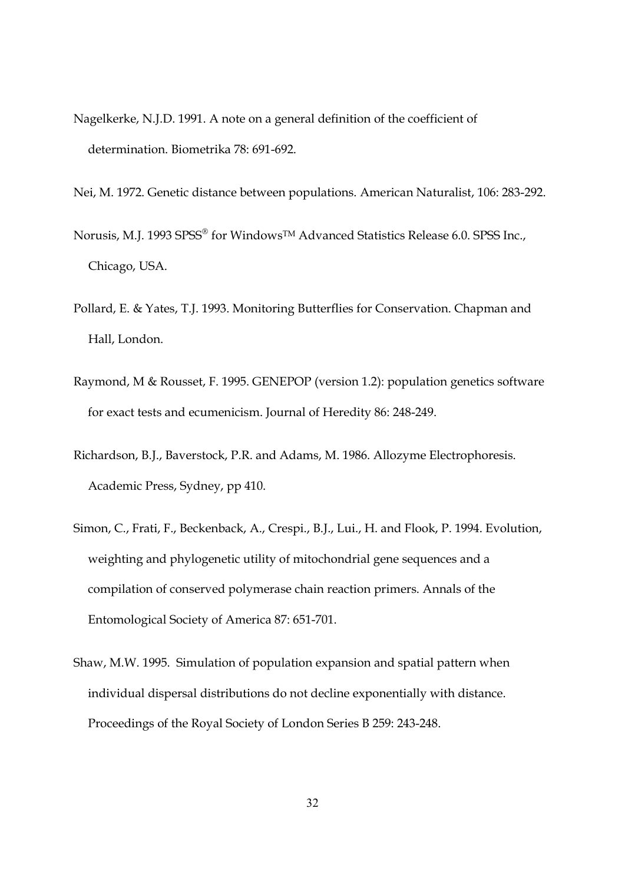Nagelkerke, N.J.D. 1991. A note on a general definition of the coefficient of determination. Biometrika 78: 691-692.

Nei, M. 1972. Genetic distance between populations. American Naturalist, 106: 283-292.

Norusis, M.J. 1993 SPSS® for Windows™ Advanced Statistics Release 6.0. SPSS Inc., Chicago, USA.

Pollard, E. & Yates, T.J. 1993. Monitoring Butterflies for Conservation. Chapman and Hall, London.

Raymond, M & Rousset, F. 1995. GENEPOP (version 1.2): population genetics software for exact tests and ecumenicism. Journal of Heredity 86: 248-249.

Richardson, B.J., Baverstock, P.R. and Adams, M. 1986. Allozyme Electrophoresis. Academic Press, Sydney, pp 410.

Simon, C., Frati, F., Beckenback, A., Crespi., B.J., Lui., H. and Flook, P. 1994. Evolution, weighting and phylogenetic utility of mitochondrial gene sequences and a compilation of conserved polymerase chain reaction primers. Annals of the Entomological Society of America 87: 651-701.

Shaw, M.W. 1995. Simulation of population expansion and spatial pattern when individual dispersal distributions do not decline exponentially with distance. Proceedings of the Royal Society of London Series B 259: 243-248.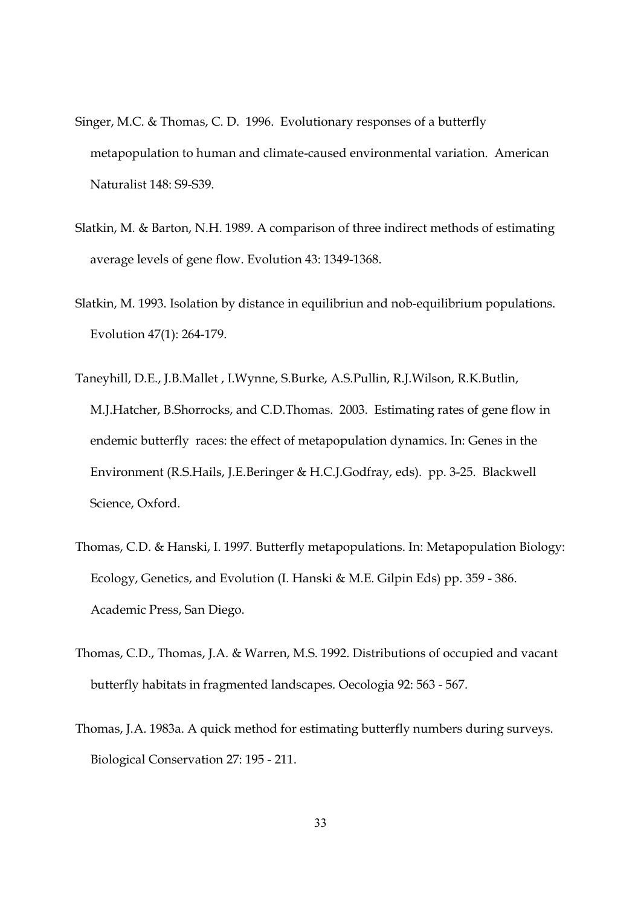Singer, M.C. & Thomas, C. D. 1996. Evolutionary responses of a butterfly metapopulation to human and climate-caused environmental variation. American Naturalist 148: S9-S39.

Slatkin, M. & Barton, N.H. 1989. A comparison of three indirect methods of estimating average levels of gene flow. Evolution 43: 1349-1368.

Slatkin, M. 1993. Isolation by distance in equilibriun and nob-equilibrium populations. Evolution 47(1): 264-179.

Taneyhill, D.E., J.B.Mallet , I.Wynne, S.Burke, A.S.Pullin, R.J.Wilson, R.K.Butlin, M.J.Hatcher, B.Shorrocks, and C.D.Thomas. 2003. Estimating rates of gene flow in endemic butterfly races: the effect of metapopulation dynamics. In: Genes in the Environment (R.S.Hails, J.E.Beringer & H.C.J.Godfray, eds). pp. 3-25. Blackwell Science, Oxford.

Thomas, C.D. & Hanski, I. 1997. Butterfly metapopulations. In: Metapopulation Biology: Ecology, Genetics, and Evolution (I. Hanski & M.E. Gilpin Eds) pp. 359 - 386. Academic Press, San Diego.

Thomas, C.D., Thomas, J.A. & Warren, M.S. 1992. Distributions of occupied and vacant butterfly habitats in fragmented landscapes. Oecologia 92: 563 - 567.

Thomas, J.A. 1983a. A quick method for estimating butterfly numbers during surveys. Biological Conservation 27: 195 - 211.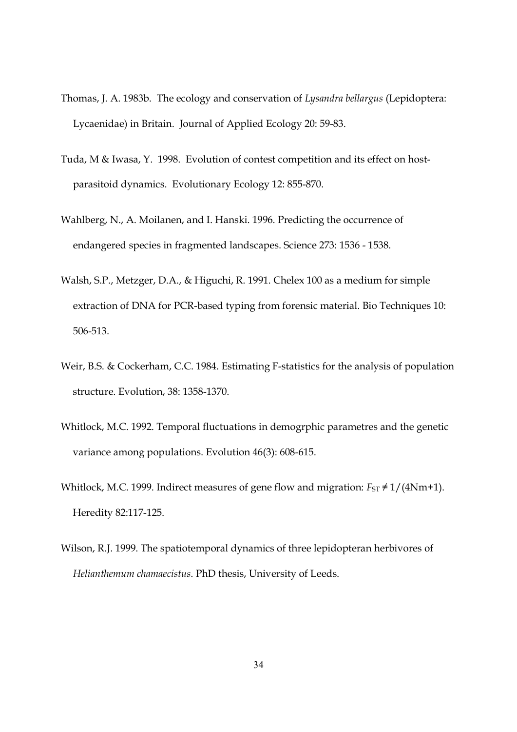Thomas, J. A. 1983b. The ecology and conservation of *Lysandra bellargus* (Lepidoptera: Lycaenidae) in Britain. Journal of Applied Ecology 20: 59-83.

Tuda, M & Iwasa, Y. 1998. Evolution of contest competition and its effect on host-parasitoid dynamics. Evolutionary Ecology 12: 855-870.

Wahlberg, N., A. Moilanen, and I. Hanski. 1996. Predicting the occurrence of endangered species in fragmented landscapes. Science 273: 1536 - 1538.

Walsh, S.P., Metzger, D.A., & Higuchi, R. 1991. Chelex 100 as a medium for simple extraction of DNA for PCR-based typing from forensic material. Bio Techniques 10: 506-513.

Weir, B.S. & Cockerham, C.C. 1984. Estimating F-statistics for the analysis of population structure. Evolution, 38: 1358-1370.

Whitlock, M.C. 1992. Temporal fluctuations in demogrphic parametres and the genetic variance among populations. Evolution 46(3): 608-615.

Whitlock, M.C. 1999. Indirect measures of gene flow and migration: $F_{ST} \neq 1/(4Nm+1)$. Heredity 82:117-125.

Wilson, R.J. 1999. The spatiotemporal dynamics of three lepidopteran herbivores of *Helianthemum chamaecistus*. PhD thesis, University of Leeds.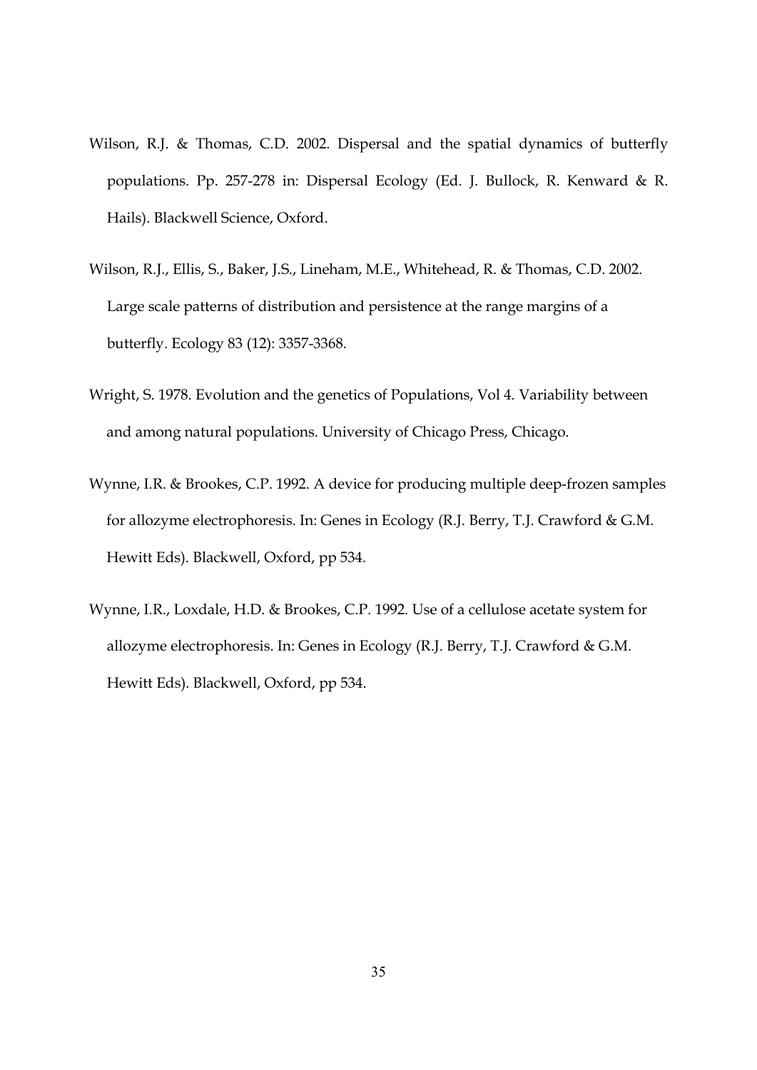Wilson, R.J. & Thomas, C.D. 2002. Dispersal and the spatial dynamics of butterfly populations. Pp. 257-278 in: Dispersal Ecology (Ed. J. Bullock, R. Kenward & R. Hails). Blackwell Science, Oxford.

Wilson, R.J., Ellis, S., Baker, J.S., Lineham, M.E., Whitehead, R. & Thomas, C.D. 2002. Large scale patterns of distribution and persistence at the range margins of a butterfly. Ecology 83 (12): 3357-3368.

Wright, S. 1978. Evolution and the genetics of Populations, Vol 4. Variability between and among natural populations. University of Chicago Press, Chicago.

Wynne, I.R. & Brookes, C.P. 1992. A device for producing multiple deep-frozen samples for allozyme electrophoresis. In: Genes in Ecology (R.J. Berry, T.J. Crawford & G.M. Hewitt Eds). Blackwell, Oxford, pp 534.

Wynne, I.R., Loxdale, H.D. & Brookes, C.P. 1992. Use of a cellulose acetate system for allozyme electrophoresis. In: Genes in Ecology (R.J. Berry, T.J. Crawford & G.M. Hewitt Eds). Blackwell, Oxford, pp 534.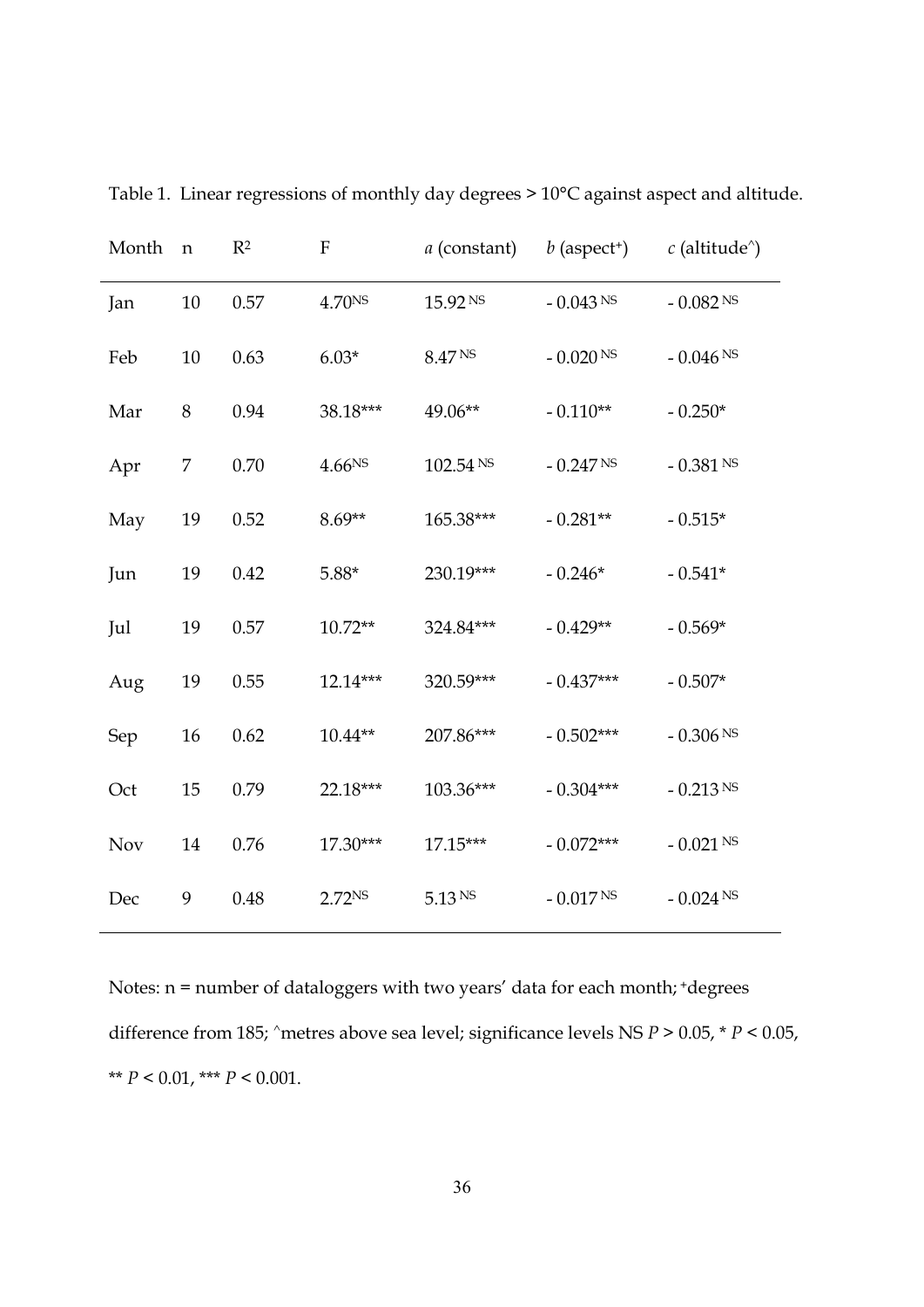Table 1. Linear regressions of monthly day degrees > 10°C against aspect and altitude.

| Month | n | $R^2$ | F | *a* (constant) | *b* (aspect+) | *c* (altitude^) |
|---|---|---|---|---|---|---|
| Jan | 10 | 0.57 | 4.70NS | 15.92 NS | - 0.043 NS | - 0.082 NS |
| Feb | 10 | 0.63 | 6.03* | 8.47 NS | - 0.020 NS | - 0.046 NS |
| Mar | 8 | 0.94 | 38.18*** | 49.06** | - 0.110** | - 0.250* |
| Apr | 7 | 0.70 | 4.66NS | 102.54 NS | - 0.247 NS | - 0.381 NS |
| May | 19 | 0.52 | 8.69** | 165.38*** | - 0.281** | - 0.515* |
| Jun | 19 | 0.42 | 5.88* | 230.19*** | - 0.246* | - 0.541* |
| Jul | 19 | 0.57 | 10.72** | 324.84*** | - 0.429** | - 0.569* |
| Aug | 19 | 0.55 | 12.14*** | 320.59*** | - 0.437*** | - 0.507* |
| Sep | 16 | 0.62 | 10.44** | 207.86*** | - 0.502*** | - 0.306 NS |
| Oct | 15 | 0.79 | 22.18*** | 103.36*** | - 0.304*** | - 0.213 NS |
| Nov | 14 | 0.76 | 17.30*** | 17.15*** | - 0.072*** | - 0.021 NS |
| Dec | 9 | 0.48 | 2.72NS | 5.13 NS | - 0.017 NS | - 0.024 NS |

Notes: n = number of dataloggers with two years' data for each month; +degrees difference from 185; ^metres above sea level; significance levels NS $P > 0.05$, * $P < 0.05$, ** $P < 0.01$, *** $P < 0.001$.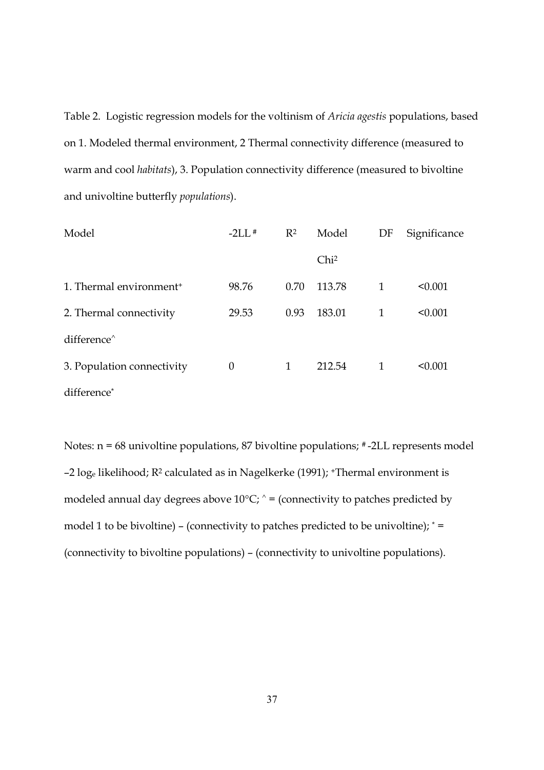Table 2. Logistic regression models for the voltinism of *Aricia agestis* populations, based on 1. Modeled thermal environment, 2 Thermal connectivity difference (measured to warm and cool *habitats*), 3. Population connectivity difference (measured to bivoltine and univoltine butterfly *populations*).

| Model | -2LL [#] | $R^2$ | Model $Chi^2$ | DF | Significance |
|---|---|---|---|---|---|
| 1. Thermal environment[+] | 98.76 | 0.70 | 113.78 | 1 | <0.001 |
| 2. Thermal connectivity difference[^] | 29.53 | 0.93 | 183.01 | 1 | <0.001 |
| 3. Population connectivity difference[*] | 0 | 1 | 212.54 | 1 | <0.001 |

Notes: n = 68 univoltine populations, 87 bivoltine populations; [#] -2LL represents model –2 $\log_e$ likelihood; $R^2$ calculated as in Nagelkerke (1991); [+]Thermal environment is modeled annual day degrees above 10°C; ^ = (connectivity to patches predicted by model 1 to be bivoltine) – (connectivity to patches predicted to be univoltine); * = (connectivity to bivoltine populations) – (connectivity to univoltine populations).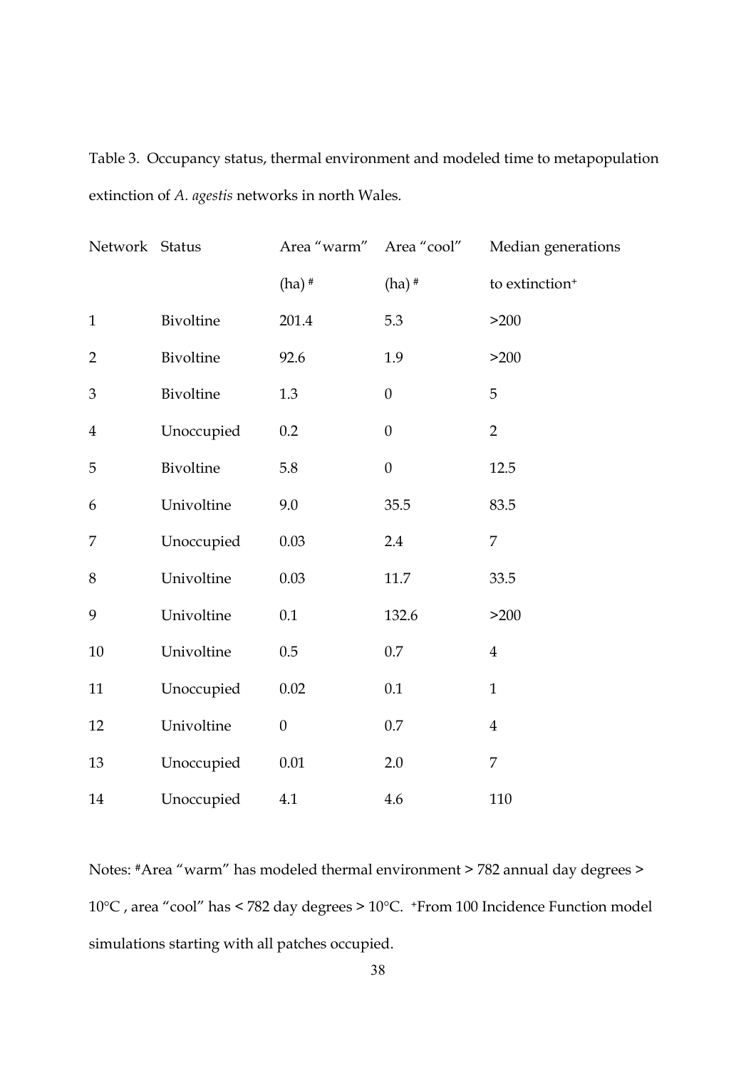Table 3. Occupancy status, thermal environment and modeled time to metapopulation extinction of *A. agestis* networks in north Wales.

| Network | Status | Area "warm" (ha) # | Area "cool" (ha) # | Median generations to extinction+ |
|---|---|---|---|---|
| 1 | Bivoltine | 201.4 | 5.3 | >200 |
| 2 | Bivoltine | 92.6 | 1.9 | >200 |
| 3 | Bivoltine | 1.3 | 0 | 5 |
| 4 | Unoccupied | 0.2 | 0 | 2 |
| 5 | Bivoltine | 5.8 | 0 | 12.5 |
| 6 | Univoltine | 9.0 | 35.5 | 83.5 |
| 7 | Unoccupied | 0.03 | 2.4 | 7 |
| 8 | Univoltine | 0.03 | 11.7 | 33.5 |
| 9 | Univoltine | 0.1 | 132.6 | >200 |
| 10 | Univoltine | 0.5 | 0.7 | 4 |
| 11 | Unoccupied | 0.02 | 0.1 | 1 |
| 12 | Univoltine | 0 | 0.7 | 4 |
| 13 | Unoccupied | 0.01 | 2.0 | 7 |
| 14 | Unoccupied | 4.1 | 4.6 | 110 |

Notes: #Area "warm" has modeled thermal environment > 782 annual day degrees > 10°C , area "cool" has < 782 day degrees > 10°C. +From 100 Incidence Function model simulations starting with all patches occupied.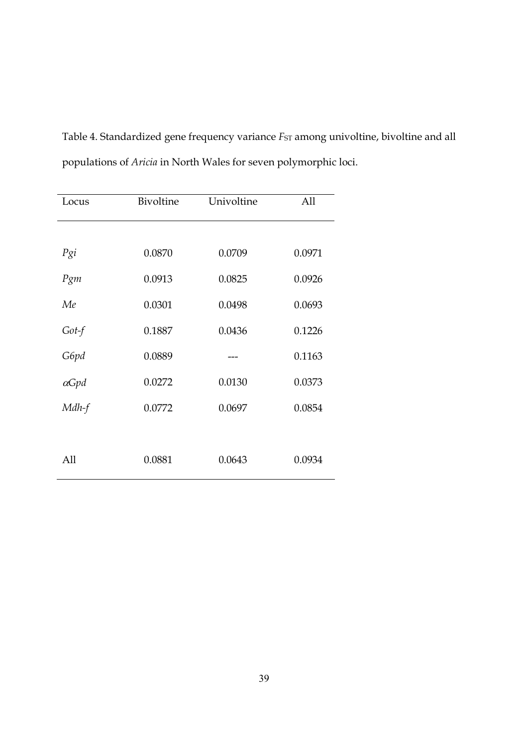Table 4. Standardized gene frequency variance $F_{ST}$ among univoltine, bivoltine and all populations of *Aricia* in North Wales for seven polymorphic loci.

| Locus | Bivoltine | Univoltine | All |
|---|---|---|---|
| *Pgi* | 0.0870 | 0.0709 | 0.0971 |
| *Pgm* | 0.0913 | 0.0825 | 0.0926 |
| *Me* | 0.0301 | 0.0498 | 0.0693 |
| *Got-f* | 0.1887 | 0.0436 | 0.1226 |
| *G6pd* | 0.0889 | --- | 0.1163 |
| *$\alpha$Gpd* | 0.0272 | 0.0130 | 0.0373 |
| *Mdh-f* | 0.0772 | 0.0697 | 0.0854 |
| All | 0.0881 | 0.0643 | 0.0934 |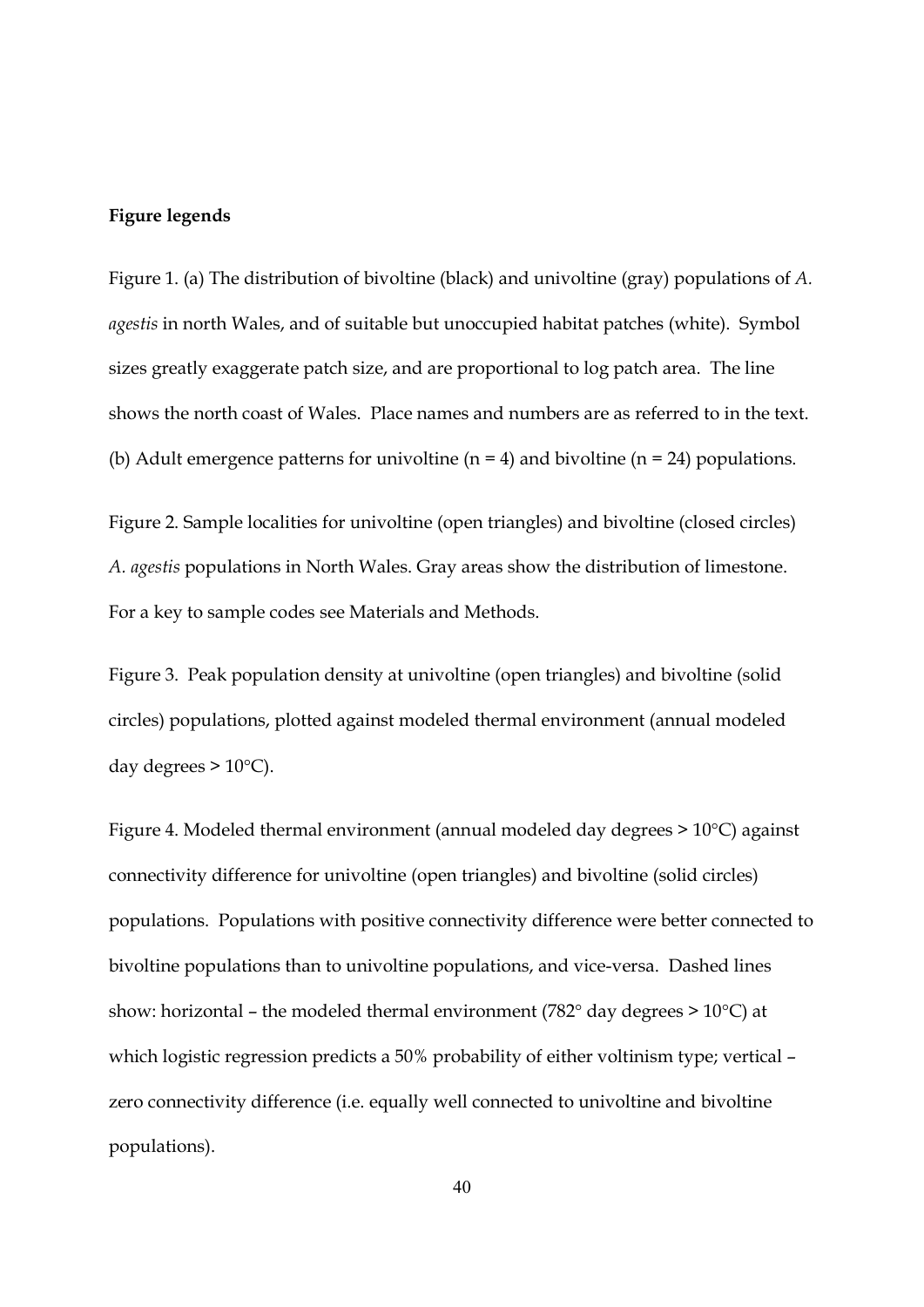**Figure legends**

Figure 1. (a) The distribution of bivoltine (black) and univoltine (gray) populations of *A. agestis* in north Wales, and of suitable but unoccupied habitat patches (white). Symbol sizes greatly exaggerate patch size, and are proportional to log patch area. The line shows the north coast of Wales. Place names and numbers are as referred to in the text. (b) Adult emergence patterns for univoltine ($n = 4$) and bivoltine ($n = 24$) populations.

Figure 2. Sample localities for univoltine (open triangles) and bivoltine (closed circles) *A. agestis* populations in North Wales. Gray areas show the distribution of limestone. For a key to sample codes see Materials and Methods.

Figure 3. Peak population density at univoltine (open triangles) and bivoltine (solid circles) populations, plotted against modeled thermal environment (annual modeled day degrees > 10°C).

Figure 4. Modeled thermal environment (annual modeled day degrees > 10°C) against connectivity difference for univoltine (open triangles) and bivoltine (solid circles) populations. Populations with positive connectivity difference were better connected to bivoltine populations than to univoltine populations, and vice-versa. Dashed lines show: horizontal – the modeled thermal environment (782° day degrees > 10°C) at which logistic regression predicts a 50% probability of either voltinism type; vertical – zero connectivity difference (i.e. equally well connected to univoltine and bivoltine populations).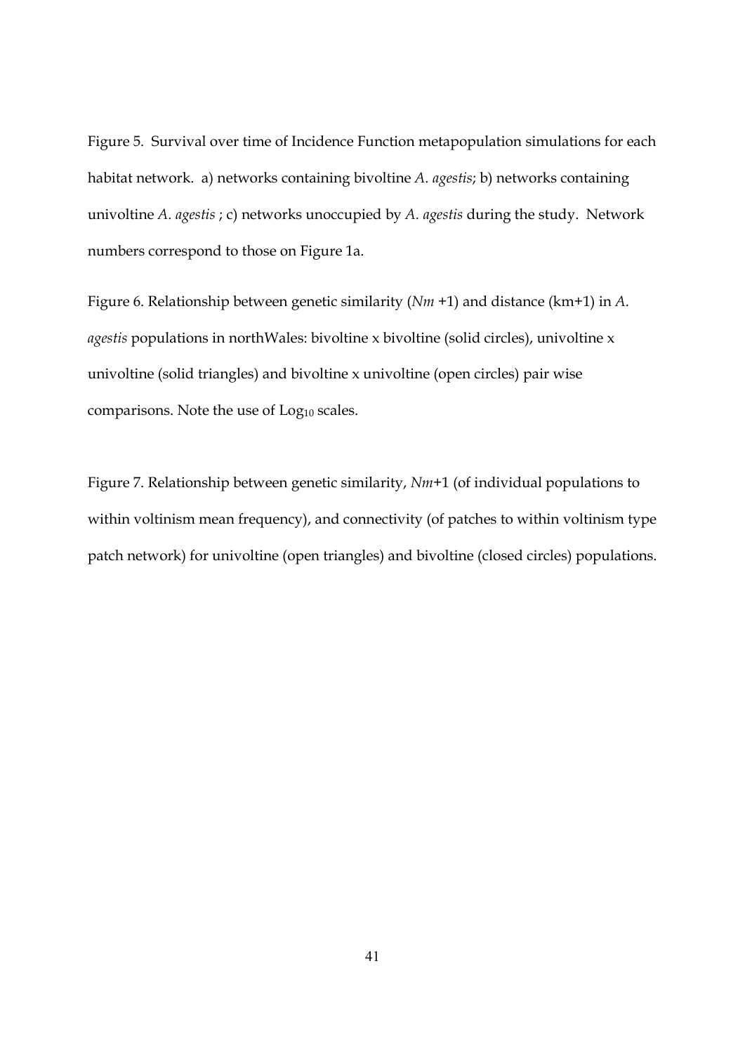Figure 5. Survival over time of Incidence Function metapopulation simulations for each habitat network. a) networks containing bivoltine *A. agestis*; b) networks containing univoltine *A. agestis* ; c) networks unoccupied by *A. agestis* during the study. Network numbers correspond to those on Figure 1a.

Figure 6. Relationship between genetic similarity (*Nm* +1) and distance (km+1) in *A. agestis* populations in northWales: bivoltine x bivoltine (solid circles), univoltine x univoltine (solid triangles) and bivoltine x univoltine (open circles) pair wise comparisons. Note the use of $Log_{10}$ scales.

Figure 7. Relationship between genetic similarity, *Nm*+1 (of individual populations to within voltinism mean frequency), and connectivity (of patches to within voltinism type patch network) for univoltine (open triangles) and bivoltine (closed circles) populations.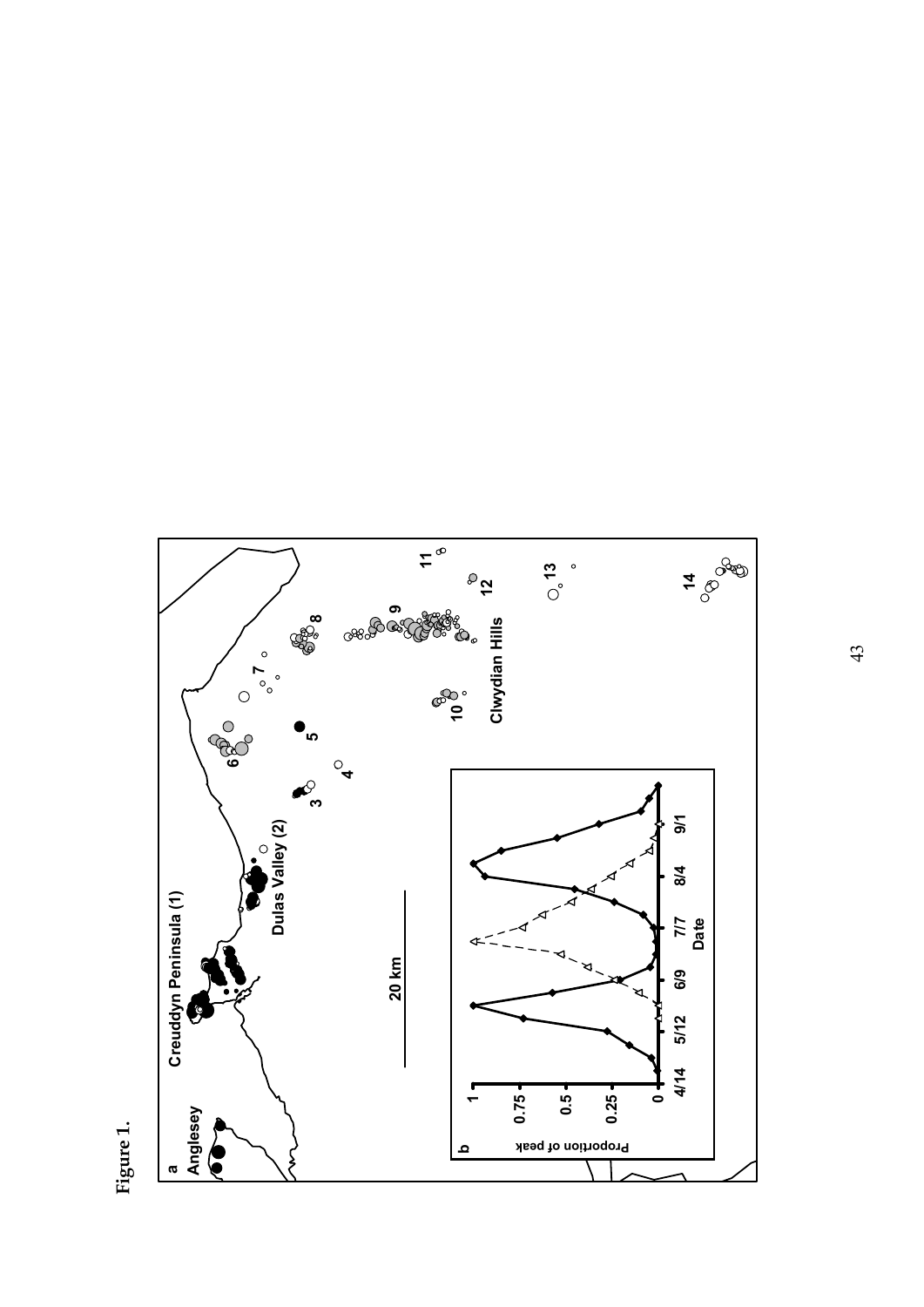**Figure 1.**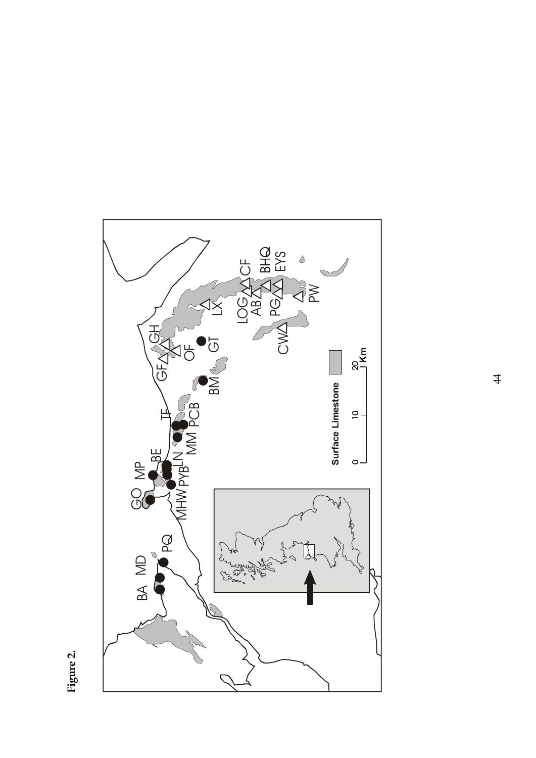**Figure 2.**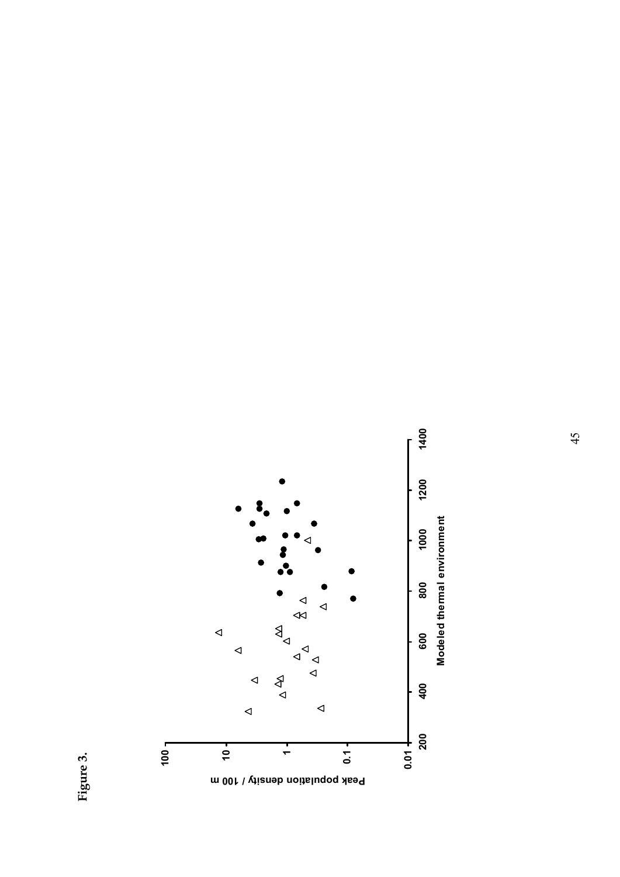**Figure 3.**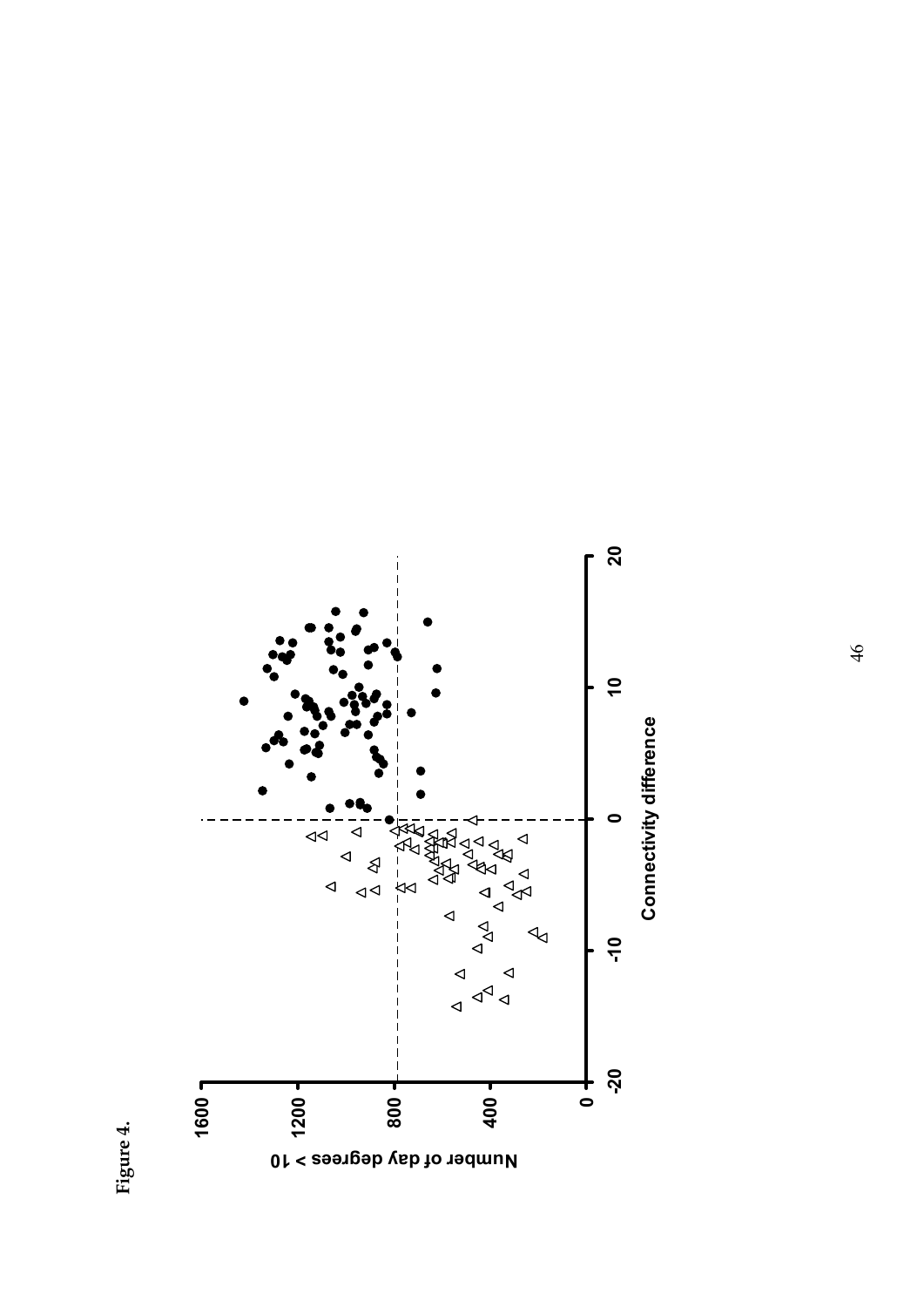Figure 4.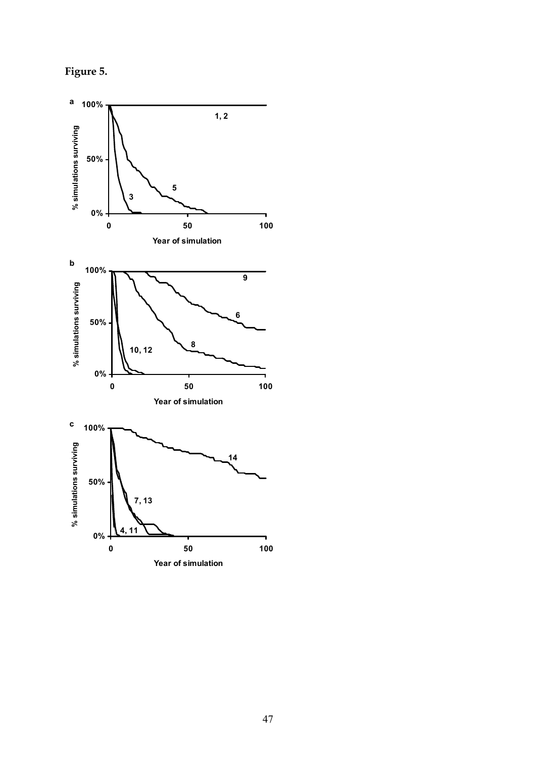**Figure 5.**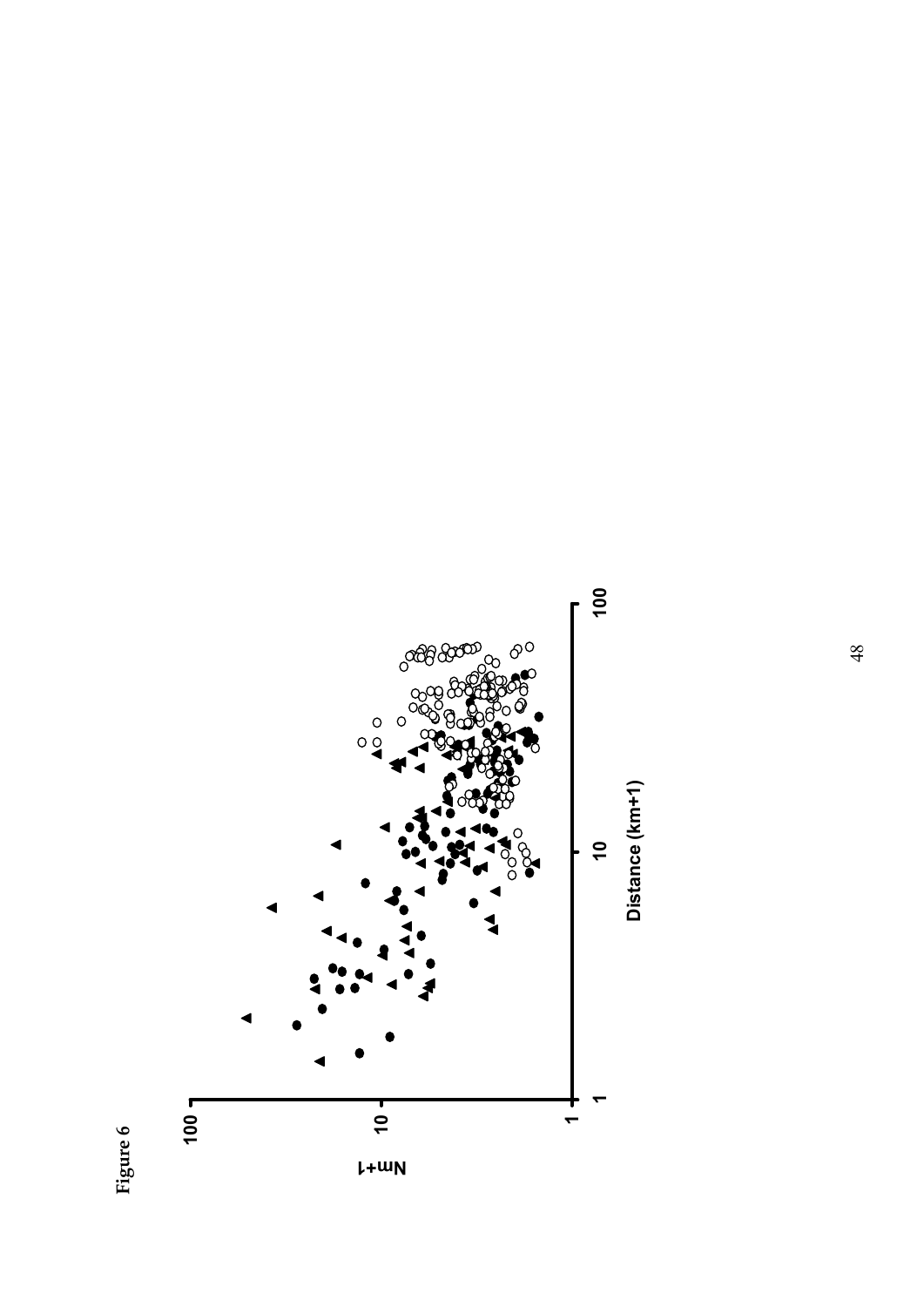Figure 6

Nm+1

Distance (km+1)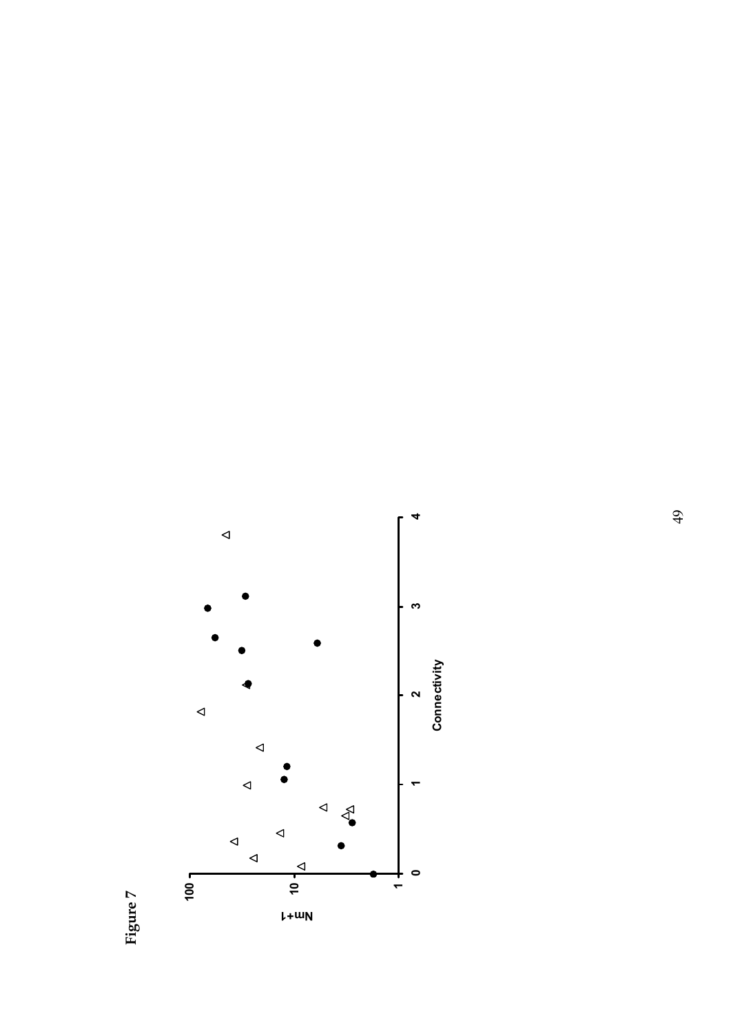**Figure 7**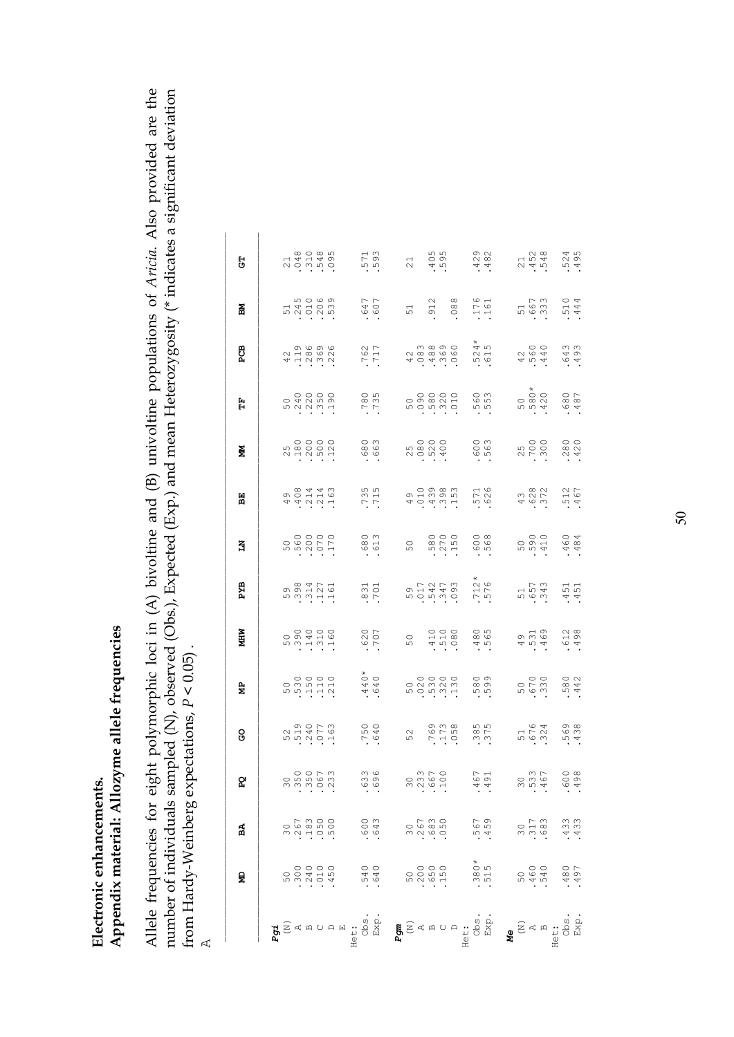**Electronic enhancements.**

**Appendix material: Allozyme allele frequencies**

Allele frequencies for eight polymorphic loci in (A) bivoltine and (B) univoltine populations of *Aricia*. Also provided are the number of individuals sampled (N), observed (Obs.), Expected (Exp.) and mean Heterozygosity (* indicates a significant deviation from Hardy-Weinberg expectations, $P < 0.05$).

A

| | MD | BA | PQ | GO | MP | MHW | PYB | LN | BE | MM | TF | PCB | BM | GT |
|---|---|---|---|---|---|---|---|---|---|---|---|---|---|---|
| ***Pgi*** | | | | | | | | | | | | | | |
| (N) | 50 | 30 | 30 | 52 | 50 | 50 | 59 | 50 | 49 | 25 | 50 | 42 | 51 | 21 |
| A | .300 | .267 | .350 | .519 | .530 | .390 | .398 | .560 | .408 | .180 | .240 | .119 | .245 | .048 |
| B | .240 | .183 | .350 | .240 | .150 | .140 | .314 | .200 | .214 | .200 | .220 | .286 | .010 | .310 |
| C | .010 | .050 | .067 | .077 | .110 | .310 | .127 | .070 | .214 | .500 | .350 | .369 | .206 | .548 |
| D | .450 | .500 | .233 | .163 | .210 | .160 | .161 | .170 | .163 | .120 | .190 | .226 | .539 | .095 |
| E | | | | | | | | | | | | | | |
| Het: | | | | | | | | | | | | | | |
| Obs. | .540 | .600 | .633 | .750 | .440* | .620 | .831 | .680 | .735 | .680 | .780 | .762 | .647 | .571 |
| Exp. | .640 | .643 | .696 | .640 | .640 | .707 | .701 | .613 | .715 | .663 | .735 | .717 | .607 | .593 |
| ***Pgm*** | | | | | | | | | | | | | | |
| (N) | 50 | 30 | 30 | 52 | 50 | 50 | 59 | 50 | 49 | 25 | 50 | 42 | 51 | 21 |
| A | .200 | .267 | .233 | | .020 | | .017 | | .010 | .080 | .090 | .083 | | |
| B | .650 | .683 | .667 | .769 | .530 | .410 | .542 | .580 | .439 | .520 | .580 | .488 | .912 | .405 |
| C | .150 | .050 | .100 | .173 | .320 | .510 | .347 | .270 | .398 | .400 | .320 | .369 | | .595 |
| D | | | | .058 | .130 | .080 | .093 | .150 | .153 | | .010 | .060 | .088 | |
| Het: | | | | | | | | | | | | | | |
| Obs. | .380* | .567 | .467 | .385 | .580 | .480 | .712* | .600 | .571 | .600 | .560 | .524* | .176 | .429 |
| Exp. | .515 | .459 | .491 | .375 | .599 | .565 | .576 | .568 | .626 | .563 | .553 | .615 | .161 | .482 |
| ***Me*** | | | | | | | | | | | | | | |
| (N) | 50 | 30 | 30 | 51 | 50 | 49 | 51 | 50 | 43 | 25 | 50 | 42 | 51 | 21 |
| A | .460 | .317 | .533 | .676 | .670 | .531 | .657 | .590 | .628 | .700 | .580* | .560 | .667 | .452 |
| B | .540 | .683 | .467 | .324 | .330 | .469 | .343 | .410 | .372 | .300 | .420 | .440 | .333 | .548 |
| Het: | | | | | | | | | | | | | | |
| Obs. | .480 | .433 | .600 | .569 | .580 | .612 | .451 | .460 | .512 | .280 | .680 | .643 | .510 | .524 |
| Exp. | .497 | .433 | .498 | .438 | .442 | .498 | .451 | .484 | .467 | .420 | .487 | .493 | .444 | .495 |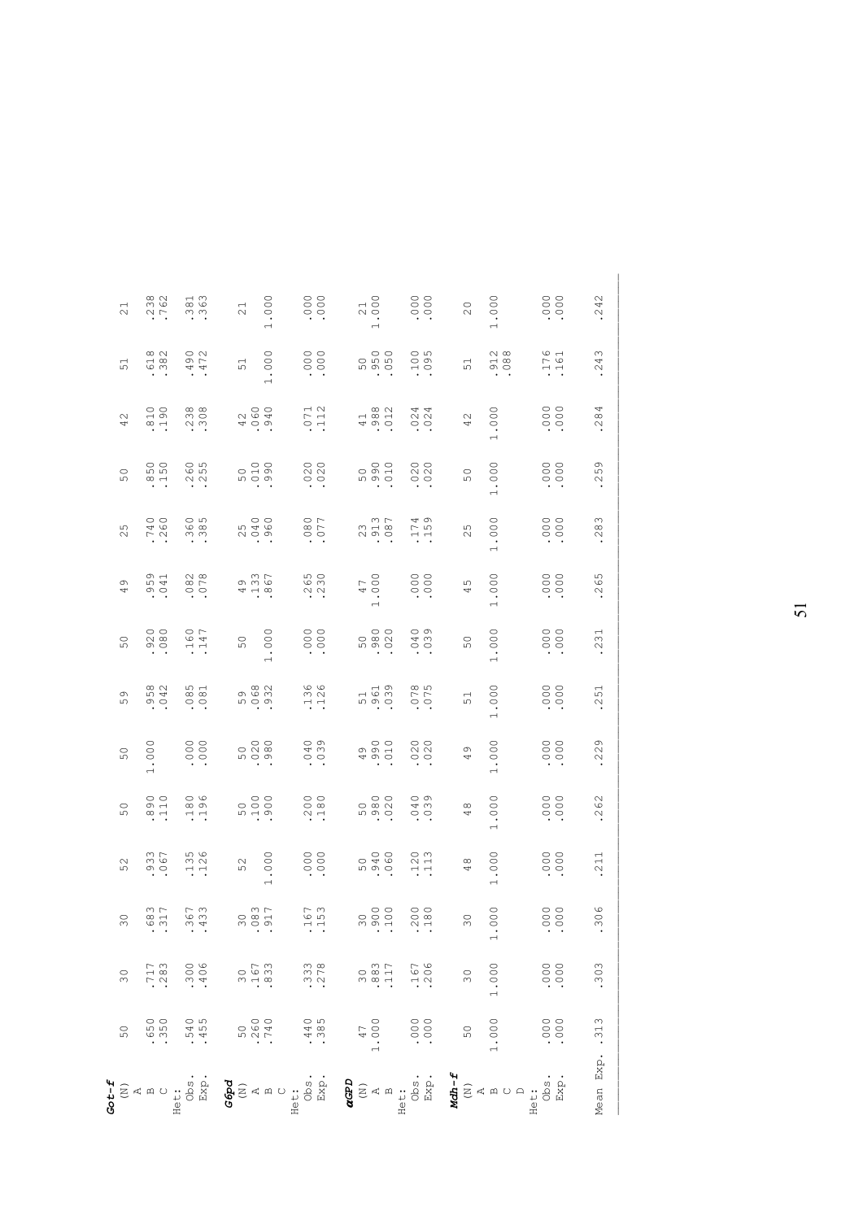| | | | | | | | | | | | | | | |
|---|---|---|---|---|---|---|---|---|---|---|---|---|---|---|
| ***Got-f*** | | | | | | | | | | | | | | |
| (N) | 50 | 30 | 30 | 52 | 50 | 50 | 59 | 50 | 49 | 25 | 50 | 42 | 51 | 21 |
| A | | | | | | | | | | | | | | |
| B | .650 | .717 | .683 | .933 | .890 | 1.000 | .958 | .920 | .959 | .740 | .850 | .810 | .618 | .238 |
| C | .350 | .283 | .317 | .067 | .110 | | .042 | .080 | .041 | .260 | .150 | .190 | .382 | .762 |
| Het: | | | | | | | | | | | | | | |
| Obs. | .540 | .300 | .367 | .135 | .180 | .000 | .085 | .160 | .082 | .360 | .260 | .238 | .490 | .381 |
| Exp. | .455 | .406 | .433 | .126 | .196 | .000 | .081 | .147 | .078 | .385 | .255 | .308 | .472 | .363 |
| ***G6pd*** | | | | | | | | | | | | | | |
| (N) | 50 | 30 | 30 | 52 | 50 | 50 | 59 | 50 | 49 | 25 | 50 | 42 | 51 | 21 |
| A | .260 | .167 | .083 | | .100 | .020 | .068 | | .133 | .040 | .010 | .060 | | |
| B | .740 | .833 | .917 | 1.000 | .900 | .980 | .932 | 1.000 | .867 | .960 | .990 | .940 | 1.000 | 1.000 |
| C | | | | | | | | | | | | | | |
| Het: | | | | | | | | | | | | | | |
| Obs. | .440 | .333 | .167 | .000 | .200 | .040 | .136 | .000 | .265 | .080 | .020 | .071 | .000 | .000 |
| Exp. | .385 | .278 | .153 | .000 | .180 | .039 | .126 | .000 | .230 | .077 | .020 | .112 | .000 | .000 |
| ***αGPD*** | | | | | | | | | | | | | | |
| (N) | 47 | 30 | 30 | 50 | 50 | 49 | 51 | 50 | 47 | 23 | 50 | 41 | 50 | 21 |
| A | 1.000 | .883 | .900 | .940 | .980 | .990 | .961 | .980 | 1.000 | .913 | .990 | .988 | .950 | 1.000 |
| B | | .117 | .100 | .060 | .020 | .010 | .039 | .020 | | .087 | .010 | .012 | .050 | |
| Het: | | | | | | | | | | | | | | |
| Obs. | .000 | .167 | .200 | .120 | .040 | .020 | .078 | .040 | .000 | .174 | .020 | .024 | .100 | .000 |
| Exp. | .000 | .206 | .180 | .113 | .039 | .020 | .075 | .039 | .000 | .159 | .020 | .024 | .095 | .000 |
| ***Mdh-f*** | | | | | | | | | | | | | | |
| (N) | 50 | 30 | 30 | 48 | 48 | 49 | 51 | 50 | 45 | 25 | 50 | 42 | 51 | 20 |
| A | | | | | | | | | | | | | | |
| B | 1.000 | 1.000 | 1.000 | 1.000 | 1.000 | 1.000 | 1.000 | 1.000 | 1.000 | 1.000 | 1.000 | 1.000 | .912 | 1.000 |
| C | | | | | | | | | | | | | .088 | |
| D | | | | | | | | | | | | | | |
| Het: | | | | | | | | | | | | | | |
| Obs. | .000 | .000 | .000 | .000 | .000 | .000 | .000 | .000 | .000 | .000 | .000 | .000 | .176 | .000 |
| Exp. | .000 | .000 | .000 | .000 | .000 | .000 | .000 | .000 | .000 | .000 | .000 | .000 | .161 | .000 |
| Mean Exp. | .313 | .303 | .306 | .211 | .262 | .229 | .251 | .231 | .265 | .283 | .259 | .284 | .243 | .242 |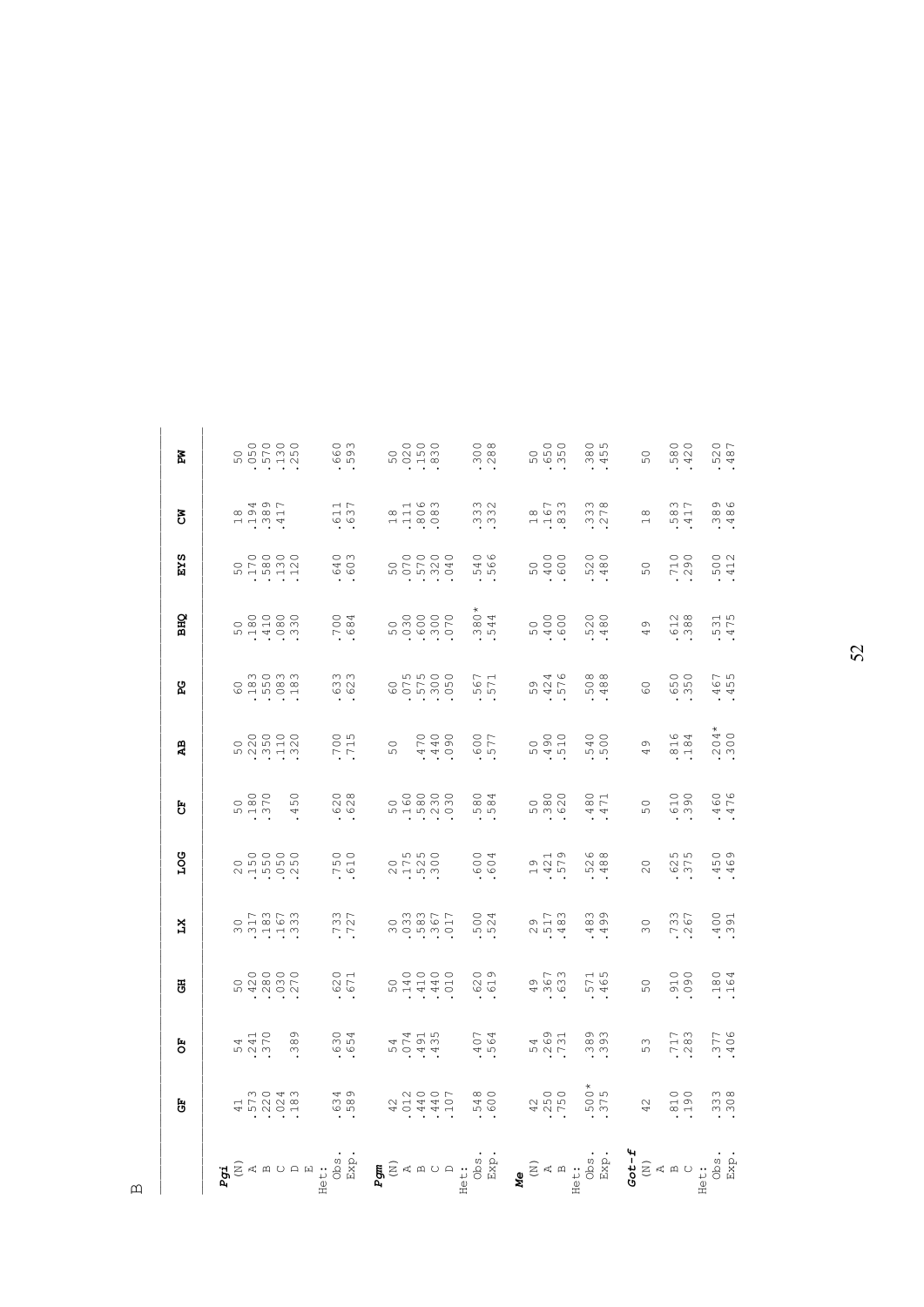B

| | GF | OF | GH | LX | LOG | CF | AB | PG | BHQ | EYS | CW | PW |
|---|---|---|---|---|---|---|---|---|---|---|---|---|
| ***Pgi*** | | | | | | | | | | | | |
| (N) | 41 | 54 | 50 | 30 | 20 | 50 | 50 | 60 | 50 | 50 | 18 | 50 |
| A | .573 | .241 | .420 | .317 | .150 | .180 | .220 | .183 | .180 | .170 | .194 | .050 |
| B | .220 | .370 | .280 | .183 | .550 | .370 | .350 | .550 | .410 | .580 | .389 | .570 |
| C | .024 | | .030 | .167 | .050 | | .110 | .083 | .080 | .130 | .417 | .130 |
| D | .183 | .389 | .270 | .333 | .250 | .450 | .320 | .183 | .330 | .120 | | .250 |
| E | | | | | | | | | | | | |
| Het: | | | | | | | | | | | | |
| Obs. | .634 | .630 | .620 | .733 | .750 | .620 | .700 | .633 | .700 | .640 | .611 | .660 |
| Exp. | .589 | .654 | .671 | .727 | .610 | .628 | .715 | .623 | .684 | .603 | .637 | .593 |
| ***Pgm*** | | | | | | | | | | | | |
| (N) | 42 | 54 | 50 | 30 | 20 | 50 | 50 | 60 | 50 | 50 | 18 | 50 |
| A | .012 | .074 | .140 | .033 | .175 | .160 | | .075 | .030 | .070 | .111 | .020 |
| B | .440 | .491 | .410 | .583 | .525 | .580 | .470 | .575 | .600 | .570 | .806 | .150 |
| C | .440 | .435 | .440 | .367 | .300 | .230 | .440 | .300 | .300 | .320 | .083 | .830 |
| D | .107 | | .010 | .017 | | .030 | .090 | .050 | .070 | .040 | | |
| Het: | | | | | | | | | | | | |
| Obs. | .548 | .407 | .620 | .500 | .600 | .580 | .600 | .567 | .380* | .540 | .333 | .300 |
| Exp. | .600 | .564 | .619 | .524 | .604 | .584 | .577 | .571 | .544 | .566 | .332 | .288 |
| ***Me*** | | | | | | | | | | | | |
| (N) | 42 | 54 | 49 | 29 | 19 | 50 | 50 | 59 | 50 | 50 | 18 | 50 |
| A | .250 | .269 | .367 | .517 | .421 | .380 | .490 | .424 | .400 | .400 | .167 | .650 |
| B | .750 | .731 | .633 | .483 | .579 | .620 | .510 | .576 | .600 | .600 | .833 | .350 |
| Het: | | | | | | | | | | | | |
| Obs. | .500* | .389 | .571 | .483 | .526 | .480 | .540 | .508 | .520 | .520 | .333 | .380 |
| Exp. | .375 | .393 | .465 | .499 | .488 | .471 | .500 | .488 | .480 | .480 | .278 | .455 |
| ***Got-f*** | | | | | | | | | | | | |
| (N) | 42 | 53 | 50 | 30 | 20 | 50 | 49 | 60 | 49 | 50 | 18 | 50 |
| A | | | | | | | | | | | | |
| B | .810 | .717 | .910 | .733 | .625 | .610 | .816 | .650 | .612 | .710 | .583 | .580 |
| C | .190 | .283 | .090 | .267 | .375 | .390 | .184 | .350 | .388 | .290 | .417 | .420 |
| Het: | | | | | | | | | | | | |
| Obs. | .333 | .377 | .180 | .400 | .450 | .460 | .204* | .467 | .531 | .500 | .389 | .520 |
| Exp. | .308 | .406 | .164 | .391 | .469 | .476 | .300 | .455 | .475 | .412 | .486 | .487 |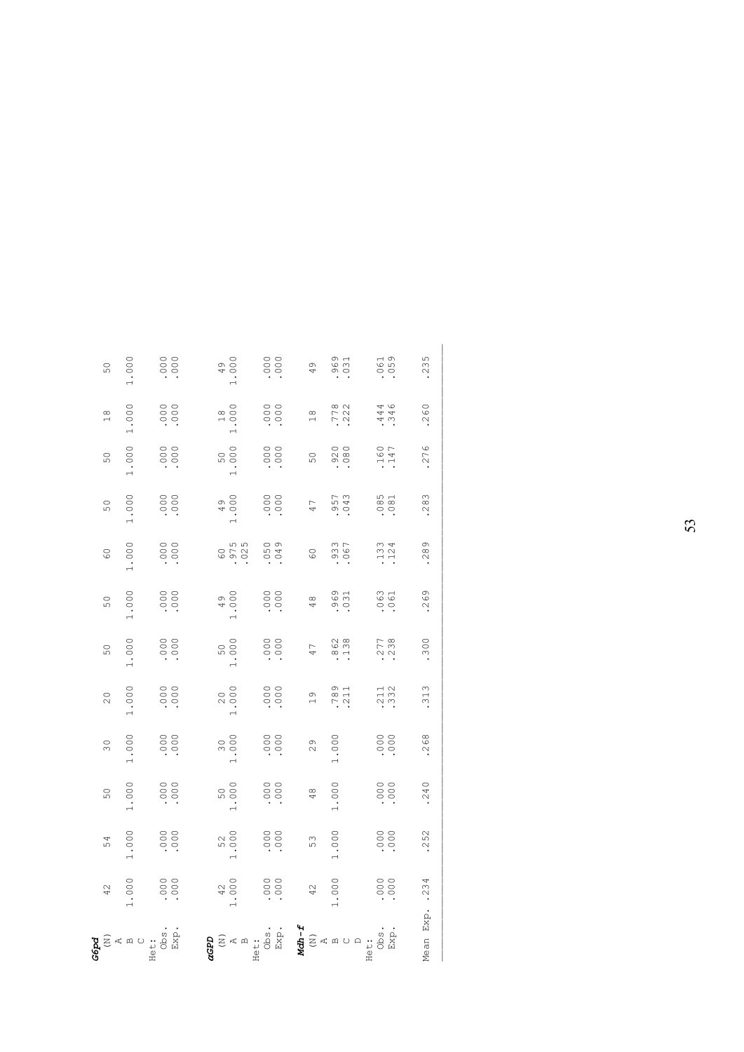| | | | | | | | | | | | | |
|---|---|---|---|---|---|---|---|---|---|---|---|---|
| ***G6pd*** | | | | | | | | | | | | |
| (N) | 42 | 54 | 50 | 30 | 20 | 50 | 50 | 60 | 50 | 50 | 18 | 50 |
| A | | | | | | | | | | | | |
| B | 1.000 | 1.000 | 1.000 | 1.000 | 1.000 | 1.000 | 1.000 | 1.000 | 1.000 | 1.000 | 1.000 | 1.000 |
| C | | | | | | | | | | | | |
| Het: | | | | | | | | | | | | |
| Obs. | .000 | .000 | .000 | .000 | .000 | .000 | .000 | .000 | .000 | .000 | .000 | .000 |
| Exp. | .000 | .000 | .000 | .000 | .000 | .000 | .000 | .000 | .000 | .000 | .000 | .000 |
| ***αGPD*** | | | | | | | | | | | | |
| (N) | 42 | 52 | 50 | 30 | 20 | 50 | 49 | 60 | 49 | 50 | 18 | 49 |
| A | 1.000 | 1.000 | 1.000 | 1.000 | 1.000 | 1.000 | 1.000 | .975 | 1.000 | 1.000 | 1.000 | 1.000 |
| B | | | | | | | | .025 | | | | |
| Het: | | | | | | | | | | | | |
| Obs. | .000 | .000 | .000 | .000 | .000 | .000 | .000 | .050 | .000 | .000 | .000 | .000 |
| Exp. | .000 | .000 | .000 | .000 | .000 | .000 | .000 | .049 | .000 | .000 | .000 | .000 |
| ***Mdh-f*** | | | | | | | | | | | | |
| (N) | 42 | 53 | 48 | 29 | 19 | 47 | 48 | 60 | 47 | 50 | 18 | 49 |
| A | | | | | | | | | | | | |
| B | 1.000 | 1.000 | 1.000 | 1.000 | .789 | .862 | .969 | .933 | .957 | .920 | .778 | .969 |
| C | | | | | .211 | .138 | .031 | .067 | .043 | .080 | .222 | .031 |
| D | | | | | | | | | | | | |
| Het: | | | | | | | | | | | | |
| Obs. | .000 | .000 | .000 | .000 | .211 | .277 | .063 | .133 | .085 | .160 | .444 | .061 |
| Exp. | .000 | .000 | .000 | .000 | .332 | .238 | .061 | .124 | .081 | .147 | .346 | .059 |
| Mean Exp. | .234 | .252 | .240 | .268 | .313 | .300 | .269 | .289 | .283 | .276 | .260 | .235 |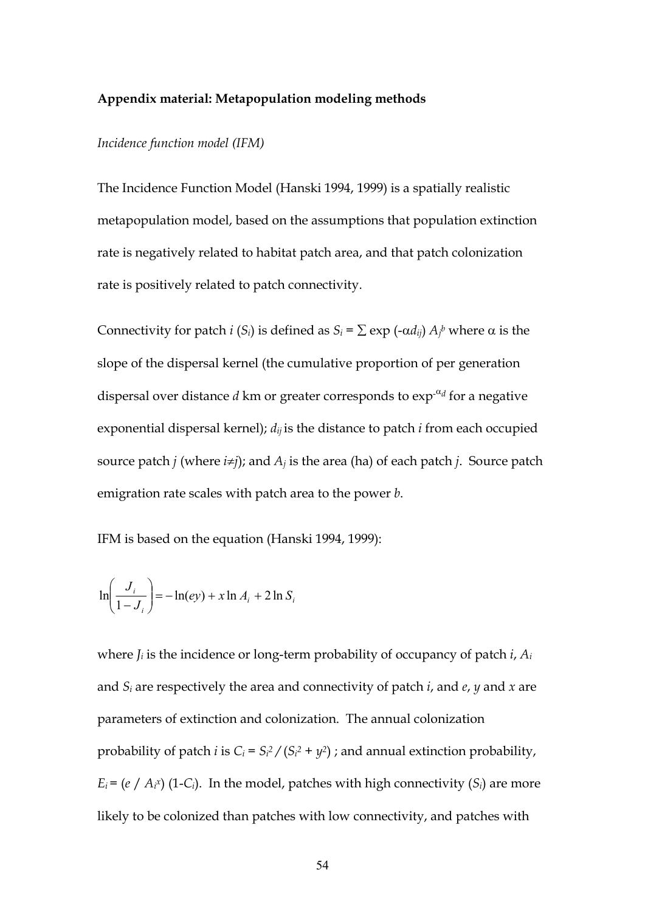**Appendix material: Metapopulation modeling methods**

*Incidence function model (IFM)*

The Incidence Function Model (Hanski 1994, 1999) is a spatially realistic metapopulation model, based on the assumptions that population extinction rate is negatively related to habitat patch area, and that patch colonization rate is positively related to patch connectivity.

Connectivity for patch $i$ ($S_i$) is defined as $S_i = \sum \exp(-\alpha d_{ij}) A_j^b$ where $\alpha$ is the slope of the dispersal kernel (the cumulative proportion of per generation dispersal over distance $d$ km or greater corresponds to $\exp^{-\alpha d}$ for a negative exponential dispersal kernel); $d_{ij}$ is the distance to patch $i$ from each occupied source patch $j$ (where $i \neq j$); and $A_j$ is the area (ha) of each patch $j$. Source patch emigration rate scales with patch area to the power $b$.

IFM is based on the equation (Hanski 1994, 1999):

$$\ln\left(\frac{J_i}{1-J_i}\right) = -\ln(ey) + x \ln A_i + 2 \ln S_i$$

where $J_i$ is the incidence or long-term probability of occupancy of patch $i$, $A_i$ and $S_i$ are respectively the area and connectivity of patch $i$, and $e$, $y$ and $x$ are parameters of extinction and colonization. The annual colonization probability of patch $i$ is $C_i = S_i^2 / (S_i^2 + y^2)$ ; and annual extinction probability, $E_i = (e / A_i^x)(1-C_i)$. In the model, patches with high connectivity ($S_i$) are more likely to be colonized than patches with low connectivity, and patches with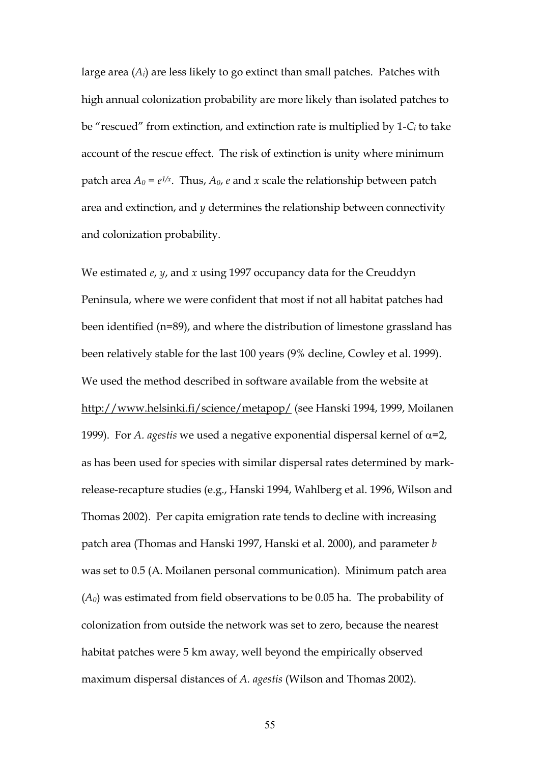large area ($A_i$) are less likely to go extinct than small patches. Patches with high annual colonization probability are more likely than isolated patches to be "rescued" from extinction, and extinction rate is multiplied by $1\text{-}C_i$ to take account of the rescue effect. The risk of extinction is unity where minimum patch area $A_0 = e^{1/x}$. Thus, $A_0$, $e$ and $x$ scale the relationship between patch area and extinction, and $y$ determines the relationship between connectivity and colonization probability.

We estimated $e$, $y$, and $x$ using 1997 occupancy data for the Creuddyn Peninsula, where we were confident that most if not all habitat patches had been identified (n=89), and where the distribution of limestone grassland has been relatively stable for the last 100 years (9% decline, Cowley et al. 1999). We used the method described in software available from the website at http://www.helsinki.fi/science/metapop/ (see Hanski 1994, 1999, Moilanen 1999). For *A. agestis* we used a negative exponential dispersal kernel of $\alpha$=2, as has been used for species with similar dispersal rates determined by mark-release-recapture studies (e.g., Hanski 1994, Wahlberg et al. 1996, Wilson and Thomas 2002). Per capita emigration rate tends to decline with increasing patch area (Thomas and Hanski 1997, Hanski et al. 2000), and parameter $b$ was set to 0.5 (A. Moilanen personal communication). Minimum patch area ($A_0$) was estimated from field observations to be 0.05 ha. The probability of colonization from outside the network was set to zero, because the nearest habitat patches were 5 km away, well beyond the empirically observed maximum dispersal distances of *A. agestis* (Wilson and Thomas 2002).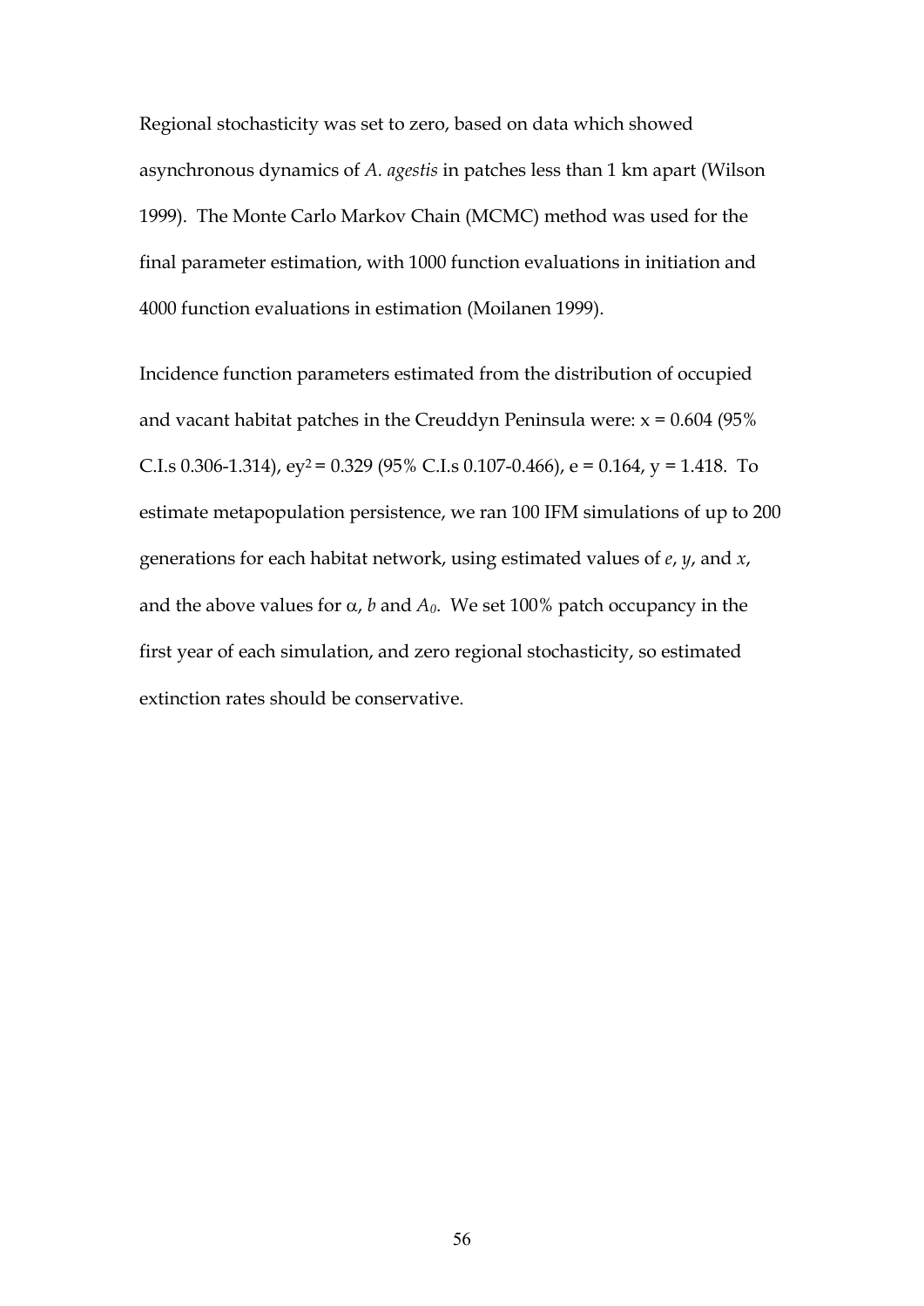Regional stochasticity was set to zero, based on data which showed asynchronous dynamics of *A. agestis* in patches less than 1 km apart (Wilson 1999). The Monte Carlo Markov Chain (MCMC) method was used for the final parameter estimation, with 1000 function evaluations in initiation and 4000 function evaluations in estimation (Moilanen 1999).

Incidence function parameters estimated from the distribution of occupied and vacant habitat patches in the Creuddyn Peninsula were: $x = 0.604$ (95% C.I.s 0.306-1.314), $ey^2 = 0.329$ (95% C.I.s 0.107-0.466), $e = 0.164$, $y = 1.418$. To estimate metapopulation persistence, we ran 100 IFM simulations of up to 200 generations for each habitat network, using estimated values of $e$, $y$, and $x$, and the above values for $\alpha$, $b$ and $A_0$. We set 100% patch occupancy in the first year of each simulation, and zero regional stochasticity, so estimated extinction rates should be conservative.